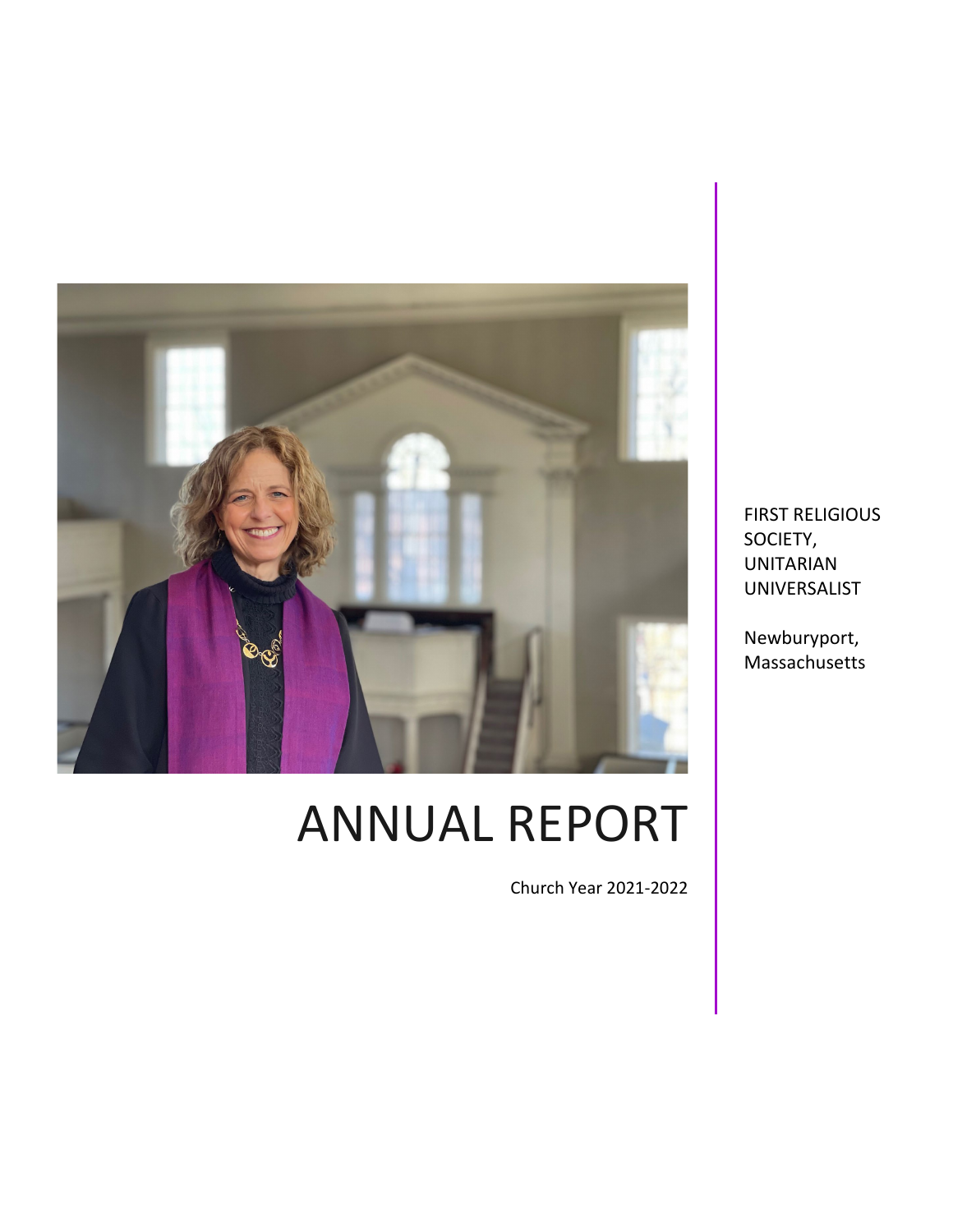FIRST RELIGIOUS SOCIETY, UNITARIAN UNIVERSALIST

Newburyport, Massachusetts

# ANNUAL REPORT

Church Year 2021-2022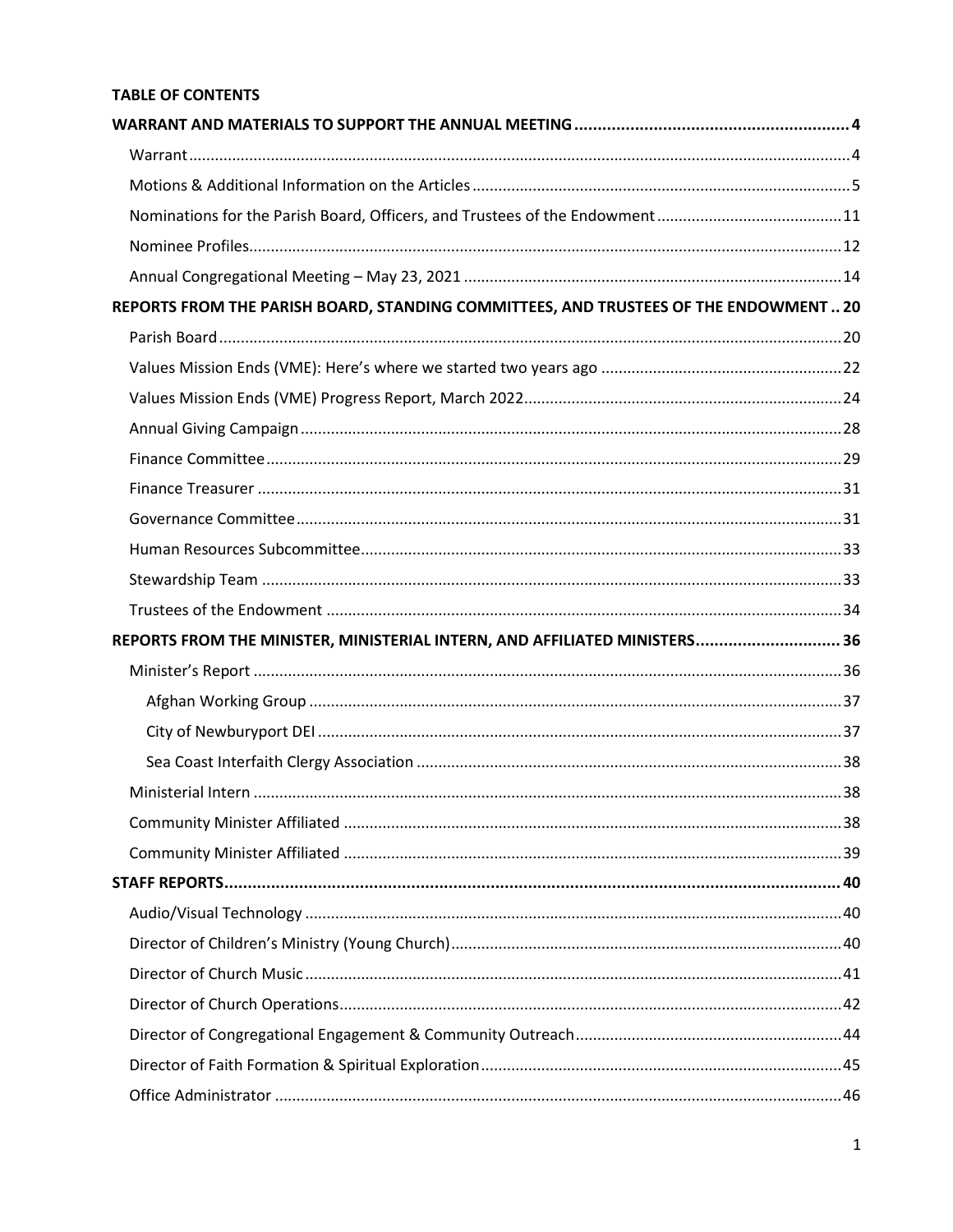**TABLE OF CONTENTS**

**WARRANT AND MATERIALS TO SUPPORT THE ANNUAL MEETING** .......... 4

- Warrant .......... 4
- Motions & Additional Information on the Articles .......... 5
- Nominations for the Parish Board, Officers, and Trustees of the Endowment .......... 11
- Nominee Profiles .......... 12
- Annual Congregational Meeting – May 23, 2021 .......... 14

**REPORTS FROM THE PARISH BOARD, STANDING COMMITTEES, AND TRUSTEES OF THE ENDOWMENT** .......... 20

- Parish Board .......... 20
- Values Mission Ends (VME): Here's where we started two years ago .......... 22
- Values Mission Ends (VME) Progress Report, March 2022 .......... 24
- Annual Giving Campaign .......... 28
- Finance Committee .......... 29
- Finance Treasurer .......... 31
- Governance Committee .......... 31
- Human Resources Subcommittee .......... 33
- Stewardship Team .......... 33
- Trustees of the Endowment .......... 34

**REPORTS FROM THE MINISTER, MINISTERIAL INTERN, AND AFFILIATED MINISTERS** .......... 36

- Minister's Report .......... 36
  - Afghan Working Group .......... 37
  - City of Newburyport DEI .......... 37
  - Sea Coast Interfaith Clergy Association .......... 38
- Ministerial Intern .......... 38
- Community Minister Affiliated .......... 38
- Community Minister Affiliated .......... 39

**STAFF REPORTS** .......... 40

- Audio/Visual Technology .......... 40
- Director of Children's Ministry (Young Church) .......... 40
- Director of Church Music .......... 41
- Director of Church Operations .......... 42
- Director of Congregational Engagement & Community Outreach .......... 44
- Director of Faith Formation & Spiritual Exploration .......... 45
- Office Administrator .......... 46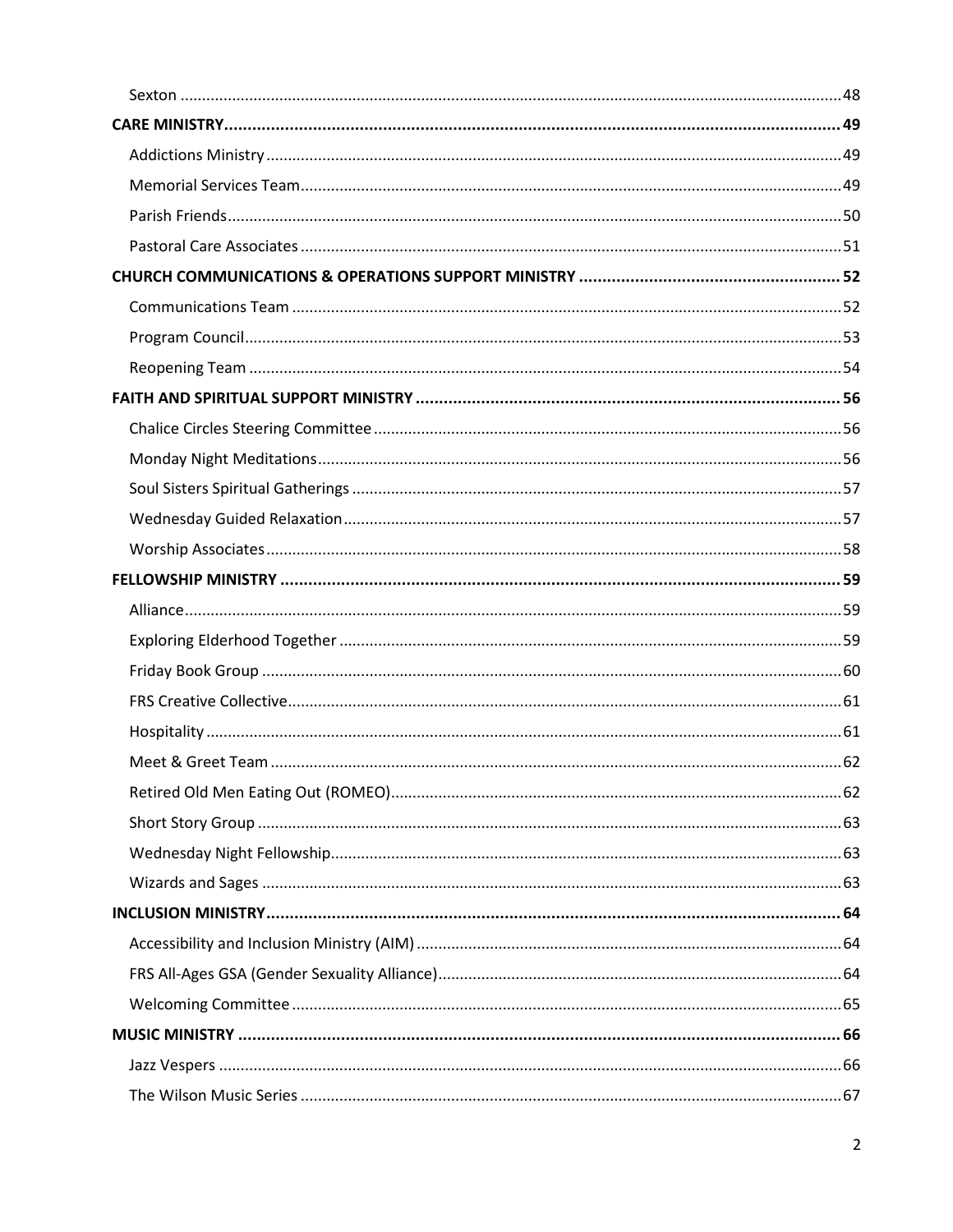Sexton ..... 48

**CARE MINISTRY ..... 49**

Addictions Ministry ..... 49

Memorial Services Team ..... 49

Parish Friends ..... 50

Pastoral Care Associates ..... 51

**CHURCH COMMUNICATIONS & OPERATIONS SUPPORT MINISTRY ..... 52**

Communications Team ..... 52

Program Council ..... 53

Reopening Team ..... 54

**FAITH AND SPIRITUAL SUPPORT MINISTRY ..... 56**

Chalice Circles Steering Committee ..... 56

Monday Night Meditations ..... 56

Soul Sisters Spiritual Gatherings ..... 57

Wednesday Guided Relaxation ..... 57

Worship Associates ..... 58

**FELLOWSHIP MINISTRY ..... 59**

Alliance ..... 59

Exploring Elderhood Together ..... 59

Friday Book Group ..... 60

FRS Creative Collective ..... 61

Hospitality ..... 61

Meet & Greet Team ..... 62

Retired Old Men Eating Out (ROMEO) ..... 62

Short Story Group ..... 63

Wednesday Night Fellowship ..... 63

Wizards and Sages ..... 63

**INCLUSION MINISTRY ..... 64**

Accessibility and Inclusion Ministry (AIM) ..... 64

FRS All-Ages GSA (Gender Sexuality Alliance) ..... 64

Welcoming Committee ..... 65

**MUSIC MINISTRY ..... 66**

Jazz Vespers ..... 66

The Wilson Music Series ..... 67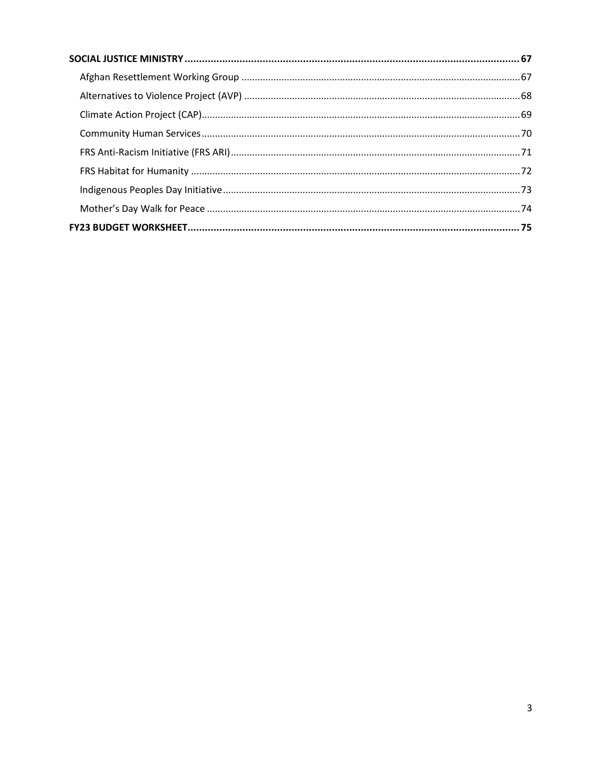**SOCIAL JUSTICE MINISTRY** .......... **67**

- Afghan Resettlement Working Group .......... 67
- Alternatives to Violence Project (AVP) .......... 68
- Climate Action Project (CAP) .......... 69
- Community Human Services .......... 70
- FRS Anti-Racism Initiative (FRS ARI) .......... 71
- FRS Habitat for Humanity .......... 72
- Indigenous Peoples Day Initiative .......... 73
- Mother's Day Walk for Peace .......... 74

**FY23 BUDGET WORKSHEET** .......... **75**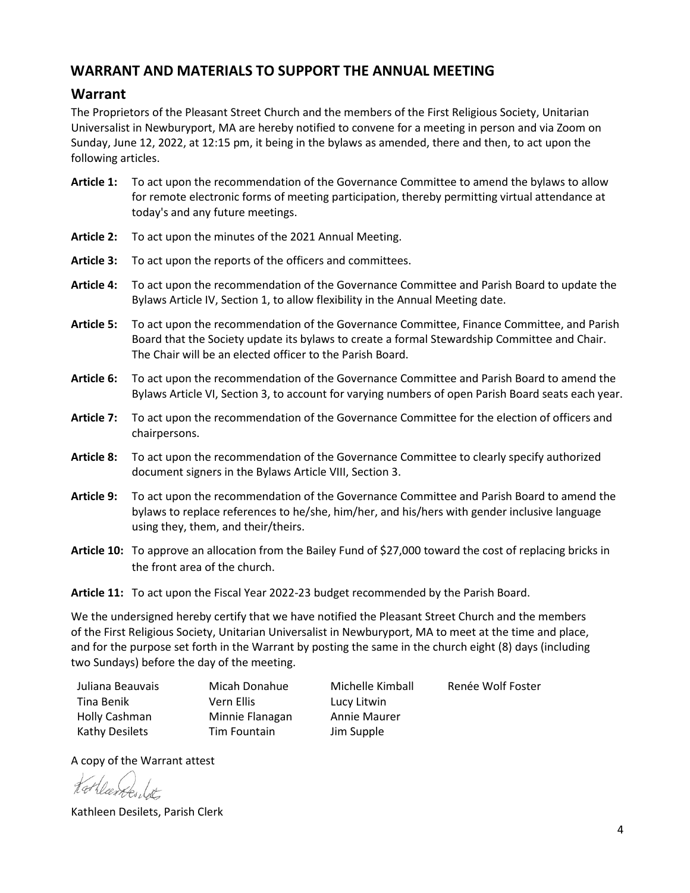## WARRANT AND MATERIALS TO SUPPORT THE ANNUAL MEETING

### Warrant

The Proprietors of the Pleasant Street Church and the members of the First Religious Society, Unitarian Universalist in Newburyport, MA are hereby notified to convene for a meeting in person and via Zoom on Sunday, June 12, 2022, at 12:15 pm, it being in the bylaws as amended, there and then, to act upon the following articles.

**Article 1:** To act upon the recommendation of the Governance Committee to amend the bylaws to allow for remote electronic forms of meeting participation, thereby permitting virtual attendance at today's and any future meetings.

**Article 2:** To act upon the minutes of the 2021 Annual Meeting.

**Article 3:** To act upon the reports of the officers and committees.

**Article 4:** To act upon the recommendation of the Governance Committee and Parish Board to update the Bylaws Article IV, Section 1, to allow flexibility in the Annual Meeting date.

**Article 5:** To act upon the recommendation of the Governance Committee, Finance Committee, and Parish Board that the Society update its bylaws to create a formal Stewardship Committee and Chair. The Chair will be an elected officer to the Parish Board.

**Article 6:** To act upon the recommendation of the Governance Committee and Parish Board to amend the Bylaws Article VI, Section 3, to account for varying numbers of open Parish Board seats each year.

**Article 7:** To act upon the recommendation of the Governance Committee for the election of officers and chairpersons.

**Article 8:** To act upon the recommendation of the Governance Committee to clearly specify authorized document signers in the Bylaws Article VIII, Section 3.

**Article 9:** To act upon the recommendation of the Governance Committee and Parish Board to amend the bylaws to replace references to he/she, him/her, and his/hers with gender inclusive language using they, them, and their/theirs.

**Article 10:** To approve an allocation from the Bailey Fund of $27,000 toward the cost of replacing bricks in the front area of the church.

**Article 11:** To act upon the Fiscal Year 2022-23 budget recommended by the Parish Board.

We the undersigned hereby certify that we have notified the Pleasant Street Church and the members of the First Religious Society, Unitarian Universalist in Newburyport, MA to meet at the time and place, and for the purpose set forth in the Warrant by posting the same in the church eight (8) days (including two Sundays) before the day of the meeting.

Juliana Beauvais
Tina Benik
Holly Cashman
Kathy Desilets
Micah Donahue
Vern Ellis
Minnie Flanagan
Tim Fountain
Michelle Kimball
Lucy Litwin
Annie Maurer
Jim Supple
Renée Wolf Foster

A copy of the Warrant attest

Kathleen Desilets, Parish Clerk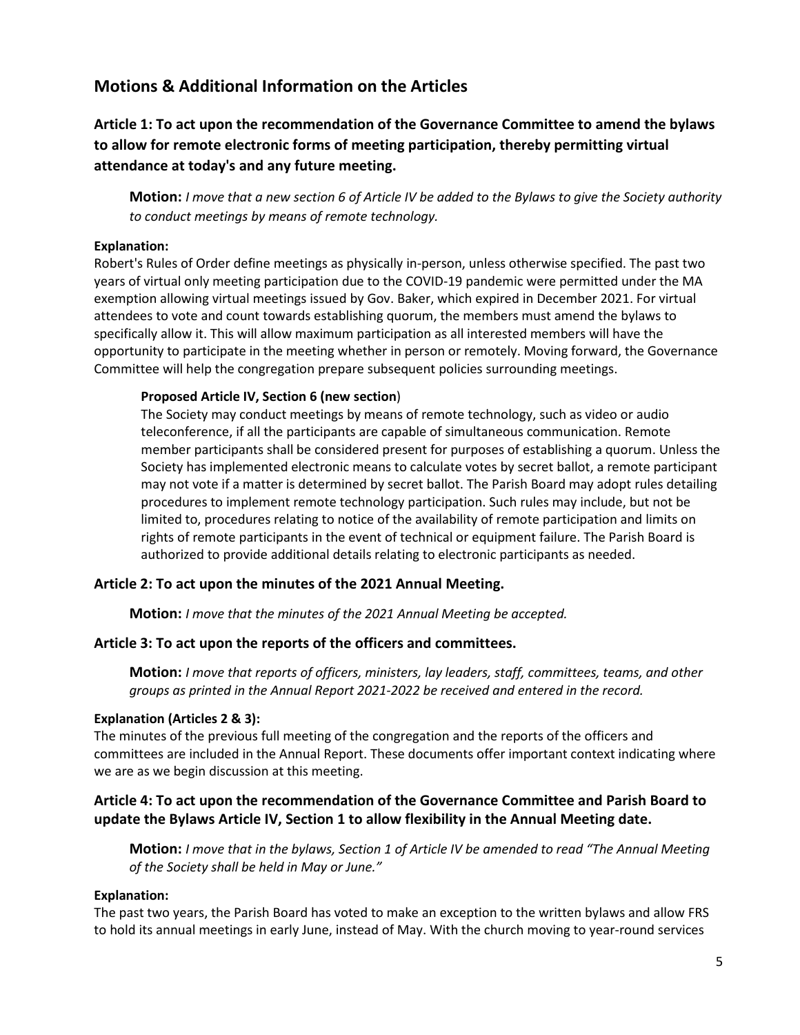## Motions & Additional Information on the Articles

### Article 1: To act upon the recommendation of the Governance Committee to amend the bylaws to allow for remote electronic forms of meeting participation, thereby permitting virtual attendance at today's and any future meeting.

> **Motion:** *I move that a new section 6 of Article IV be added to the Bylaws to give the Society authority to conduct meetings by means of remote technology.*

**Explanation:**
Robert's Rules of Order define meetings as physically in-person, unless otherwise specified. The past two years of virtual only meeting participation due to the COVID-19 pandemic were permitted under the MA exemption allowing virtual meetings issued by Gov. Baker, which expired in December 2021. For virtual attendees to vote and count towards establishing quorum, the members must amend the bylaws to specifically allow it. This will allow maximum participation as all interested members will have the opportunity to participate in the meeting whether in person or remotely. Moving forward, the Governance Committee will help the congregation prepare subsequent policies surrounding meetings.

> **Proposed Article IV, Section 6 (new section**)
>
> The Society may conduct meetings by means of remote technology, such as video or audio teleconference, if all the participants are capable of simultaneous communication. Remote member participants shall be considered present for purposes of establishing a quorum. Unless the Society has implemented electronic means to calculate votes by secret ballot, a remote participant may not vote if a matter is determined by secret ballot. The Parish Board may adopt rules detailing procedures to implement remote technology participation. Such rules may include, but not be limited to, procedures relating to notice of the availability of remote participation and limits on rights of remote participants in the event of technical or equipment failure. The Parish Board is authorized to provide additional details relating to electronic participants as needed.

### Article 2: To act upon the minutes of the 2021 Annual Meeting.

> **Motion:** *I move that the minutes of the 2021 Annual Meeting be accepted.*

### Article 3: To act upon the reports of the officers and committees.

> **Motion:** *I move that reports of officers, ministers, lay leaders, staff, committees, teams, and other groups as printed in the Annual Report 2021-2022 be received and entered in the record.*

**Explanation (Articles 2 & 3):**
The minutes of the previous full meeting of the congregation and the reports of the officers and committees are included in the Annual Report. These documents offer important context indicating where we are as we begin discussion at this meeting.

### Article 4: To act upon the recommendation of the Governance Committee and Parish Board to update the Bylaws Article IV, Section 1 to allow flexibility in the Annual Meeting date.

> **Motion:** *I move that in the bylaws, Section 1 of Article IV be amended to read "The Annual Meeting of the Society shall be held in May or June."*

**Explanation:**
The past two years, the Parish Board has voted to make an exception to the written bylaws and allow FRS to hold its annual meetings in early June, instead of May. With the church moving to year-round services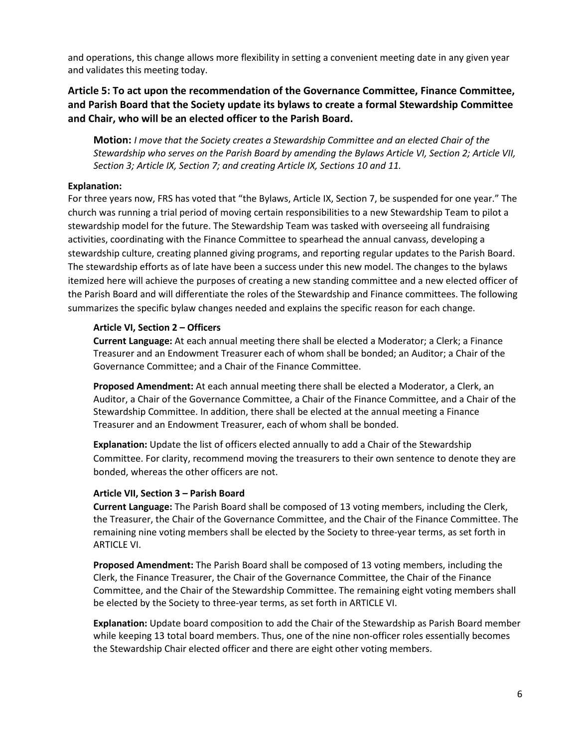and operations, this change allows more flexibility in setting a convenient meeting date in any given year and validates this meeting today.

### Article 5: To act upon the recommendation of the Governance Committee, Finance Committee, and Parish Board that the Society update its bylaws to create a formal Stewardship Committee and Chair, who will be an elected officer to the Parish Board.

**Motion:** *I move that the Society creates a Stewardship Committee and an elected Chair of the Stewardship who serves on the Parish Board by amending the Bylaws Article VI, Section 2; Article VII, Section 3; Article IX, Section 7; and creating Article IX, Sections 10 and 11.*

**Explanation:**
For three years now, FRS has voted that "the Bylaws, Article IX, Section 7, be suspended for one year." The church was running a trial period of moving certain responsibilities to a new Stewardship Team to pilot a stewardship model for the future. The Stewardship Team was tasked with overseeing all fundraising activities, coordinating with the Finance Committee to spearhead the annual canvass, developing a stewardship culture, creating planned giving programs, and reporting regular updates to the Parish Board. The stewardship efforts as of late have been a success under this new model. The changes to the bylaws itemized here will achieve the purposes of creating a new standing committee and a new elected officer of the Parish Board and will differentiate the roles of the Stewardship and Finance committees. The following summarizes the specific bylaw changes needed and explains the specific reason for each change.

**Article VI, Section 2 – Officers**

**Current Language:** At each annual meeting there shall be elected a Moderator; a Clerk; a Finance Treasurer and an Endowment Treasurer each of whom shall be bonded; an Auditor; a Chair of the Governance Committee; and a Chair of the Finance Committee.

**Proposed Amendment:** At each annual meeting there shall be elected a Moderator, a Clerk, an Auditor, a Chair of the Governance Committee, a Chair of the Finance Committee, and a Chair of the Stewardship Committee. In addition, there shall be elected at the annual meeting a Finance Treasurer and an Endowment Treasurer, each of whom shall be bonded.

**Explanation:** Update the list of officers elected annually to add a Chair of the Stewardship Committee. For clarity, recommend moving the treasurers to their own sentence to denote they are bonded, whereas the other officers are not.

**Article VII, Section 3 – Parish Board**

**Current Language:** The Parish Board shall be composed of 13 voting members, including the Clerk, the Treasurer, the Chair of the Governance Committee, and the Chair of the Finance Committee. The remaining nine voting members shall be elected by the Society to three-year terms, as set forth in ARTICLE VI.

**Proposed Amendment:** The Parish Board shall be composed of 13 voting members, including the Clerk, the Finance Treasurer, the Chair of the Governance Committee, the Chair of the Finance Committee, and the Chair of the Stewardship Committee. The remaining eight voting members shall be elected by the Society to three-year terms, as set forth in ARTICLE VI.

**Explanation:** Update board composition to add the Chair of the Stewardship as Parish Board member while keeping 13 total board members. Thus, one of the nine non-officer roles essentially becomes the Stewardship Chair elected officer and there are eight other voting members.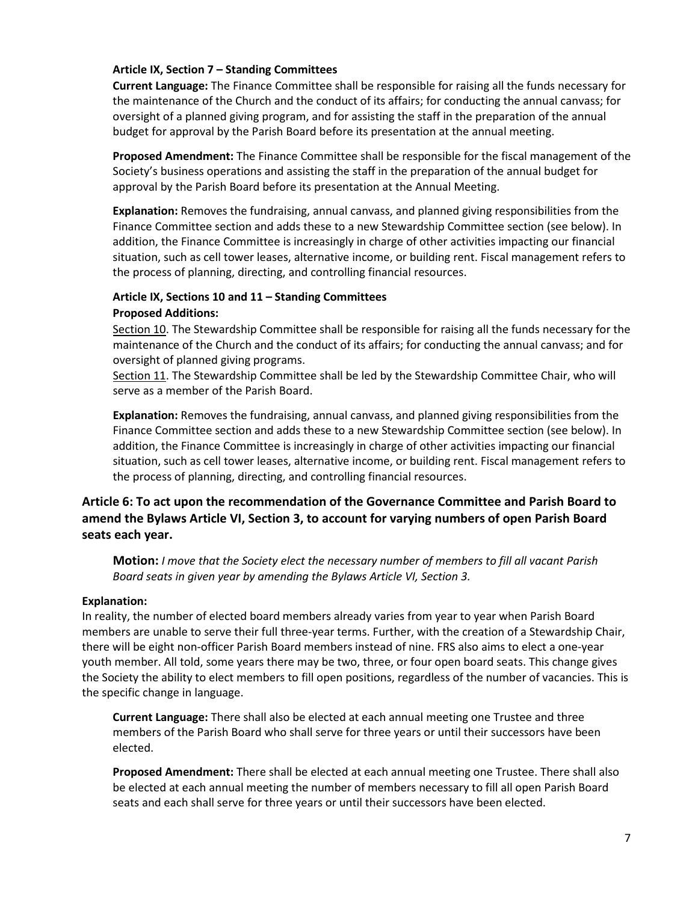**Article IX, Section 7 – Standing Committees**

**Current Language:** The Finance Committee shall be responsible for raising all the funds necessary for the maintenance of the Church and the conduct of its affairs; for conducting the annual canvass; for oversight of a planned giving program, and for assisting the staff in the preparation of the annual budget for approval by the Parish Board before its presentation at the annual meeting.

**Proposed Amendment:** The Finance Committee shall be responsible for the fiscal management of the Society's business operations and assisting the staff in the preparation of the annual budget for approval by the Parish Board before its presentation at the Annual Meeting.

**Explanation:** Removes the fundraising, annual canvass, and planned giving responsibilities from the Finance Committee section and adds these to a new Stewardship Committee section (see below). In addition, the Finance Committee is increasingly in charge of other activities impacting our financial situation, such as cell tower leases, alternative income, or building rent. Fiscal management refers to the process of planning, directing, and controlling financial resources.

**Article IX, Sections 10 and 11 – Standing Committees**
**Proposed Additions:**

Section 10. The Stewardship Committee shall be responsible for raising all the funds necessary for the maintenance of the Church and the conduct of its affairs; for conducting the annual canvass; and for oversight of planned giving programs.

Section 11. The Stewardship Committee shall be led by the Stewardship Committee Chair, who will serve as a member of the Parish Board.

**Explanation:** Removes the fundraising, annual canvass, and planned giving responsibilities from the Finance Committee section and adds these to a new Stewardship Committee section (see below). In addition, the Finance Committee is increasingly in charge of other activities impacting our financial situation, such as cell tower leases, alternative income, or building rent. Fiscal management refers to the process of planning, directing, and controlling financial resources.

### Article 6: To act upon the recommendation of the Governance Committee and Parish Board to amend the Bylaws Article VI, Section 3, to account for varying numbers of open Parish Board seats each year.

**Motion:** *I move that the Society elect the necessary number of members to fill all vacant Parish Board seats in given year by amending the Bylaws Article VI, Section 3.*

**Explanation:**

In reality, the number of elected board members already varies from year to year when Parish Board members are unable to serve their full three-year terms. Further, with the creation of a Stewardship Chair, there will be eight non-officer Parish Board members instead of nine. FRS also aims to elect a one-year youth member. All told, some years there may be two, three, or four open board seats. This change gives the Society the ability to elect members to fill open positions, regardless of the number of vacancies. This is the specific change in language.

**Current Language:** There shall also be elected at each annual meeting one Trustee and three members of the Parish Board who shall serve for three years or until their successors have been elected.

**Proposed Amendment:** There shall be elected at each annual meeting one Trustee. There shall also be elected at each annual meeting the number of members necessary to fill all open Parish Board seats and each shall serve for three years or until their successors have been elected.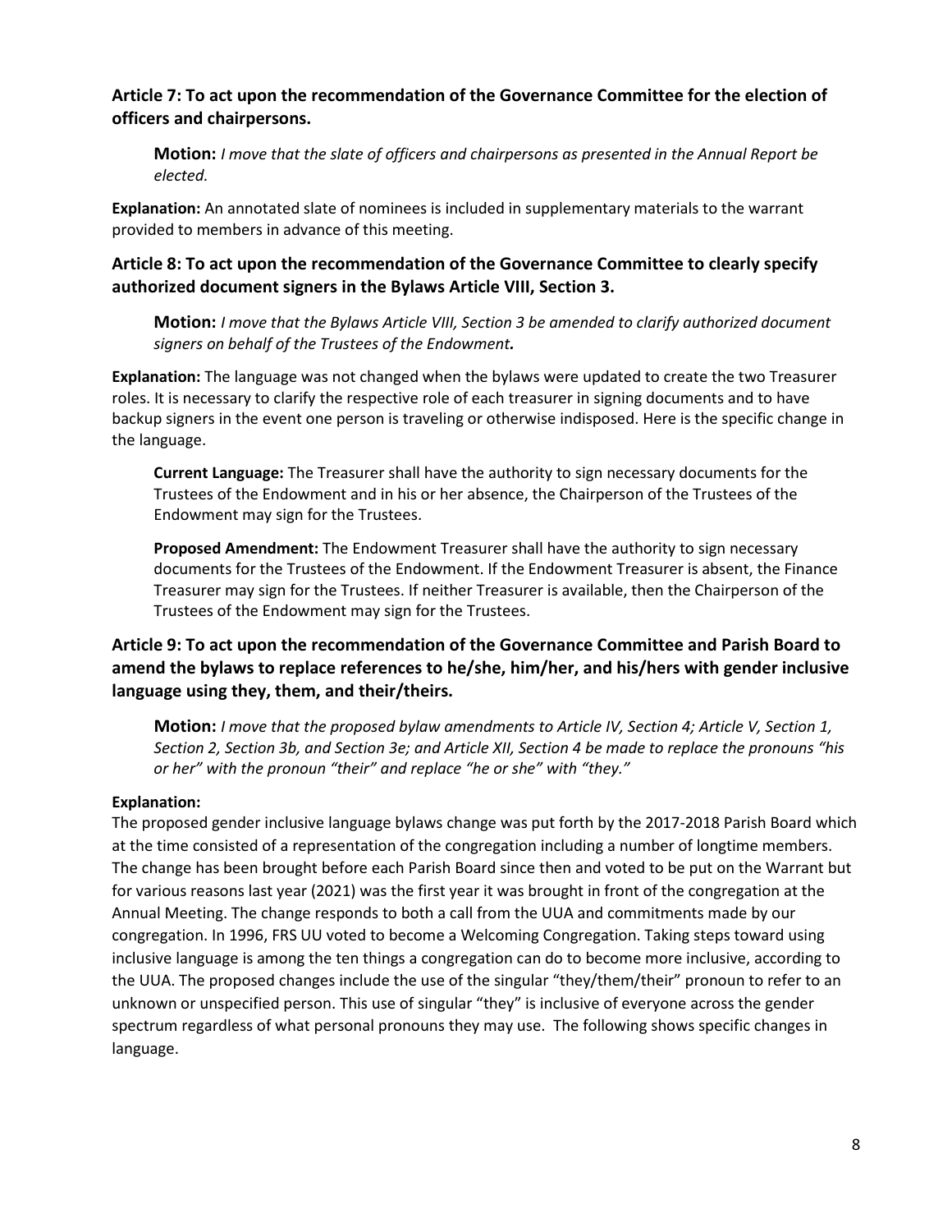### Article 7: To act upon the recommendation of the Governance Committee for the election of officers and chairpersons.

> **Motion:** *I move that the slate of officers and chairpersons as presented in the Annual Report be elected.*

**Explanation:** An annotated slate of nominees is included in supplementary materials to the warrant provided to members in advance of this meeting.

### Article 8: To act upon the recommendation of the Governance Committee to clearly specify authorized document signers in the Bylaws Article VIII, Section 3.

> **Motion:** *I move that the Bylaws Article VIII, Section 3 be amended to clarify authorized document signers on behalf of the Trustees of the Endowment.*

**Explanation:** The language was not changed when the bylaws were updated to create the two Treasurer roles. It is necessary to clarify the respective role of each treasurer in signing documents and to have backup signers in the event one person is traveling or otherwise indisposed. Here is the specific change in the language.

> **Current Language:** The Treasurer shall have the authority to sign necessary documents for the Trustees of the Endowment and in his or her absence, the Chairperson of the Trustees of the Endowment may sign for the Trustees.
>
> **Proposed Amendment:** The Endowment Treasurer shall have the authority to sign necessary documents for the Trustees of the Endowment. If the Endowment Treasurer is absent, the Finance Treasurer may sign for the Trustees. If neither Treasurer is available, then the Chairperson of the Trustees of the Endowment may sign for the Trustees.

### Article 9: To act upon the recommendation of the Governance Committee and Parish Board to amend the bylaws to replace references to he/she, him/her, and his/hers with gender inclusive language using they, them, and their/theirs.

> **Motion:** *I move that the proposed bylaw amendments to Article IV, Section 4; Article V, Section 1, Section 2, Section 3b, and Section 3e; and Article XII, Section 4 be made to replace the pronouns "his or her" with the pronoun "their" and replace "he or she" with "they."*

**Explanation:**

The proposed gender inclusive language bylaws change was put forth by the 2017-2018 Parish Board which at the time consisted of a representation of the congregation including a number of longtime members. The change has been brought before each Parish Board since then and voted to be put on the Warrant but for various reasons last year (2021) was the first year it was brought in front of the congregation at the Annual Meeting. The change responds to both a call from the UUA and commitments made by our congregation. In 1996, FRS UU voted to become a Welcoming Congregation. Taking steps toward using inclusive language is among the ten things a congregation can do to become more inclusive, according to the UUA. The proposed changes include the use of the singular "they/them/their" pronoun to refer to an unknown or unspecified person. This use of singular "they" is inclusive of everyone across the gender spectrum regardless of what personal pronouns they may use. The following shows specific changes in language.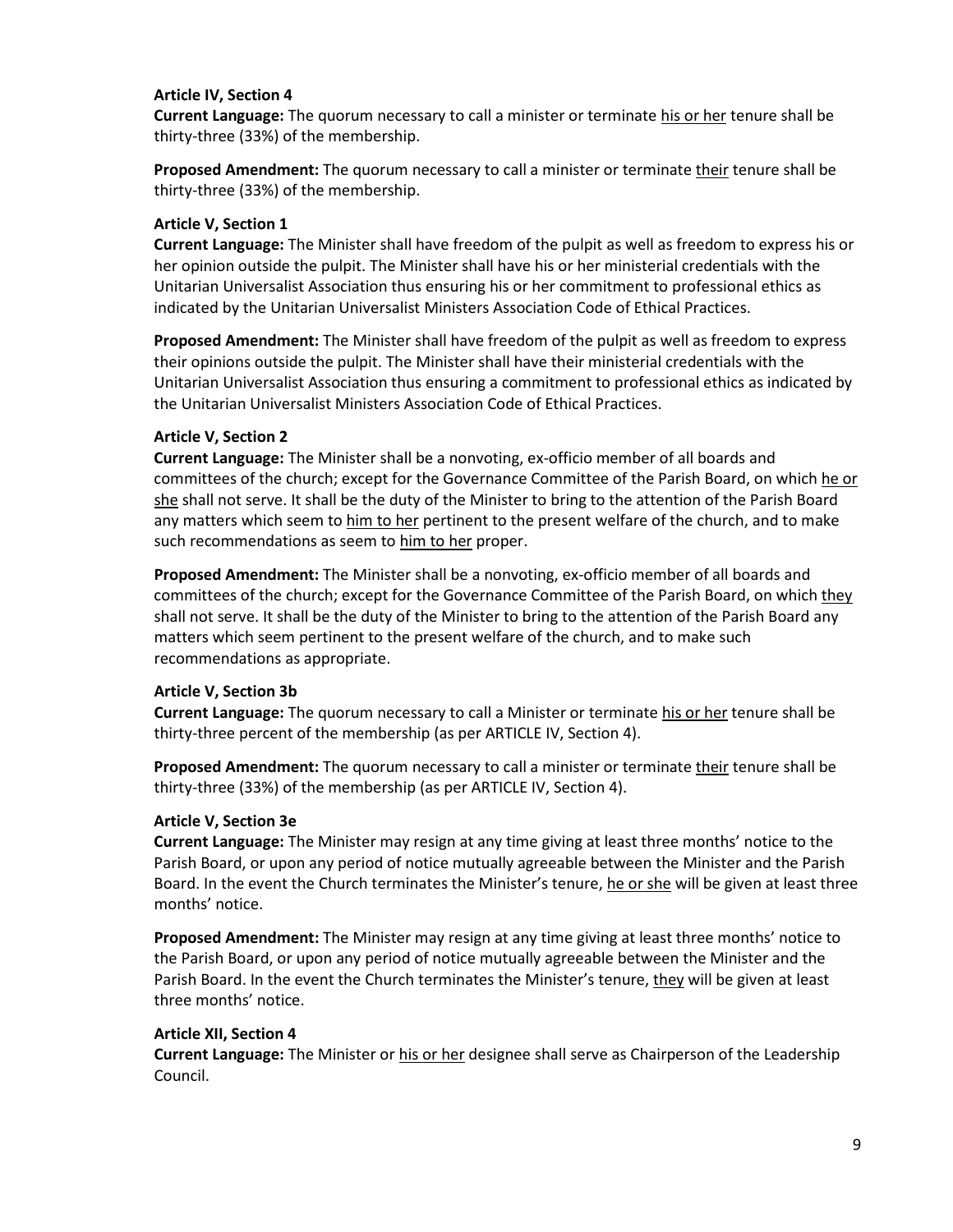**Article IV, Section 4**

**Current Language:** The quorum necessary to call a minister or terminate <u>his or her</u> tenure shall be thirty-three (33%) of the membership.

**Proposed Amendment:** The quorum necessary to call a minister or terminate <u>their</u> tenure shall be thirty-three (33%) of the membership.

**Article V, Section 1**

**Current Language:** The Minister shall have freedom of the pulpit as well as freedom to express his or her opinion outside the pulpit. The Minister shall have his or her ministerial credentials with the Unitarian Universalist Association thus ensuring his or her commitment to professional ethics as indicated by the Unitarian Universalist Ministers Association Code of Ethical Practices.

**Proposed Amendment:** The Minister shall have freedom of the pulpit as well as freedom to express their opinions outside the pulpit. The Minister shall have their ministerial credentials with the Unitarian Universalist Association thus ensuring a commitment to professional ethics as indicated by the Unitarian Universalist Ministers Association Code of Ethical Practices.

**Article V, Section 2**

**Current Language:** The Minister shall be a nonvoting, ex-officio member of all boards and committees of the church; except for the Governance Committee of the Parish Board, on which <u>he or she</u> shall not serve. It shall be the duty of the Minister to bring to the attention of the Parish Board any matters which seem to <u>him to her</u> pertinent to the present welfare of the church, and to make such recommendations as seem to <u>him to her</u> proper.

**Proposed Amendment:** The Minister shall be a nonvoting, ex-officio member of all boards and committees of the church; except for the Governance Committee of the Parish Board, on which <u>they</u> shall not serve. It shall be the duty of the Minister to bring to the attention of the Parish Board any matters which seem pertinent to the present welfare of the church, and to make such recommendations as appropriate.

**Article V, Section 3b**

**Current Language:** The quorum necessary to call a Minister or terminate <u>his or her</u> tenure shall be thirty-three percent of the membership (as per ARTICLE IV, Section 4).

**Proposed Amendment:** The quorum necessary to call a minister or terminate <u>their</u> tenure shall be thirty-three (33%) of the membership (as per ARTICLE IV, Section 4).

**Article V, Section 3e**

**Current Language:** The Minister may resign at any time giving at least three months' notice to the Parish Board, or upon any period of notice mutually agreeable between the Minister and the Parish Board. In the event the Church terminates the Minister's tenure, <u>he or she</u> will be given at least three months' notice.

**Proposed Amendment:** The Minister may resign at any time giving at least three months' notice to the Parish Board, or upon any period of notice mutually agreeable between the Minister and the Parish Board. In the event the Church terminates the Minister's tenure, <u>they</u> will be given at least three months' notice.

**Article XII, Section 4**

**Current Language:** The Minister or <u>his or her</u> designee shall serve as Chairperson of the Leadership Council.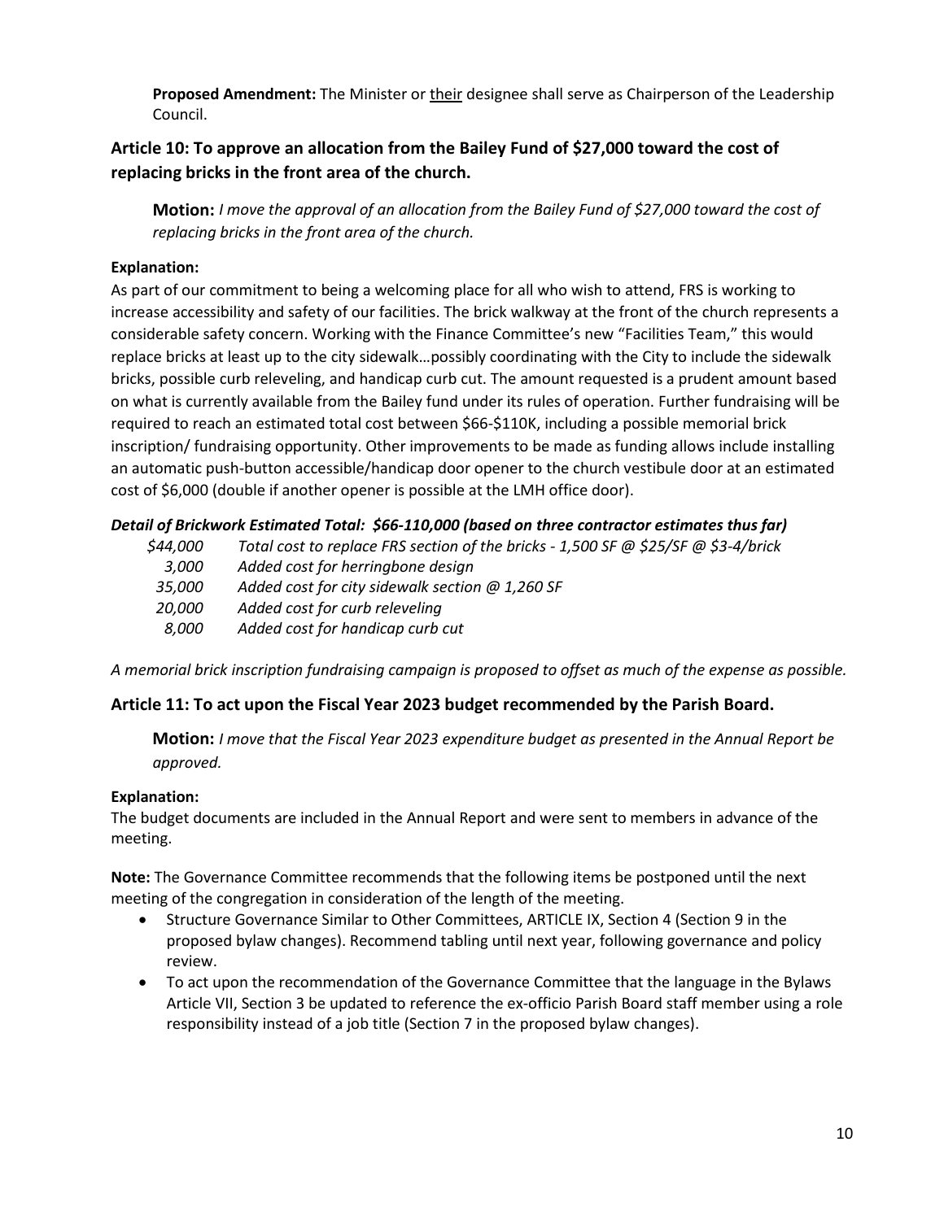**Proposed Amendment:** The Minister or <u>their</u> designee shall serve as Chairperson of the Leadership Council.

### Article 10: To approve an allocation from the Bailey Fund of $27,000 toward the cost of replacing bricks in the front area of the church.

**Motion:** *I move the approval of an allocation from the Bailey Fund of $27,000 toward the cost of replacing bricks in the front area of the church.*

**Explanation:**

As part of our commitment to being a welcoming place for all who wish to attend, FRS is working to increase accessibility and safety of our facilities. The brick walkway at the front of the church represents a considerable safety concern. Working with the Finance Committee's new "Facilities Team," this would replace bricks at least up to the city sidewalk…possibly coordinating with the City to include the sidewalk bricks, possible curb releveling, and handicap curb cut. The amount requested is a prudent amount based on what is currently available from the Bailey fund under its rules of operation. Further fundraising will be required to reach an estimated total cost between $66-$110K, including a possible memorial brick inscription/ fundraising opportunity. Other improvements to be made as funding allows include installing an automatic push-button accessible/handicap door opener to the church vestibule door at an estimated cost of $6,000 (double if another opener is possible at the LMH office door).

***Detail of Brickwork Estimated Total: $66-110,000 (based on three contractor estimates thus far)***

| | |
|---|---|
| *$44,000* | *Total cost to replace FRS section of the bricks - 1,500 SF @ $25/SF @ $3-4/brick* |
| *3,000* | *Added cost for herringbone design* |
| *35,000* | *Added cost for city sidewalk section @ 1,260 SF* |
| *20,000* | *Added cost for curb releveling* |
| *8,000* | *Added cost for handicap curb cut* |

*A memorial brick inscription fundraising campaign is proposed to offset as much of the expense as possible.*

### Article 11: To act upon the Fiscal Year 2023 budget recommended by the Parish Board.

**Motion:** *I move that the Fiscal Year 2023 expenditure budget as presented in the Annual Report be approved.*

**Explanation:**

The budget documents are included in the Annual Report and were sent to members in advance of the meeting.

**Note:** The Governance Committee recommends that the following items be postponed until the next meeting of the congregation in consideration of the length of the meeting.

- Structure Governance Similar to Other Committees, ARTICLE IX, Section 4 (Section 9 in the proposed bylaw changes). Recommend tabling until next year, following governance and policy review.
- To act upon the recommendation of the Governance Committee that the language in the Bylaws Article VII, Section 3 be updated to reference the ex-officio Parish Board staff member using a role responsibility instead of a job title (Section 7 in the proposed bylaw changes).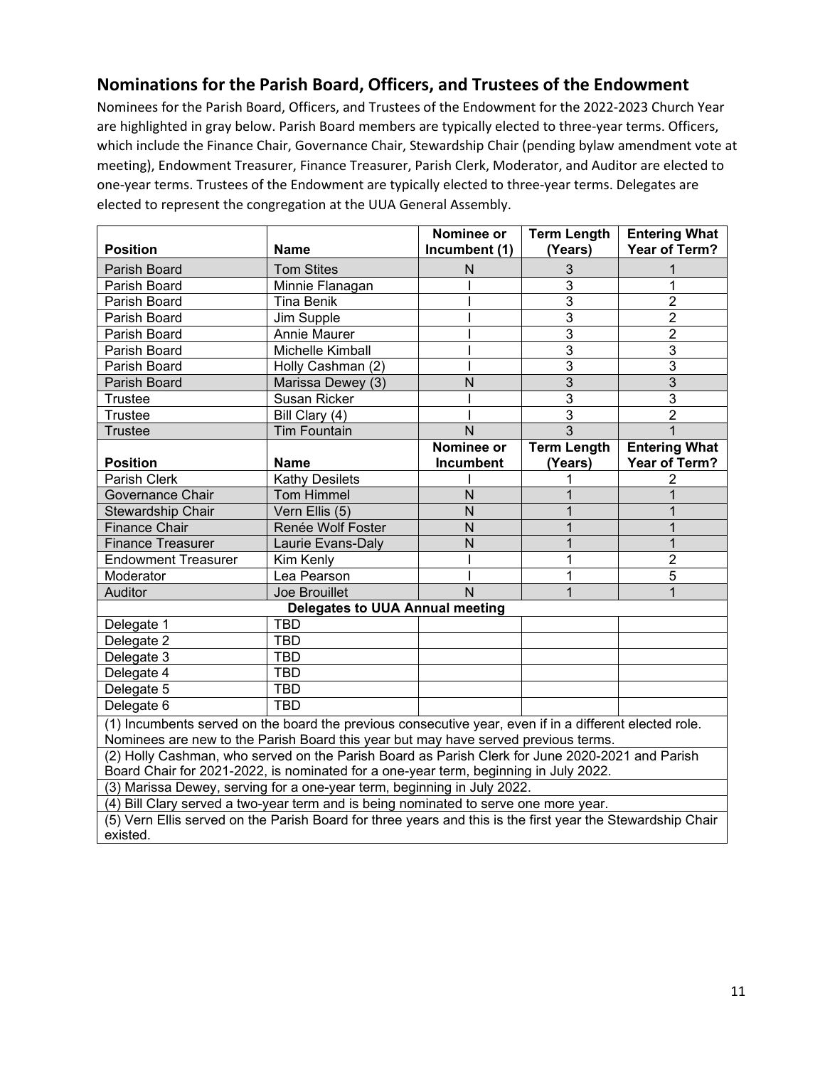## Nominations for the Parish Board, Officers, and Trustees of the Endowment

Nominees for the Parish Board, Officers, and Trustees of the Endowment for the 2022-2023 Church Year are highlighted in gray below. Parish Board members are typically elected to three-year terms. Officers, which include the Finance Chair, Governance Chair, Stewardship Chair (pending bylaw amendment vote at meeting), Endowment Treasurer, Finance Treasurer, Parish Clerk, Moderator, and Auditor are elected to one-year terms. Trustees of the Endowment are typically elected to three-year terms. Delegates are elected to represent the congregation at the UUA General Assembly.

| Position | Name | Nominee or Incumbent (1) | Term Length (Years) | Entering What Year of Term? |
|---|---|---|---|---|
| Parish Board | Tom Stites | N | 3 | 1 |
| Parish Board | Minnie Flanagan | I | 3 | 1 |
| Parish Board | Tina Benik | I | 3 | 2 |
| Parish Board | Jim Supple | I | 3 | 2 |
| Parish Board | Annie Maurer | I | 3 | 2 |
| Parish Board | Michelle Kimball | I | 3 | 3 |
| Parish Board | Holly Cashman (2) | I | 3 | 3 |
| Parish Board | Marissa Dewey (3) | N | 3 | 3 |
| Trustee | Susan Ricker | I | 3 | 3 |
| Trustee | Bill Clary (4) | I | 3 | 2 |
| Trustee | Tim Fountain | N | 3 | 1 |
| **Position** | **Name** | **Nominee or Incumbent** | **Term Length (Years)** | **Entering What Year of Term?** |
| Parish Clerk | Kathy Desilets | I | 1 | 2 |
| Governance Chair | Tom Himmel | N | 1 | 1 |
| Stewardship Chair | Vern Ellis (5) | N | 1 | 1 |
| Finance Chair | Renée Wolf Foster | N | 1 | 1 |
| Finance Treasurer | Laurie Evans-Daly | N | 1 | 1 |
| Endowment Treasurer | Kim Kenly | I | 1 | 2 |
| Moderator | Lea Pearson | I | 1 | 5 |
| Auditor | Joe Brouillet | N | 1 | 1 |
| **Delegates to UUA Annual meeting** | | | | |
| Delegate 1 | TBD | | | |
| Delegate 2 | TBD | | | |
| Delegate 3 | TBD | | | |
| Delegate 4 | TBD | | | |
| Delegate 5 | TBD | | | |
| Delegate 6 | TBD | | | |

(1) Incumbents served on the board the previous consecutive year, even if in a different elected role. Nominees are new to the Parish Board this year but may have served previous terms.

(2) Holly Cashman, who served on the Parish Board as Parish Clerk for June 2020-2021 and Parish Board Chair for 2021-2022, is nominated for a one-year term, beginning in July 2022.

(3) Marissa Dewey, serving for a one-year term, beginning in July 2022.

(4) Bill Clary served a two-year term and is being nominated to serve one more year.

(5) Vern Ellis served on the Parish Board for three years and this is the first year the Stewardship Chair existed.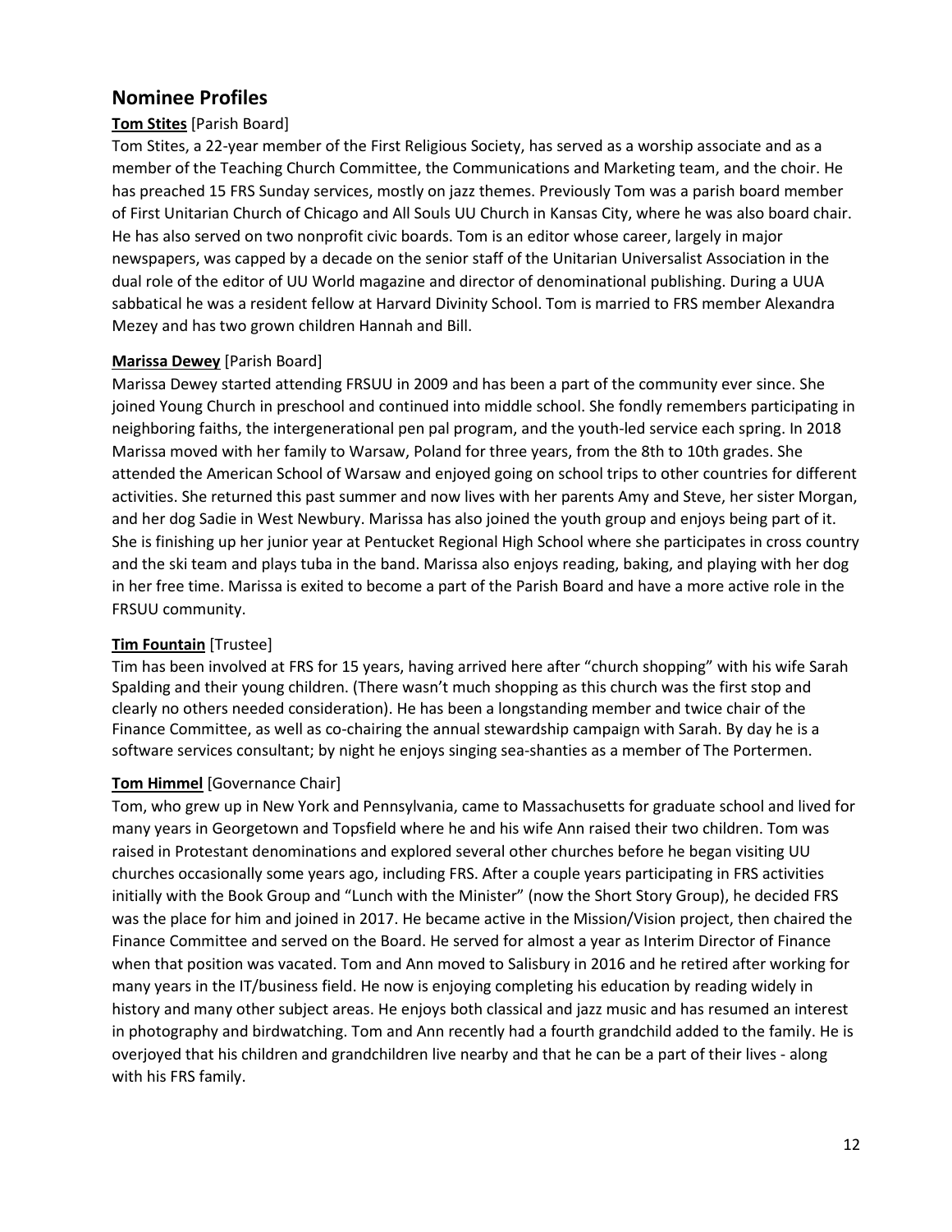## Nominee Profiles

**Tom Stites** [Parish Board]

Tom Stites, a 22-year member of the First Religious Society, has served as a worship associate and as a member of the Teaching Church Committee, the Communications and Marketing team, and the choir. He has preached 15 FRS Sunday services, mostly on jazz themes. Previously Tom was a parish board member of First Unitarian Church of Chicago and All Souls UU Church in Kansas City, where he was also board chair. He has also served on two nonprofit civic boards. Tom is an editor whose career, largely in major newspapers, was capped by a decade on the senior staff of the Unitarian Universalist Association in the dual role of the editor of UU World magazine and director of denominational publishing. During a UUA sabbatical he was a resident fellow at Harvard Divinity School. Tom is married to FRS member Alexandra Mezey and has two grown children Hannah and Bill.

**Marissa Dewey** [Parish Board]

Marissa Dewey started attending FRSUU in 2009 and has been a part of the community ever since. She joined Young Church in preschool and continued into middle school. She fondly remembers participating in neighboring faiths, the intergenerational pen pal program, and the youth-led service each spring. In 2018 Marissa moved with her family to Warsaw, Poland for three years, from the 8th to 10th grades. She attended the American School of Warsaw and enjoyed going on school trips to other countries for different activities. She returned this past summer and now lives with her parents Amy and Steve, her sister Morgan, and her dog Sadie in West Newbury. Marissa has also joined the youth group and enjoys being part of it. She is finishing up her junior year at Pentucket Regional High School where she participates in cross country and the ski team and plays tuba in the band. Marissa also enjoys reading, baking, and playing with her dog in her free time. Marissa is exited to become a part of the Parish Board and have a more active role in the FRSUU community.

**Tim Fountain** [Trustee]

Tim has been involved at FRS for 15 years, having arrived here after "church shopping" with his wife Sarah Spalding and their young children. (There wasn't much shopping as this church was the first stop and clearly no others needed consideration). He has been a longstanding member and twice chair of the Finance Committee, as well as co-chairing the annual stewardship campaign with Sarah. By day he is a software services consultant; by night he enjoys singing sea-shanties as a member of The Portermen.

**Tom Himmel** [Governance Chair]

Tom, who grew up in New York and Pennsylvania, came to Massachusetts for graduate school and lived for many years in Georgetown and Topsfield where he and his wife Ann raised their two children. Tom was raised in Protestant denominations and explored several other churches before he began visiting UU churches occasionally some years ago, including FRS. After a couple years participating in FRS activities initially with the Book Group and "Lunch with the Minister" (now the Short Story Group), he decided FRS was the place for him and joined in 2017. He became active in the Mission/Vision project, then chaired the Finance Committee and served on the Board. He served for almost a year as Interim Director of Finance when that position was vacated. Tom and Ann moved to Salisbury in 2016 and he retired after working for many years in the IT/business field. He now is enjoying completing his education by reading widely in history and many other subject areas. He enjoys both classical and jazz music and has resumed an interest in photography and birdwatching. Tom and Ann recently had a fourth grandchild added to the family. He is overjoyed that his children and grandchildren live nearby and that he can be a part of their lives - along with his FRS family.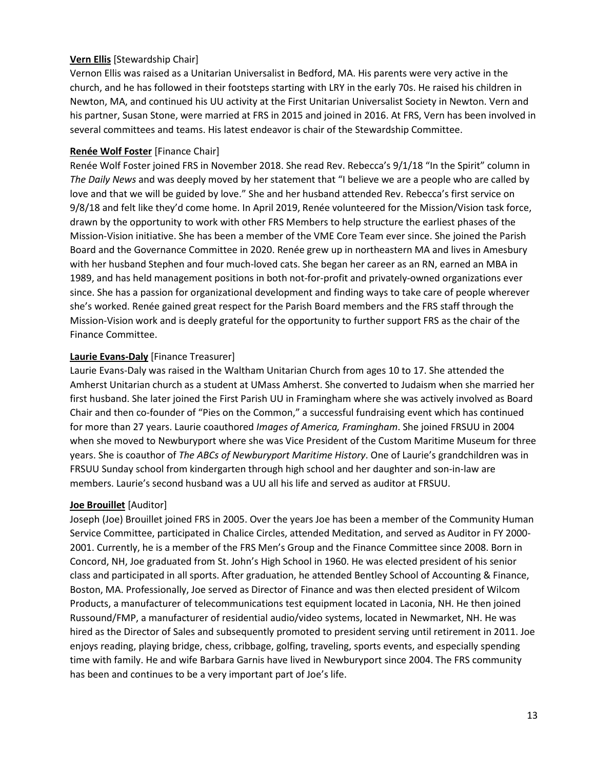**Vern Ellis** [Stewardship Chair]

Vernon Ellis was raised as a Unitarian Universalist in Bedford, MA. His parents were very active in the church, and he has followed in their footsteps starting with LRY in the early 70s. He raised his children in Newton, MA, and continued his UU activity at the First Unitarian Universalist Society in Newton. Vern and his partner, Susan Stone, were married at FRS in 2015 and joined in 2016. At FRS, Vern has been involved in several committees and teams. His latest endeavor is chair of the Stewardship Committee.

**Renée Wolf Foster** [Finance Chair]

Renée Wolf Foster joined FRS in November 2018. She read Rev. Rebecca's 9/1/18 "In the Spirit" column in *The Daily News* and was deeply moved by her statement that "I believe we are a people who are called by love and that we will be guided by love." She and her husband attended Rev. Rebecca's first service on 9/8/18 and felt like they'd come home. In April 2019, Renée volunteered for the Mission/Vision task force, drawn by the opportunity to work with other FRS Members to help structure the earliest phases of the Mission-Vision initiative. She has been a member of the VME Core Team ever since. She joined the Parish Board and the Governance Committee in 2020. Renée grew up in northeastern MA and lives in Amesbury with her husband Stephen and four much-loved cats. She began her career as an RN, earned an MBA in 1989, and has held management positions in both not-for-profit and privately-owned organizations ever since. She has a passion for organizational development and finding ways to take care of people wherever she's worked. Renée gained great respect for the Parish Board members and the FRS staff through the Mission-Vision work and is deeply grateful for the opportunity to further support FRS as the chair of the Finance Committee.

**Laurie Evans-Daly** [Finance Treasurer]

Laurie Evans-Daly was raised in the Waltham Unitarian Church from ages 10 to 17. She attended the Amherst Unitarian church as a student at UMass Amherst. She converted to Judaism when she married her first husband. She later joined the First Parish UU in Framingham where she was actively involved as Board Chair and then co-founder of "Pies on the Common," a successful fundraising event which has continued for more than 27 years. Laurie coauthored *Images of America, Framingham*. She joined FRSUU in 2004 when she moved to Newburyport where she was Vice President of the Custom Maritime Museum for three years. She is coauthor of *The ABCs of Newburyport Maritime History*. One of Laurie's grandchildren was in FRSUU Sunday school from kindergarten through high school and her daughter and son-in-law are members. Laurie's second husband was a UU all his life and served as auditor at FRSUU.

**Joe Brouillet** [Auditor]

Joseph (Joe) Brouillet joined FRS in 2005. Over the years Joe has been a member of the Community Human Service Committee, participated in Chalice Circles, attended Meditation, and served as Auditor in FY 2000-2001. Currently, he is a member of the FRS Men's Group and the Finance Committee since 2008. Born in Concord, NH, Joe graduated from St. John's High School in 1960. He was elected president of his senior class and participated in all sports. After graduation, he attended Bentley School of Accounting & Finance, Boston, MA. Professionally, Joe served as Director of Finance and was then elected president of Wilcom Products, a manufacturer of telecommunications test equipment located in Laconia, NH. He then joined Russound/FMP, a manufacturer of residential audio/video systems, located in Newmarket, NH. He was hired as the Director of Sales and subsequently promoted to president serving until retirement in 2011. Joe enjoys reading, playing bridge, chess, cribbage, golfing, traveling, sports events, and especially spending time with family. He and wife Barbara Garnis have lived in Newburyport since 2004. The FRS community has been and continues to be a very important part of Joe's life.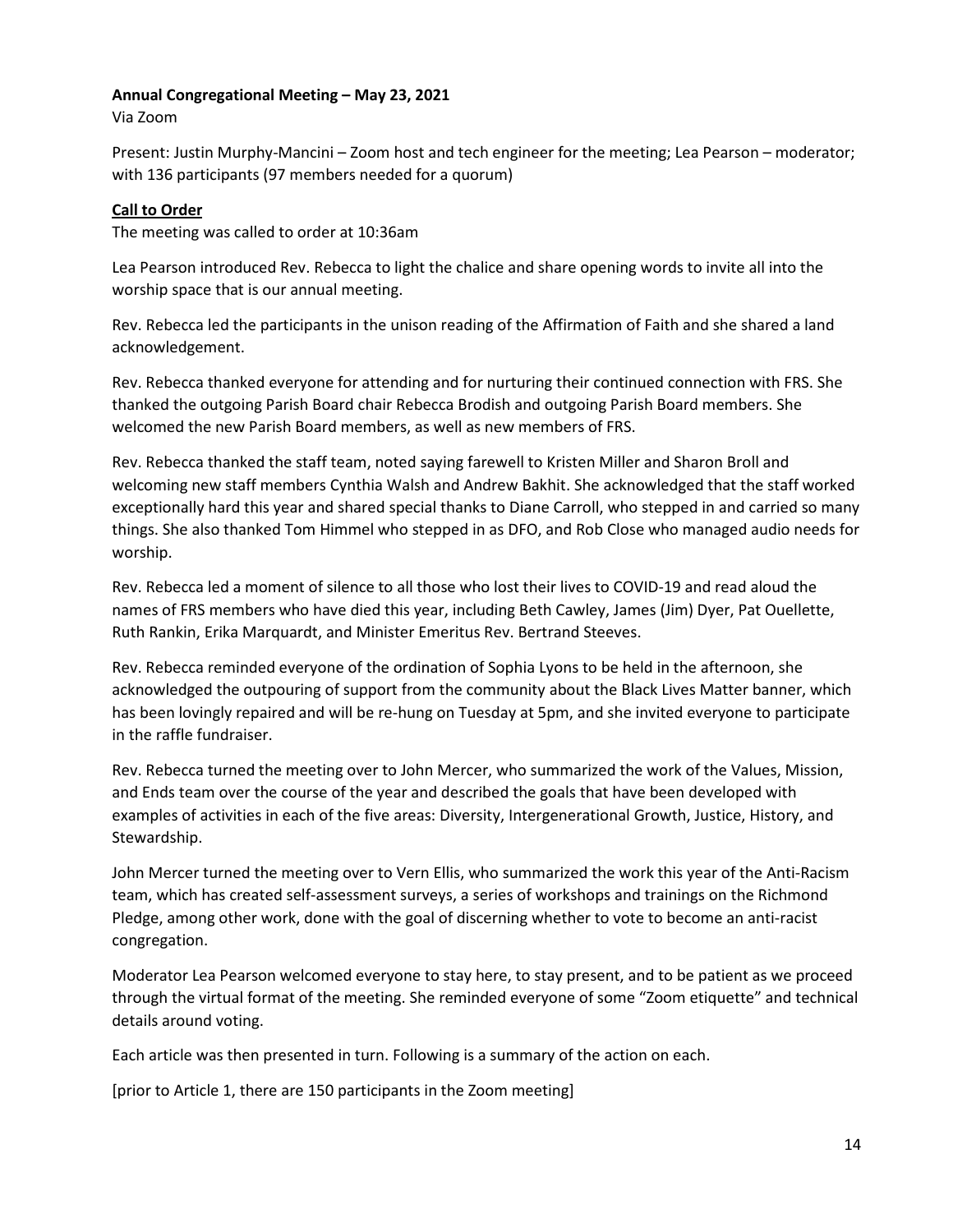**Annual Congregational Meeting – May 23, 2021**
Via Zoom

Present: Justin Murphy-Mancini – Zoom host and tech engineer for the meeting; Lea Pearson – moderator; with 136 participants (97 members needed for a quorum)

**Call to Order**

The meeting was called to order at 10:36am

Lea Pearson introduced Rev. Rebecca to light the chalice and share opening words to invite all into the worship space that is our annual meeting.

Rev. Rebecca led the participants in the unison reading of the Affirmation of Faith and she shared a land acknowledgement.

Rev. Rebecca thanked everyone for attending and for nurturing their continued connection with FRS. She thanked the outgoing Parish Board chair Rebecca Brodish and outgoing Parish Board members. She welcomed the new Parish Board members, as well as new members of FRS.

Rev. Rebecca thanked the staff team, noted saying farewell to Kristen Miller and Sharon Broll and welcoming new staff members Cynthia Walsh and Andrew Bakhit. She acknowledged that the staff worked exceptionally hard this year and shared special thanks to Diane Carroll, who stepped in and carried so many things. She also thanked Tom Himmel who stepped in as DFO, and Rob Close who managed audio needs for worship.

Rev. Rebecca led a moment of silence to all those who lost their lives to COVID-19 and read aloud the names of FRS members who have died this year, including Beth Cawley, James (Jim) Dyer, Pat Ouellette, Ruth Rankin, Erika Marquardt, and Minister Emeritus Rev. Bertrand Steeves.

Rev. Rebecca reminded everyone of the ordination of Sophia Lyons to be held in the afternoon, she acknowledged the outpouring of support from the community about the Black Lives Matter banner, which has been lovingly repaired and will be re-hung on Tuesday at 5pm, and she invited everyone to participate in the raffle fundraiser.

Rev. Rebecca turned the meeting over to John Mercer, who summarized the work of the Values, Mission, and Ends team over the course of the year and described the goals that have been developed with examples of activities in each of the five areas: Diversity, Intergenerational Growth, Justice, History, and Stewardship.

John Mercer turned the meeting over to Vern Ellis, who summarized the work this year of the Anti-Racism team, which has created self-assessment surveys, a series of workshops and trainings on the Richmond Pledge, among other work, done with the goal of discerning whether to vote to become an anti-racist congregation.

Moderator Lea Pearson welcomed everyone to stay here, to stay present, and to be patient as we proceed through the virtual format of the meeting. She reminded everyone of some "Zoom etiquette" and technical details around voting.

Each article was then presented in turn. Following is a summary of the action on each.

[prior to Article 1, there are 150 participants in the Zoom meeting]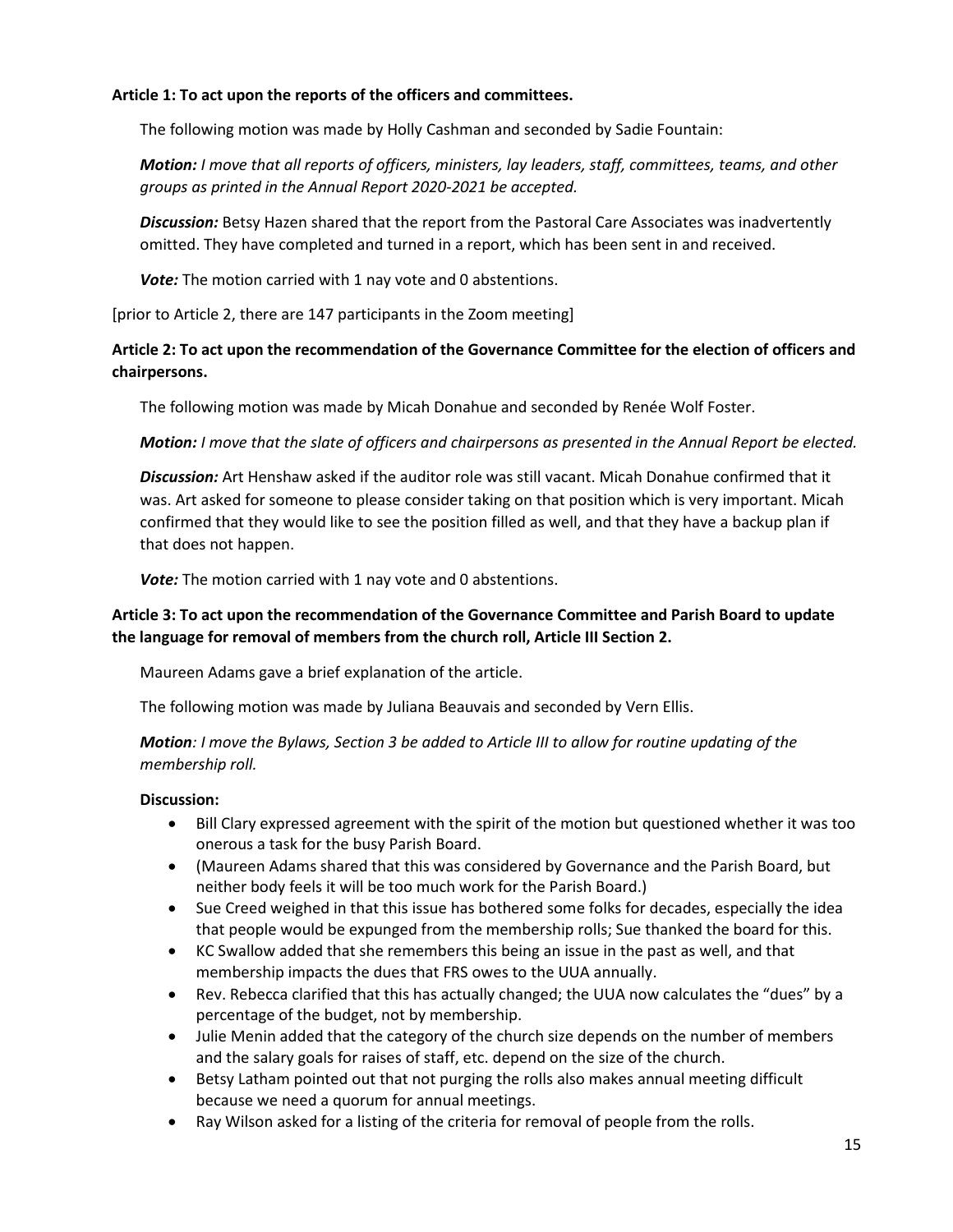**Article 1: To act upon the reports of the officers and committees.**

The following motion was made by Holly Cashman and seconded by Sadie Fountain:

***Motion:*** *I move that all reports of officers, ministers, lay leaders, staff, committees, teams, and other groups as printed in the Annual Report 2020-2021 be accepted.*

***Discussion:*** Betsy Hazen shared that the report from the Pastoral Care Associates was inadvertently omitted. They have completed and turned in a report, which has been sent in and received.

***Vote:*** The motion carried with 1 nay vote and 0 abstentions.

[prior to Article 2, there are 147 participants in the Zoom meeting]

**Article 2: To act upon the recommendation of the Governance Committee for the election of officers and chairpersons.**

The following motion was made by Micah Donahue and seconded by Renée Wolf Foster.

***Motion:*** *I move that the slate of officers and chairpersons as presented in the Annual Report be elected.*

***Discussion:*** Art Henshaw asked if the auditor role was still vacant. Micah Donahue confirmed that it was. Art asked for someone to please consider taking on that position which is very important. Micah confirmed that they would like to see the position filled as well, and that they have a backup plan if that does not happen.

***Vote:*** The motion carried with 1 nay vote and 0 abstentions.

**Article 3: To act upon the recommendation of the Governance Committee and Parish Board to update the language for removal of members from the church roll, Article III Section 2.**

Maureen Adams gave a brief explanation of the article.

The following motion was made by Juliana Beauvais and seconded by Vern Ellis.

***Motion****: I move the Bylaws, Section 3 be added to Article III to allow for routine updating of the membership roll.*

**Discussion:**

- Bill Clary expressed agreement with the spirit of the motion but questioned whether it was too onerous a task for the busy Parish Board.
- (Maureen Adams shared that this was considered by Governance and the Parish Board, but neither body feels it will be too much work for the Parish Board.)
- Sue Creed weighed in that this issue has bothered some folks for decades, especially the idea that people would be expunged from the membership rolls; Sue thanked the board for this.
- KC Swallow added that she remembers this being an issue in the past as well, and that membership impacts the dues that FRS owes to the UUA annually.
- Rev. Rebecca clarified that this has actually changed; the UUA now calculates the "dues" by a percentage of the budget, not by membership.
- Julie Menin added that the category of the church size depends on the number of members and the salary goals for raises of staff, etc. depend on the size of the church.
- Betsy Latham pointed out that not purging the rolls also makes annual meeting difficult because we need a quorum for annual meetings.
- Ray Wilson asked for a listing of the criteria for removal of people from the rolls.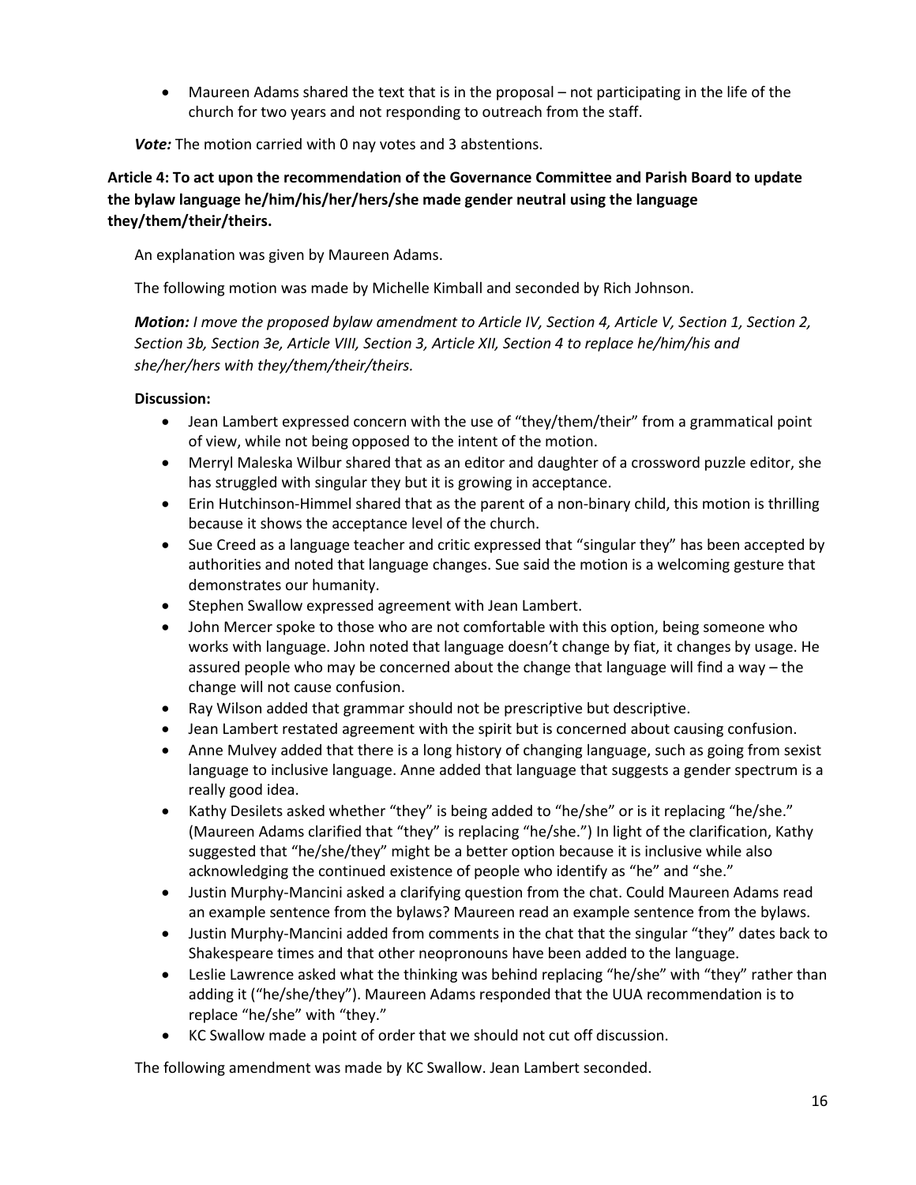- Maureen Adams shared the text that is in the proposal – not participating in the life of the church for two years and not responding to outreach from the staff.

***Vote:*** The motion carried with 0 nay votes and 3 abstentions.

**Article 4: To act upon the recommendation of the Governance Committee and Parish Board to update the bylaw language he/him/his/her/hers/she made gender neutral using the language they/them/their/theirs.**

An explanation was given by Maureen Adams.

The following motion was made by Michelle Kimball and seconded by Rich Johnson.

***Motion:*** *I move the proposed bylaw amendment to Article IV, Section 4, Article V, Section 1, Section 2, Section 3b, Section 3e, Article VIII, Section 3, Article XII, Section 4 to replace he/him/his and she/her/hers with they/them/their/theirs.*

**Discussion:**

- Jean Lambert expressed concern with the use of "they/them/their" from a grammatical point of view, while not being opposed to the intent of the motion.
- Merryl Maleska Wilbur shared that as an editor and daughter of a crossword puzzle editor, she has struggled with singular they but it is growing in acceptance.
- Erin Hutchinson-Himmel shared that as the parent of a non-binary child, this motion is thrilling because it shows the acceptance level of the church.
- Sue Creed as a language teacher and critic expressed that "singular they" has been accepted by authorities and noted that language changes. Sue said the motion is a welcoming gesture that demonstrates our humanity.
- Stephen Swallow expressed agreement with Jean Lambert.
- John Mercer spoke to those who are not comfortable with this option, being someone who works with language. John noted that language doesn't change by fiat, it changes by usage. He assured people who may be concerned about the change that language will find a way – the change will not cause confusion.
- Ray Wilson added that grammar should not be prescriptive but descriptive.
- Jean Lambert restated agreement with the spirit but is concerned about causing confusion.
- Anne Mulvey added that there is a long history of changing language, such as going from sexist language to inclusive language. Anne added that language that suggests a gender spectrum is a really good idea.
- Kathy Desilets asked whether "they" is being added to "he/she" or is it replacing "he/she." (Maureen Adams clarified that "they" is replacing "he/she.") In light of the clarification, Kathy suggested that "he/she/they" might be a better option because it is inclusive while also acknowledging the continued existence of people who identify as "he" and "she."
- Justin Murphy-Mancini asked a clarifying question from the chat. Could Maureen Adams read an example sentence from the bylaws? Maureen read an example sentence from the bylaws.
- Justin Murphy-Mancini added from comments in the chat that the singular "they" dates back to Shakespeare times and that other neopronouns have been added to the language.
- Leslie Lawrence asked what the thinking was behind replacing "he/she" with "they" rather than adding it ("he/she/they"). Maureen Adams responded that the UUA recommendation is to replace "he/she" with "they."
- KC Swallow made a point of order that we should not cut off discussion.

The following amendment was made by KC Swallow. Jean Lambert seconded.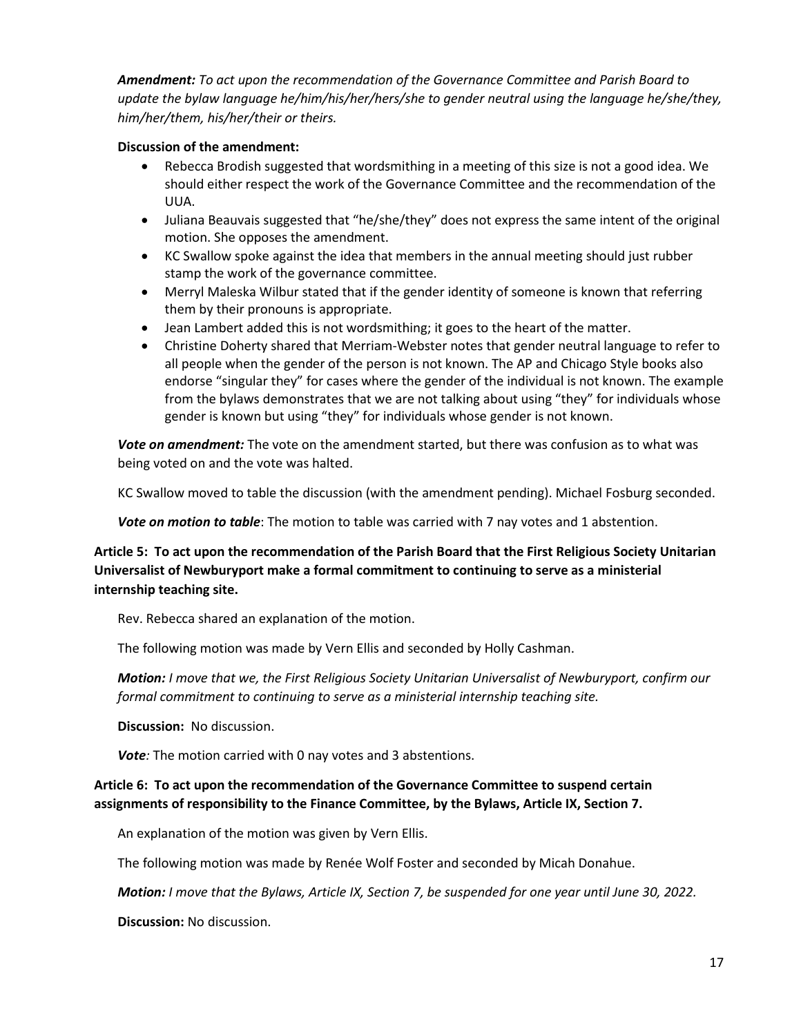*Amendment: To act upon the recommendation of the Governance Committee and Parish Board to update the bylaw language he/him/his/her/hers/she to gender neutral using the language he/she/they, him/her/them, his/her/their or theirs.*

**Discussion of the amendment:**

- Rebecca Brodish suggested that wordsmithing in a meeting of this size is not a good idea. We should either respect the work of the Governance Committee and the recommendation of the UUA.
- Juliana Beauvais suggested that "he/she/they" does not express the same intent of the original motion. She opposes the amendment.
- KC Swallow spoke against the idea that members in the annual meeting should just rubber stamp the work of the governance committee.
- Merryl Maleska Wilbur stated that if the gender identity of someone is known that referring them by their pronouns is appropriate.
- Jean Lambert added this is not wordsmithing; it goes to the heart of the matter.
- Christine Doherty shared that Merriam-Webster notes that gender neutral language to refer to all people when the gender of the person is not known. The AP and Chicago Style books also endorse "singular they" for cases where the gender of the individual is not known. The example from the bylaws demonstrates that we are not talking about using "they" for individuals whose gender is known but using "they" for individuals whose gender is not known.

***Vote on amendment:*** The vote on the amendment started, but there was confusion as to what was being voted on and the vote was halted.

KC Swallow moved to table the discussion (with the amendment pending). Michael Fosburg seconded.

***Vote on motion to table***: The motion to table was carried with 7 nay votes and 1 abstention.

**Article 5: To act upon the recommendation of the Parish Board that the First Religious Society Unitarian Universalist of Newburyport make a formal commitment to continuing to serve as a ministerial internship teaching site.**

Rev. Rebecca shared an explanation of the motion.

The following motion was made by Vern Ellis and seconded by Holly Cashman.

***Motion:*** *I move that we, the First Religious Society Unitarian Universalist of Newburyport, confirm our formal commitment to continuing to serve as a ministerial internship teaching site.*

**Discussion:** No discussion.

***Vote**:* The motion carried with 0 nay votes and 3 abstentions.

**Article 6: To act upon the recommendation of the Governance Committee to suspend certain assignments of responsibility to the Finance Committee, by the Bylaws, Article IX, Section 7.**

An explanation of the motion was given by Vern Ellis.

The following motion was made by Renée Wolf Foster and seconded by Micah Donahue.

***Motion:*** *I move that the Bylaws, Article IX, Section 7, be suspended for one year until June 30, 2022.*

**Discussion:** No discussion.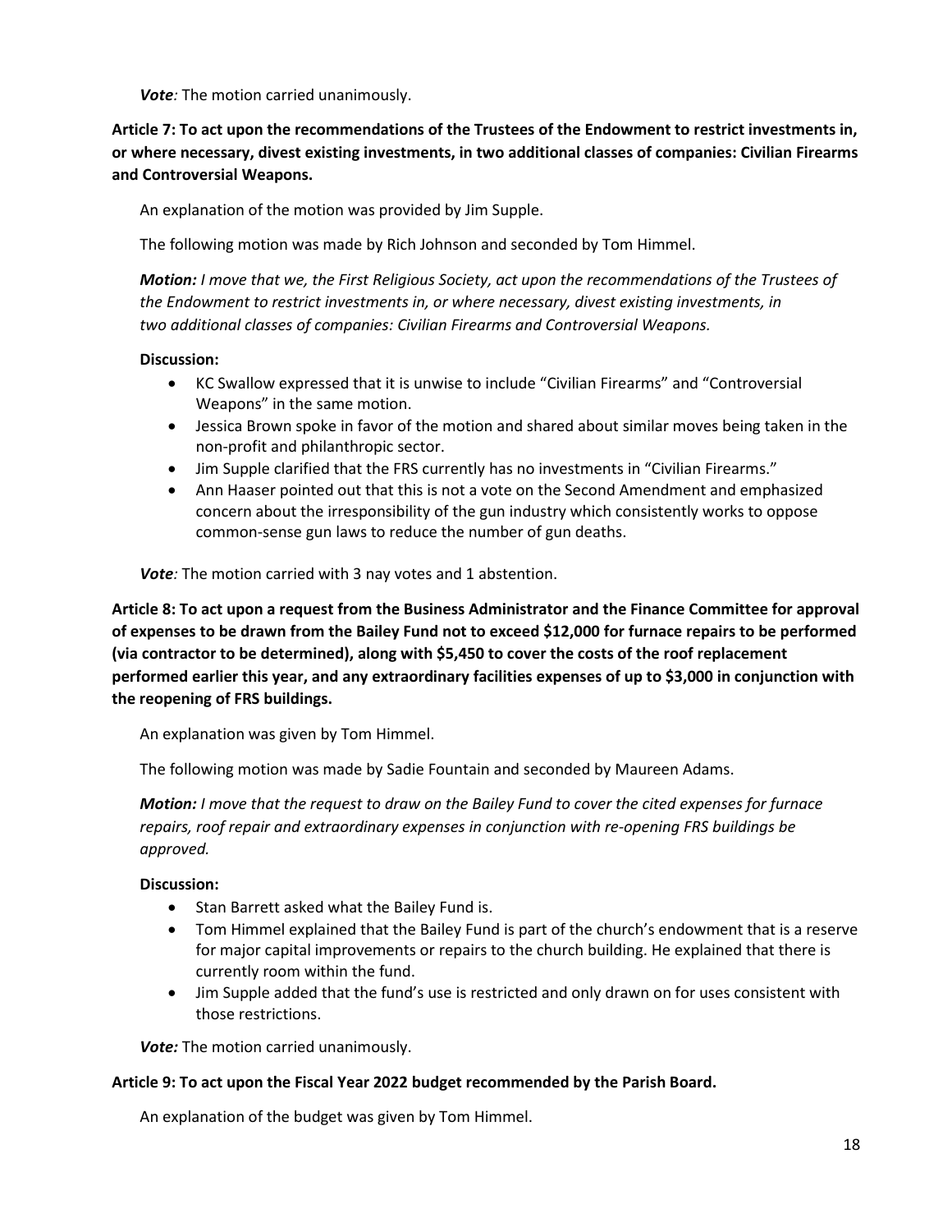***Vote**:* The motion carried unanimously.

**Article 7: To act upon the recommendations of the Trustees of the Endowment to restrict investments in, or where necessary, divest existing investments, in two additional classes of companies: Civilian Firearms and Controversial Weapons.**

An explanation of the motion was provided by Jim Supple.

The following motion was made by Rich Johnson and seconded by Tom Himmel.

***Motion:** I move that we, the First Religious Society, act upon the recommendations of the Trustees of the Endowment to restrict investments in, or where necessary, divest existing investments, in two additional classes of companies: Civilian Firearms and Controversial Weapons.*

**Discussion:**

- KC Swallow expressed that it is unwise to include "Civilian Firearms" and "Controversial Weapons" in the same motion.
- Jessica Brown spoke in favor of the motion and shared about similar moves being taken in the non-profit and philanthropic sector.
- Jim Supple clarified that the FRS currently has no investments in "Civilian Firearms."
- Ann Haaser pointed out that this is not a vote on the Second Amendment and emphasized concern about the irresponsibility of the gun industry which consistently works to oppose common-sense gun laws to reduce the number of gun deaths.

***Vote**:* The motion carried with 3 nay votes and 1 abstention.

**Article 8: To act upon a request from the Business Administrator and the Finance Committee for approval of expenses to be drawn from the Bailey Fund not to exceed $12,000 for furnace repairs to be performed (via contractor to be determined), along with $5,450 to cover the costs of the roof replacement performed earlier this year, and any extraordinary facilities expenses of up to $3,000 in conjunction with the reopening of FRS buildings.**

An explanation was given by Tom Himmel.

The following motion was made by Sadie Fountain and seconded by Maureen Adams.

***Motion:** I move that the request to draw on the Bailey Fund to cover the cited expenses for furnace repairs, roof repair and extraordinary expenses in conjunction with re-opening FRS buildings be approved.*

**Discussion:**

- Stan Barrett asked what the Bailey Fund is.
- Tom Himmel explained that the Bailey Fund is part of the church's endowment that is a reserve for major capital improvements or repairs to the church building. He explained that there is currently room within the fund.
- Jim Supple added that the fund's use is restricted and only drawn on for uses consistent with those restrictions.

***Vote:*** The motion carried unanimously.

**Article 9: To act upon the Fiscal Year 2022 budget recommended by the Parish Board.**

An explanation of the budget was given by Tom Himmel.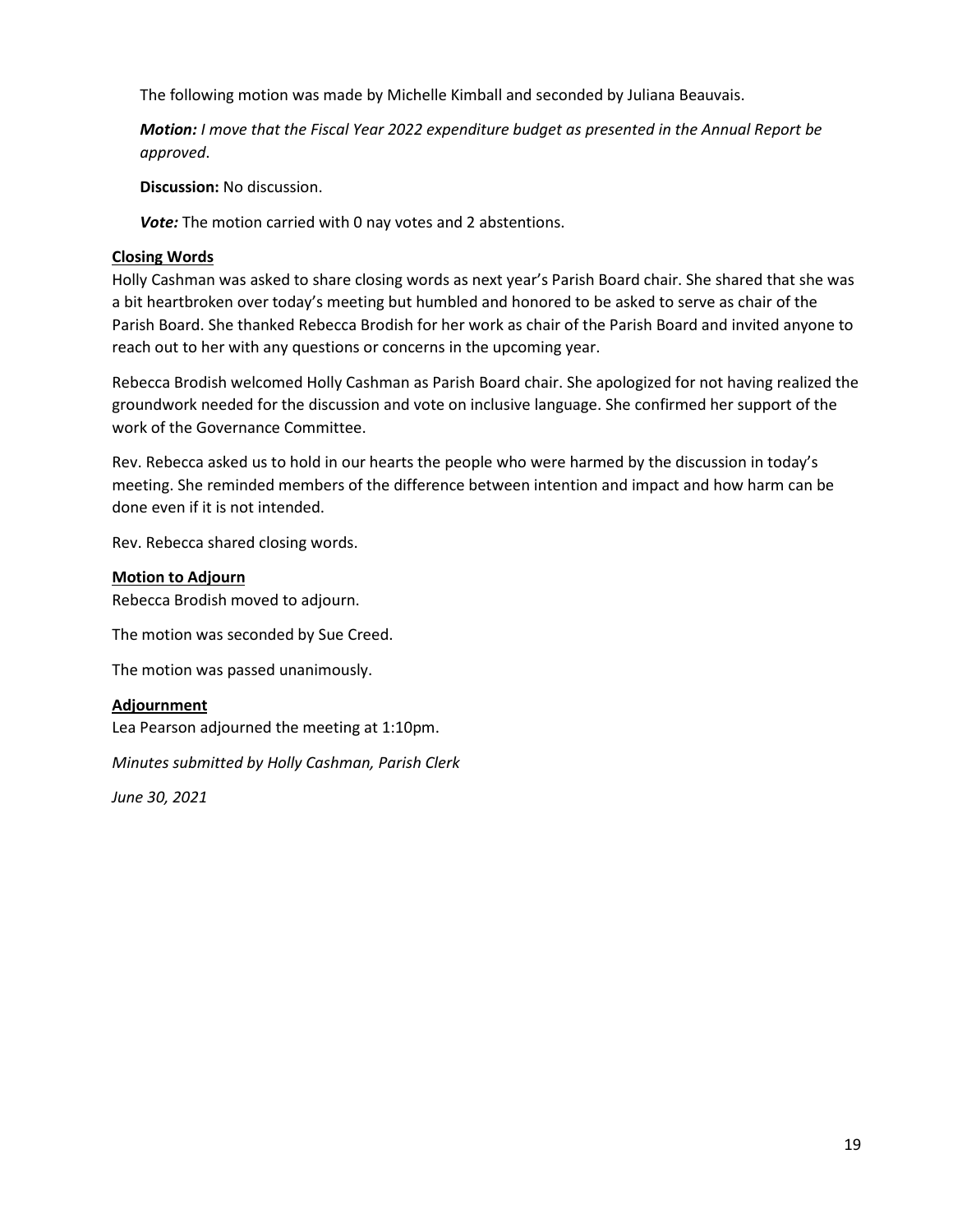The following motion was made by Michelle Kimball and seconded by Juliana Beauvais.

***Motion:*** *I move that the Fiscal Year 2022 expenditure budget as presented in the Annual Report be approved*.

**Discussion:** No discussion.

***Vote:*** The motion carried with 0 nay votes and 2 abstentions.

**Closing Words**

Holly Cashman was asked to share closing words as next year's Parish Board chair. She shared that she was a bit heartbroken over today's meeting but humbled and honored to be asked to serve as chair of the Parish Board. She thanked Rebecca Brodish for her work as chair of the Parish Board and invited anyone to reach out to her with any questions or concerns in the upcoming year.

Rebecca Brodish welcomed Holly Cashman as Parish Board chair. She apologized for not having realized the groundwork needed for the discussion and vote on inclusive language. She confirmed her support of the work of the Governance Committee.

Rev. Rebecca asked us to hold in our hearts the people who were harmed by the discussion in today's meeting. She reminded members of the difference between intention and impact and how harm can be done even if it is not intended.

Rev. Rebecca shared closing words.

**Motion to Adjourn**

Rebecca Brodish moved to adjourn.

The motion was seconded by Sue Creed.

The motion was passed unanimously.

**Adjournment**

Lea Pearson adjourned the meeting at 1:10pm.

*Minutes submitted by Holly Cashman, Parish Clerk*

*June 30, 2021*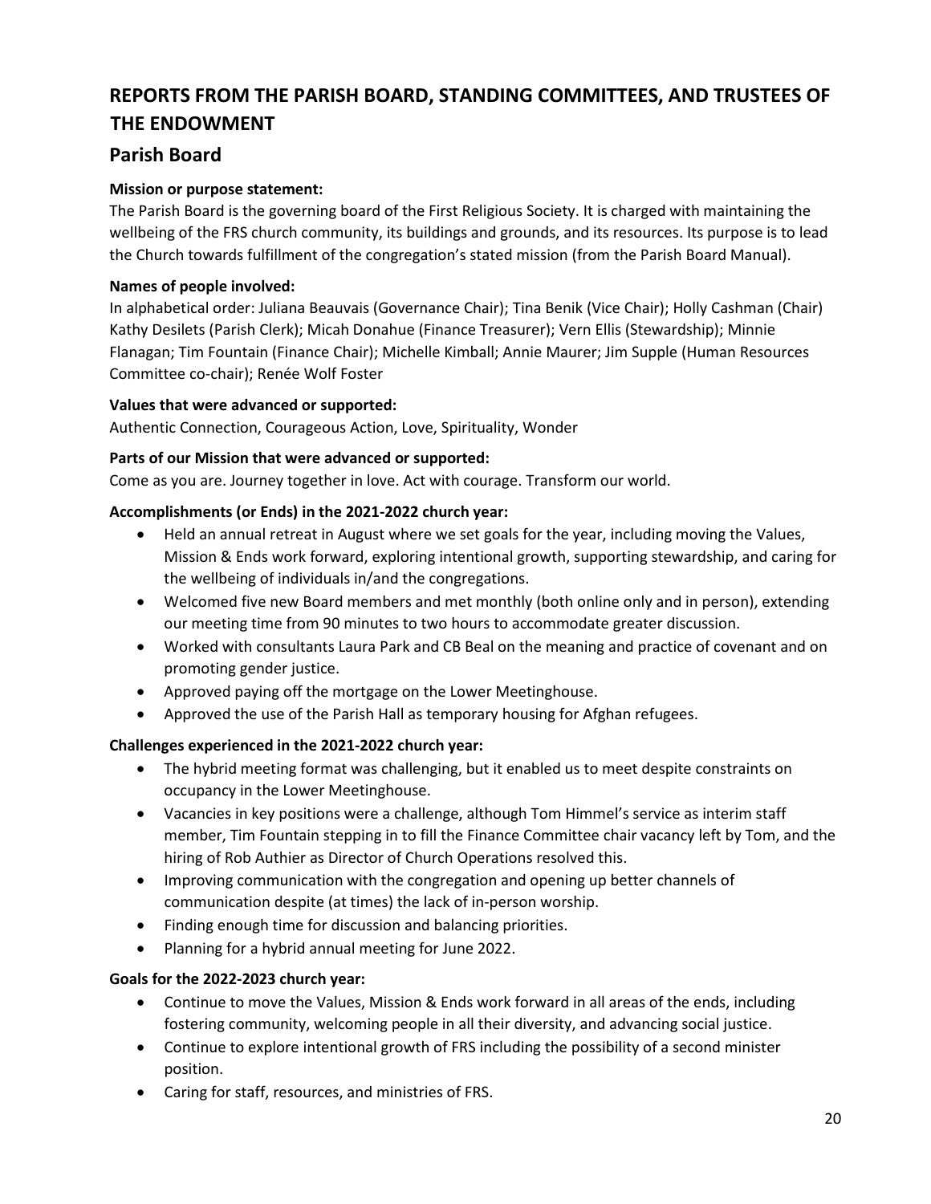# REPORTS FROM THE PARISH BOARD, STANDING COMMITTEES, AND TRUSTEES OF THE ENDOWMENT

## Parish Board

**Mission or purpose statement:**

The Parish Board is the governing board of the First Religious Society. It is charged with maintaining the wellbeing of the FRS church community, its buildings and grounds, and its resources. Its purpose is to lead the Church towards fulfillment of the congregation's stated mission (from the Parish Board Manual).

**Names of people involved:**

In alphabetical order: Juliana Beauvais (Governance Chair); Tina Benik (Vice Chair); Holly Cashman (Chair) Kathy Desilets (Parish Clerk); Micah Donahue (Finance Treasurer); Vern Ellis (Stewardship); Minnie Flanagan; Tim Fountain (Finance Chair); Michelle Kimball; Annie Maurer; Jim Supple (Human Resources Committee co-chair); Renée Wolf Foster

**Values that were advanced or supported:**

Authentic Connection, Courageous Action, Love, Spirituality, Wonder

**Parts of our Mission that were advanced or supported:**

Come as you are. Journey together in love. Act with courage. Transform our world.

**Accomplishments (or Ends) in the 2021-2022 church year:**

- Held an annual retreat in August where we set goals for the year, including moving the Values, Mission & Ends work forward, exploring intentional growth, supporting stewardship, and caring for the wellbeing of individuals in/and the congregations.
- Welcomed five new Board members and met monthly (both online only and in person), extending our meeting time from 90 minutes to two hours to accommodate greater discussion.
- Worked with consultants Laura Park and CB Beal on the meaning and practice of covenant and on promoting gender justice.
- Approved paying off the mortgage on the Lower Meetinghouse.
- Approved the use of the Parish Hall as temporary housing for Afghan refugees.

**Challenges experienced in the 2021-2022 church year:**

- The hybrid meeting format was challenging, but it enabled us to meet despite constraints on occupancy in the Lower Meetinghouse.
- Vacancies in key positions were a challenge, although Tom Himmel's service as interim staff member, Tim Fountain stepping in to fill the Finance Committee chair vacancy left by Tom, and the hiring of Rob Authier as Director of Church Operations resolved this.
- Improving communication with the congregation and opening up better channels of communication despite (at times) the lack of in-person worship.
- Finding enough time for discussion and balancing priorities.
- Planning for a hybrid annual meeting for June 2022.

**Goals for the 2022-2023 church year:**

- Continue to move the Values, Mission & Ends work forward in all areas of the ends, including fostering community, welcoming people in all their diversity, and advancing social justice.
- Continue to explore intentional growth of FRS including the possibility of a second minister position.
- Caring for staff, resources, and ministries of FRS.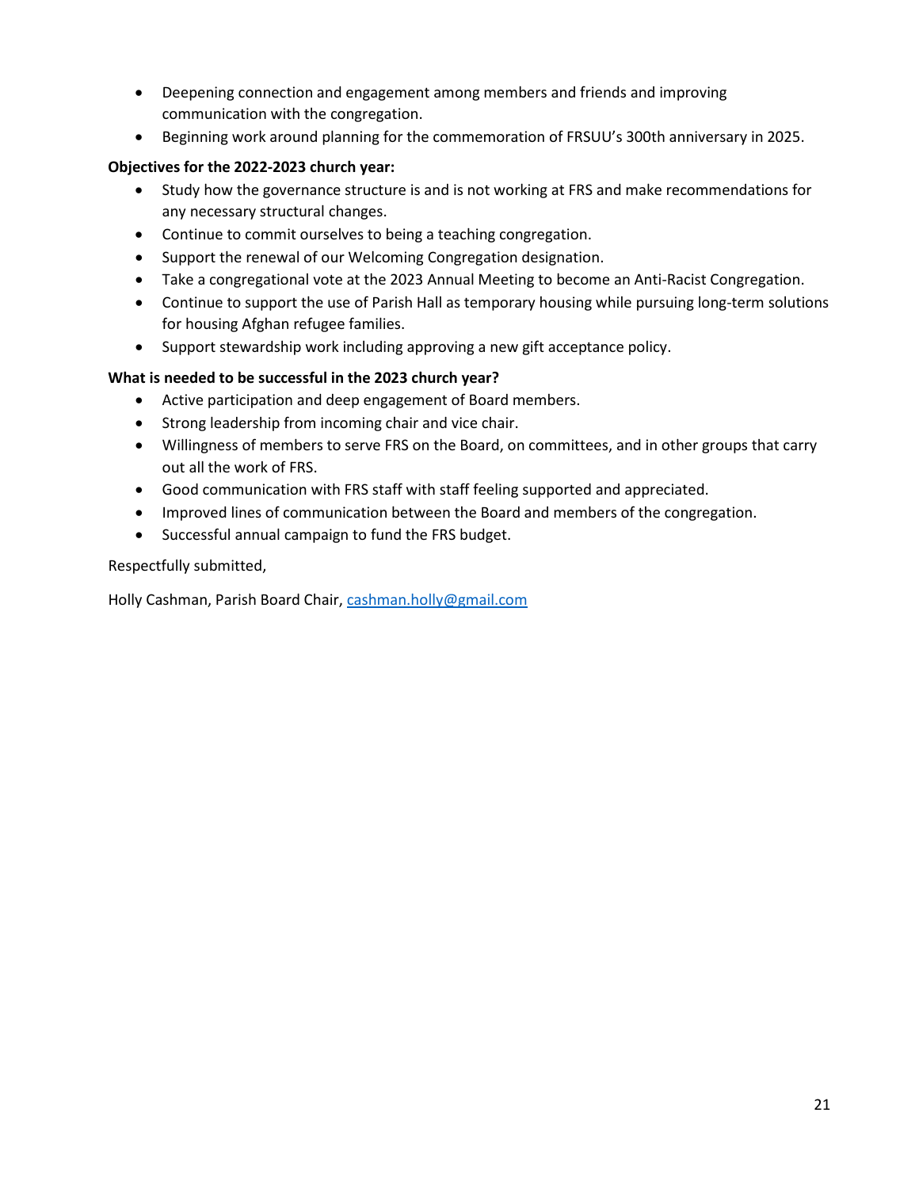- Deepening connection and engagement among members and friends and improving communication with the congregation.
- Beginning work around planning for the commemoration of FRSUU's 300th anniversary in 2025.

**Objectives for the 2022-2023 church year:**

- Study how the governance structure is and is not working at FRS and make recommendations for any necessary structural changes.
- Continue to commit ourselves to being a teaching congregation.
- Support the renewal of our Welcoming Congregation designation.
- Take a congregational vote at the 2023 Annual Meeting to become an Anti-Racist Congregation.
- Continue to support the use of Parish Hall as temporary housing while pursuing long-term solutions for housing Afghan refugee families.
- Support stewardship work including approving a new gift acceptance policy.

**What is needed to be successful in the 2023 church year?**

- Active participation and deep engagement of Board members.
- Strong leadership from incoming chair and vice chair.
- Willingness of members to serve FRS on the Board, on committees, and in other groups that carry out all the work of FRS.
- Good communication with FRS staff with staff feeling supported and appreciated.
- Improved lines of communication between the Board and members of the congregation.
- Successful annual campaign to fund the FRS budget.

Respectfully submitted,

Holly Cashman, Parish Board Chair, cashman.holly@gmail.com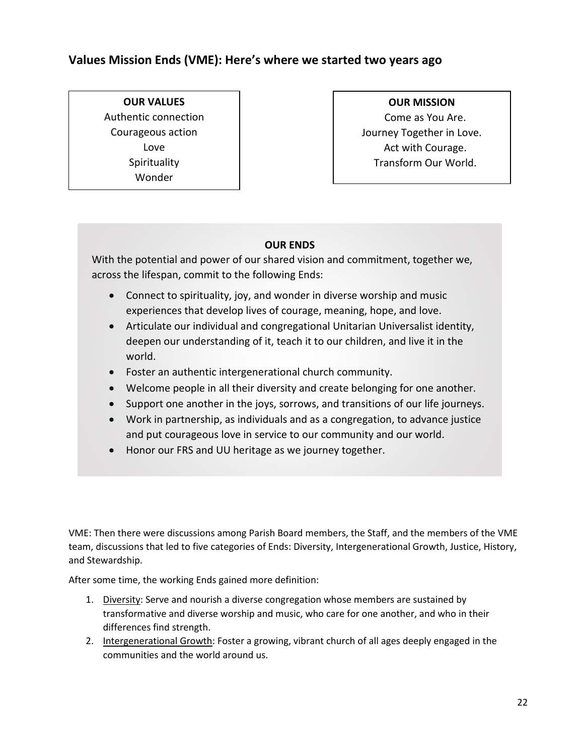## Values Mission Ends (VME): Here's where we started two years ago

**OUR VALUES**

Authentic connection
Courageous action
Love
Spirituality
Wonder

**OUR MISSION**

Come as You Are.
Journey Together in Love.
Act with Courage.
Transform Our World.

**OUR ENDS**

With the potential and power of our shared vision and commitment, together we, across the lifespan, commit to the following Ends:

- Connect to spirituality, joy, and wonder in diverse worship and music experiences that develop lives of courage, meaning, hope, and love.
- Articulate our individual and congregational Unitarian Universalist identity, deepen our understanding of it, teach it to our children, and live it in the world.
- Foster an authentic intergenerational church community.
- Welcome people in all their diversity and create belonging for one another.
- Support one another in the joys, sorrows, and transitions of our life journeys.
- Work in partnership, as individuals and as a congregation, to advance justice and put courageous love in service to our community and our world.
- Honor our FRS and UU heritage as we journey together.

VME: Then there were discussions among Parish Board members, the Staff, and the members of the VME team, discussions that led to five categories of Ends: Diversity, Intergenerational Growth, Justice, History, and Stewardship.

After some time, the working Ends gained more definition:

1. Diversity: Serve and nourish a diverse congregation whose members are sustained by transformative and diverse worship and music, who care for one another, and who in their differences find strength.
2. Intergenerational Growth: Foster a growing, vibrant church of all ages deeply engaged in the communities and the world around us.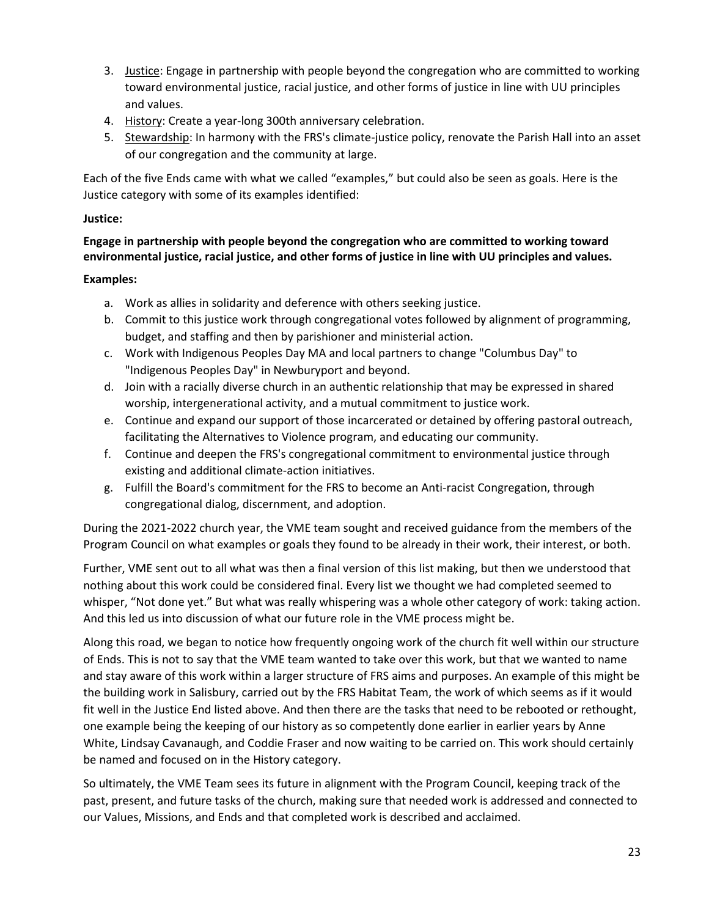3. Justice: Engage in partnership with people beyond the congregation who are committed to working toward environmental justice, racial justice, and other forms of justice in line with UU principles and values.
4. History: Create a year-long 300th anniversary celebration.
5. Stewardship: In harmony with the FRS's climate-justice policy, renovate the Parish Hall into an asset of our congregation and the community at large.

Each of the five Ends came with what we called "examples," but could also be seen as goals. Here is the Justice category with some of its examples identified:

**Justice:**

**Engage in partnership with people beyond the congregation who are committed to working toward environmental justice, racial justice, and other forms of justice in line with UU principles and values.**

**Examples:**

a. Work as allies in solidarity and deference with others seeking justice.
b. Commit to this justice work through congregational votes followed by alignment of programming, budget, and staffing and then by parishioner and ministerial action.
c. Work with Indigenous Peoples Day MA and local partners to change "Columbus Day" to "Indigenous Peoples Day" in Newburyport and beyond.
d. Join with a racially diverse church in an authentic relationship that may be expressed in shared worship, intergenerational activity, and a mutual commitment to justice work.
e. Continue and expand our support of those incarcerated or detained by offering pastoral outreach, facilitating the Alternatives to Violence program, and educating our community.
f. Continue and deepen the FRS's congregational commitment to environmental justice through existing and additional climate-action initiatives.
g. Fulfill the Board's commitment for the FRS to become an Anti-racist Congregation, through congregational dialog, discernment, and adoption.

During the 2021-2022 church year, the VME team sought and received guidance from the members of the Program Council on what examples or goals they found to be already in their work, their interest, or both.

Further, VME sent out to all what was then a final version of this list making, but then we understood that nothing about this work could be considered final. Every list we thought we had completed seemed to whisper, "Not done yet." But what was really whispering was a whole other category of work: taking action. And this led us into discussion of what our future role in the VME process might be.

Along this road, we began to notice how frequently ongoing work of the church fit well within our structure of Ends. This is not to say that the VME team wanted to take over this work, but that we wanted to name and stay aware of this work within a larger structure of FRS aims and purposes. An example of this might be the building work in Salisbury, carried out by the FRS Habitat Team, the work of which seems as if it would fit well in the Justice End listed above. And then there are the tasks that need to be rebooted or rethought, one example being the keeping of our history as so competently done earlier in earlier years by Anne White, Lindsay Cavanaugh, and Coddie Fraser and now waiting to be carried on. This work should certainly be named and focused on in the History category.

So ultimately, the VME Team sees its future in alignment with the Program Council, keeping track of the past, present, and future tasks of the church, making sure that needed work is addressed and connected to our Values, Missions, and Ends and that completed work is described and acclaimed.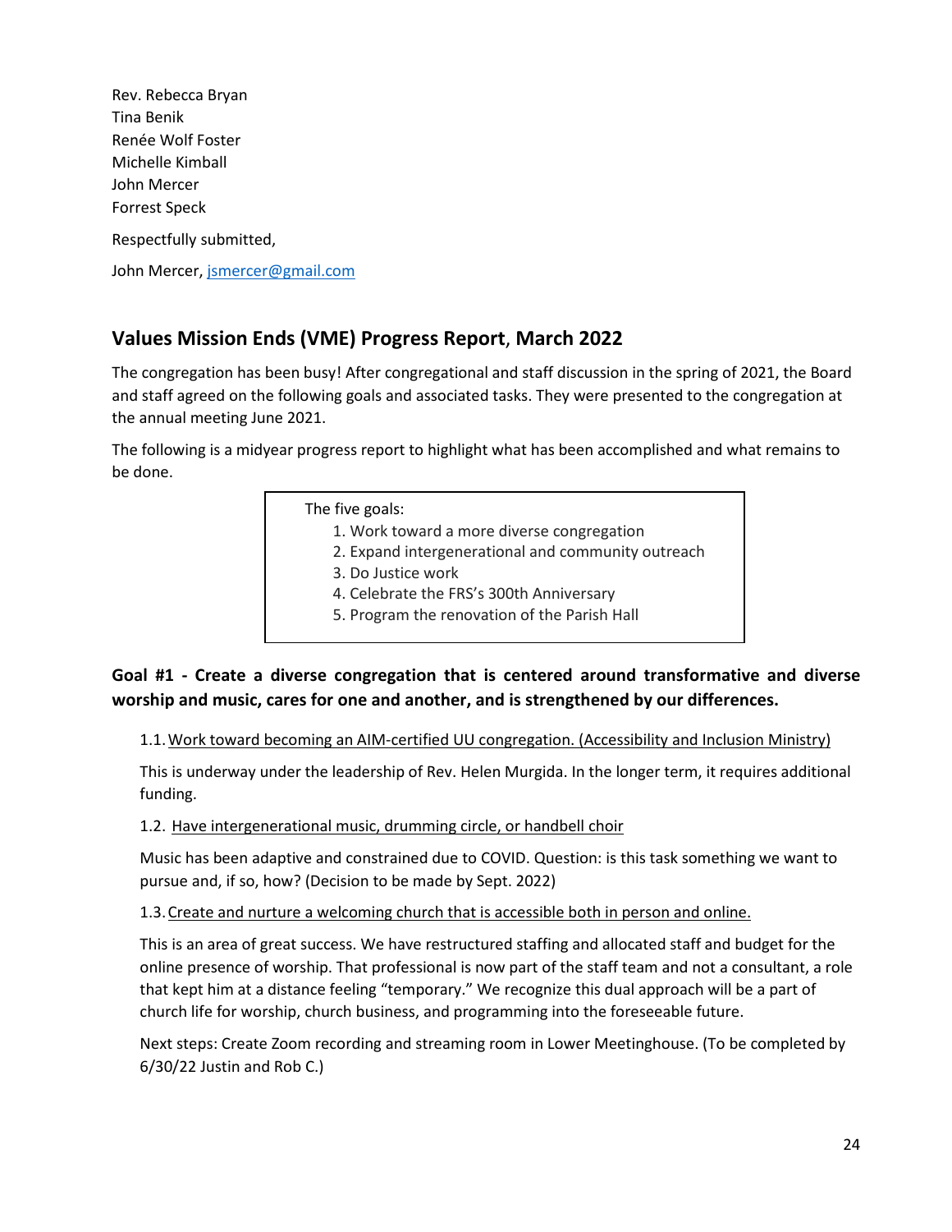Rev. Rebecca Bryan
Tina Benik
Renée Wolf Foster
Michelle Kimball
John Mercer
Forrest Speck

Respectfully submitted,

John Mercer, jsmercer@gmail.com

## Values Mission Ends (VME) Progress Report, March 2022

The congregation has been busy! After congregational and staff discussion in the spring of 2021, the Board and staff agreed on the following goals and associated tasks. They were presented to the congregation at the annual meeting June 2021.

The following is a midyear progress report to highlight what has been accomplished and what remains to be done.

The five goals:

1. Work toward a more diverse congregation
2. Expand intergenerational and community outreach
3. Do Justice work
4. Celebrate the FRS's 300th Anniversary
5. Program the renovation of the Parish Hall

**Goal #1 - Create a diverse congregation that is centered around transformative and diverse worship and music, cares for one and another, and is strengthened by our differences.**

1.1. Work toward becoming an AIM-certified UU congregation. (Accessibility and Inclusion Ministry)

This is underway under the leadership of Rev. Helen Murgida. In the longer term, it requires additional funding.

1.2. Have intergenerational music, drumming circle, or handbell choir

Music has been adaptive and constrained due to COVID. Question: is this task something we want to pursue and, if so, how? (Decision to be made by Sept. 2022)

1.3. Create and nurture a welcoming church that is accessible both in person and online.

This is an area of great success. We have restructured staffing and allocated staff and budget for the online presence of worship. That professional is now part of the staff team and not a consultant, a role that kept him at a distance feeling "temporary." We recognize this dual approach will be a part of church life for worship, church business, and programming into the foreseeable future.

Next steps: Create Zoom recording and streaming room in Lower Meetinghouse. (To be completed by 6/30/22 Justin and Rob C.)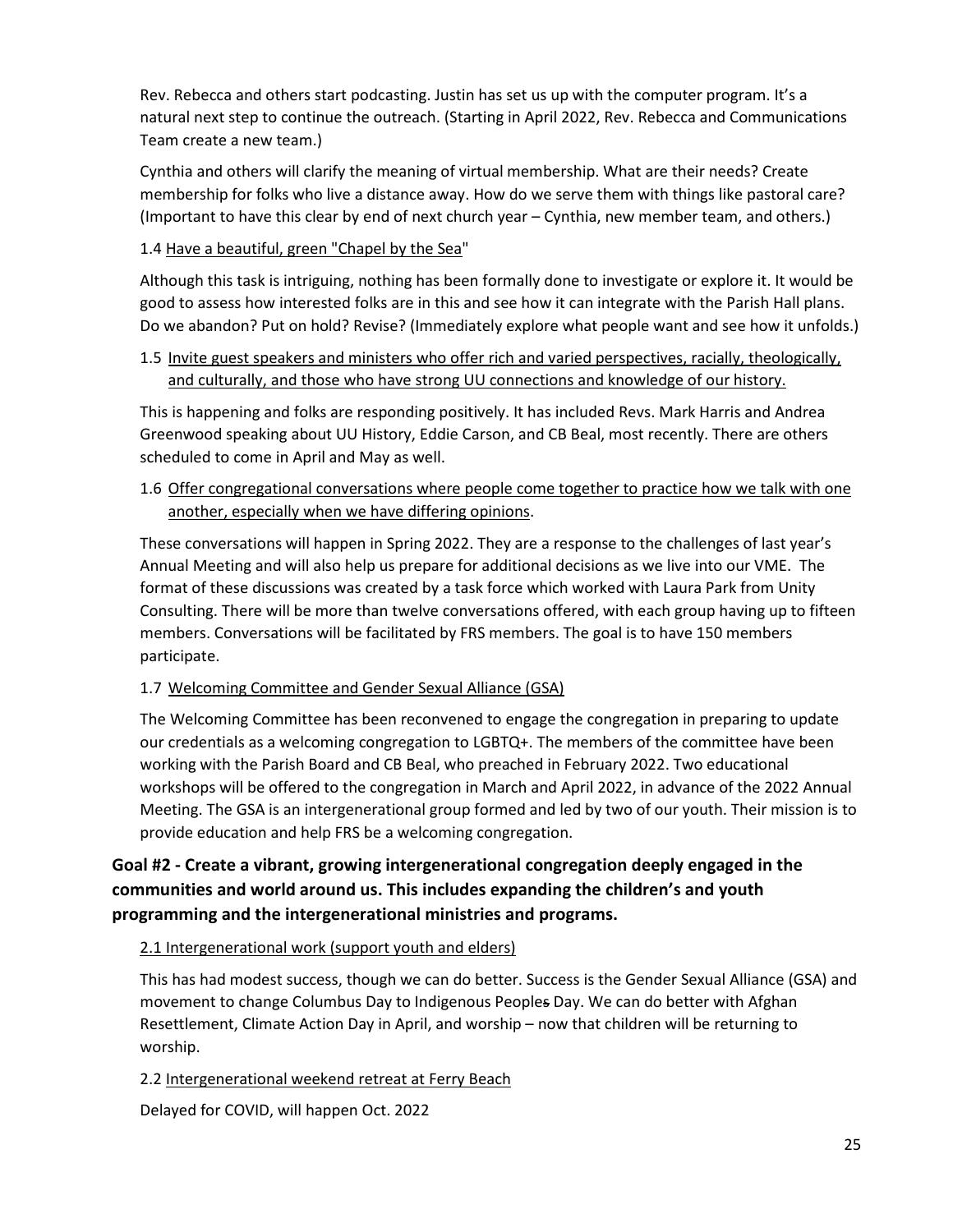Rev. Rebecca and others start podcasting. Justin has set us up with the computer program. It's a natural next step to continue the outreach. (Starting in April 2022, Rev. Rebecca and Communications Team create a new team.)

Cynthia and others will clarify the meaning of virtual membership. What are their needs? Create membership for folks who live a distance away. How do we serve them with things like pastoral care? (Important to have this clear by end of next church year – Cynthia, new member team, and others.)

1.4 <u>Have a beautiful, green "Chapel by the Sea</u>"

Although this task is intriguing, nothing has been formally done to investigate or explore it. It would be good to assess how interested folks are in this and see how it can integrate with the Parish Hall plans. Do we abandon? Put on hold? Revise? (Immediately explore what people want and see how it unfolds.)

1.5 <u>Invite guest speakers and ministers who offer rich and varied perspectives, racially, theologically, and culturally, and those who have strong UU connections and knowledge of our history.</u>

This is happening and folks are responding positively. It has included Revs. Mark Harris and Andrea Greenwood speaking about UU History, Eddie Carson, and CB Beal, most recently. There are others scheduled to come in April and May as well.

1.6 <u>Offer congregational conversations where people come together to practice how we talk with one another, especially when we have differing opinions</u>.

These conversations will happen in Spring 2022. They are a response to the challenges of last year's Annual Meeting and will also help us prepare for additional decisions as we live into our VME. The format of these discussions was created by a task force which worked with Laura Park from Unity Consulting. There will be more than twelve conversations offered, with each group having up to fifteen members. Conversations will be facilitated by FRS members. The goal is to have 150 members participate.

1.7 <u>Welcoming Committee and Gender Sexual Alliance (GSA)</u>

The Welcoming Committee has been reconvened to engage the congregation in preparing to update our credentials as a welcoming congregation to LGBTQ+. The members of the committee have been working with the Parish Board and CB Beal, who preached in February 2022. Two educational workshops will be offered to the congregation in March and April 2022, in advance of the 2022 Annual Meeting. The GSA is an intergenerational group formed and led by two of our youth. Their mission is to provide education and help FRS be a welcoming congregation.

### Goal #2 - Create a vibrant, growing intergenerational congregation deeply engaged in the communities and world around us. This includes expanding the children's and youth programming and the intergenerational ministries and programs.

2.1 <u>Intergenerational work (support youth and elders)</u>

This has had modest success, though we can do better. Success is the Gender Sexual Alliance (GSA) and movement to change Columbus Day to Indigenous Peoples Day. We can do better with Afghan Resettlement, Climate Action Day in April, and worship – now that children will be returning to worship.

2.2 <u>Intergenerational weekend retreat at Ferry Beach</u>

Delayed for COVID, will happen Oct. 2022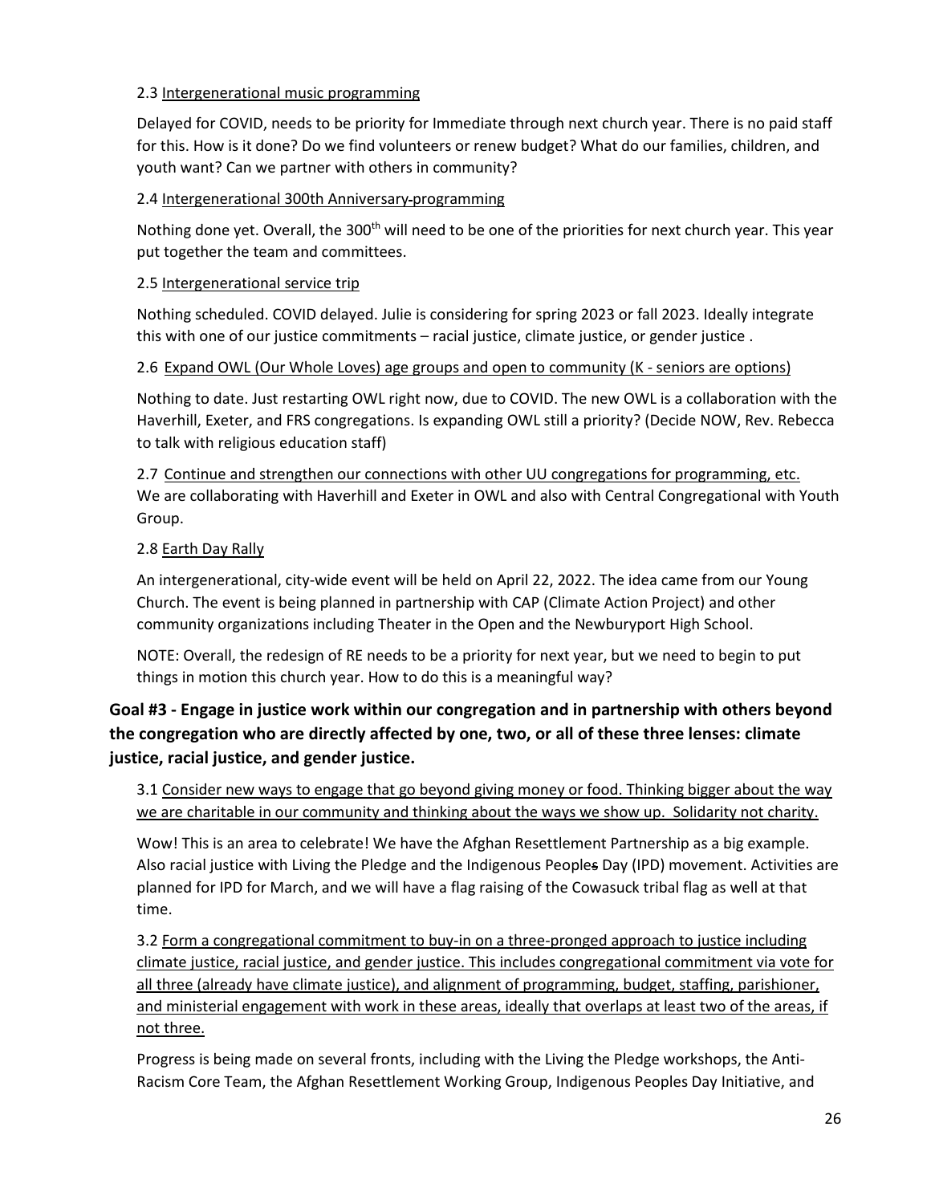2.3 Intergenerational music programming

Delayed for COVID, needs to be priority for Immediate through next church year. There is no paid staff for this. How is it done? Do we find volunteers or renew budget? What do our families, children, and youth want? Can we partner with others in community?

2.4 Intergenerational 300th Anniversary programming

Nothing done yet. Overall, the 300th will need to be one of the priorities for next church year. This year put together the team and committees.

2.5 Intergenerational service trip

Nothing scheduled. COVID delayed. Julie is considering for spring 2023 or fall 2023. Ideally integrate this with one of our justice commitments – racial justice, climate justice, or gender justice .

2.6 Expand OWL (Our Whole Loves) age groups and open to community (K - seniors are options)

Nothing to date. Just restarting OWL right now, due to COVID. The new OWL is a collaboration with the Haverhill, Exeter, and FRS congregations. Is expanding OWL still a priority? (Decide NOW, Rev. Rebecca to talk with religious education staff)

2.7 Continue and strengthen our connections with other UU congregations for programming, etc.
We are collaborating with Haverhill and Exeter in OWL and also with Central Congregational with Youth Group.

2.8 Earth Day Rally

An intergenerational, city-wide event will be held on April 22, 2022. The idea came from our Young Church. The event is being planned in partnership with CAP (Climate Action Project) and other community organizations including Theater in the Open and the Newburyport High School.

NOTE: Overall, the redesign of RE needs to be a priority for next year, but we need to begin to put things in motion this church year. How to do this is a meaningful way?

### Goal #3 - Engage in justice work within our congregation and in partnership with others beyond the congregation who are directly affected by one, two, or all of these three lenses: climate justice, racial justice, and gender justice.

3.1 Consider new ways to engage that go beyond giving money or food. Thinking bigger about the way we are charitable in our community and thinking about the ways we show up. Solidarity not charity.

Wow! This is an area to celebrate! We have the Afghan Resettlement Partnership as a big example. Also racial justice with Living the Pledge and the Indigenous Peoples Day (IPD) movement. Activities are planned for IPD for March, and we will have a flag raising of the Cowasuck tribal flag as well at that time.

3.2 Form a congregational commitment to buy-in on a three-pronged approach to justice including climate justice, racial justice, and gender justice. This includes congregational commitment via vote for all three (already have climate justice), and alignment of programming, budget, staffing, parishioner, and ministerial engagement with work in these areas, ideally that overlaps at least two of the areas, if not three.

Progress is being made on several fronts, including with the Living the Pledge workshops, the Anti-Racism Core Team, the Afghan Resettlement Working Group, Indigenous Peoples Day Initiative, and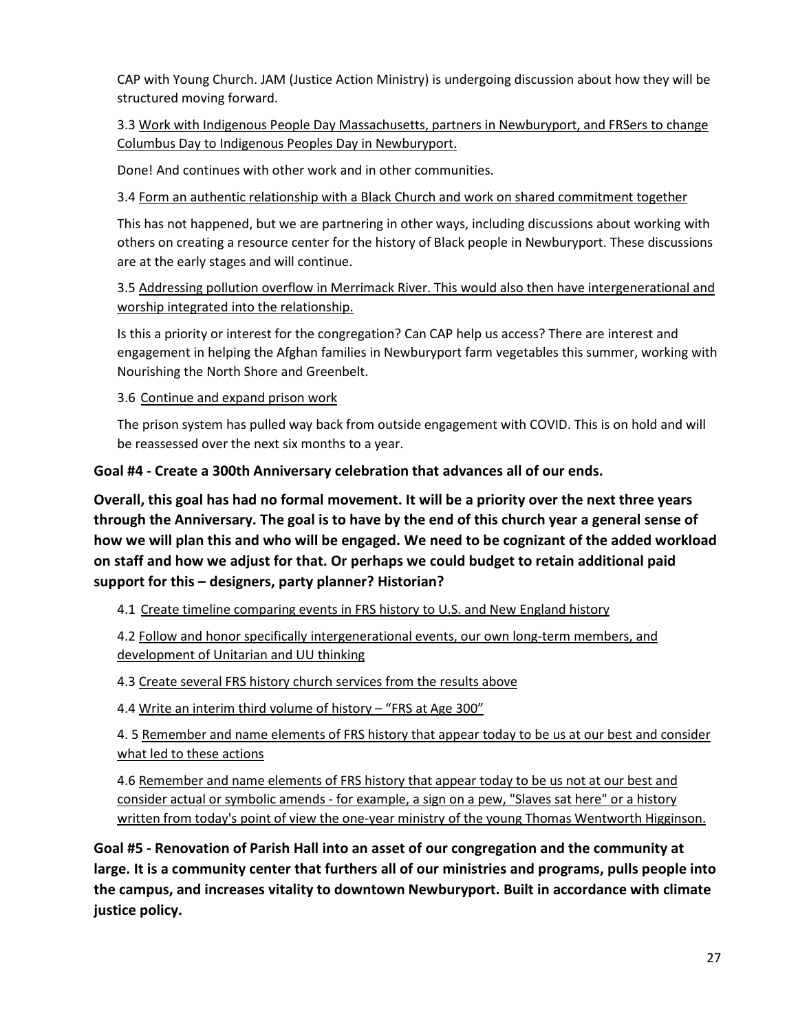CAP with Young Church. JAM (Justice Action Ministry) is undergoing discussion about how they will be structured moving forward.

3.3 <u>Work with Indigenous People Day Massachusetts, partners in Newburyport, and FRSers to change Columbus Day to Indigenous Peoples Day in Newburyport.</u>

Done! And continues with other work and in other communities.

3.4 <u>Form an authentic relationship with a Black Church and work on shared commitment together</u>

This has not happened, but we are partnering in other ways, including discussions about working with others on creating a resource center for the history of Black people in Newburyport. These discussions are at the early stages and will continue.

3.5 <u>Addressing pollution overflow in Merrimack River. This would also then have intergenerational and worship integrated into the relationship.</u>

Is this a priority or interest for the congregation? Can CAP help us access? There are interest and engagement in helping the Afghan families in Newburyport farm vegetables this summer, working with Nourishing the North Shore and Greenbelt.

3.6 <u>Continue and expand prison work</u>

The prison system has pulled way back from outside engagement with COVID. This is on hold and will be reassessed over the next six months to a year.

**Goal #4 - Create a 300th Anniversary celebration that advances all of our ends.**

**Overall, this goal has had no formal movement. It will be a priority over the next three years through the Anniversary. The goal is to have by the end of this church year a general sense of how we will plan this and who will be engaged. We need to be cognizant of the added workload on staff and how we adjust for that. Or perhaps we could budget to retain additional paid support for this – designers, party planner? Historian?**

4.1 <u>Create timeline comparing events in FRS history to U.S. and New England history</u>

4.2 <u>Follow and honor specifically intergenerational events, our own long-term members, and development of Unitarian and UU thinking</u>

4.3 <u>Create several FRS history church services from the results above</u>

4.4 <u>Write an interim third volume of history – "FRS at Age 300"</u>

4. 5 <u>Remember and name elements of FRS history that appear today to be us at our best and consider what led to these actions</u>

4.6 <u>Remember and name elements of FRS history that appear today to be us not at our best and consider actual or symbolic amends - for example, a sign on a pew, "Slaves sat here" or a history written from today's point of view the one-year ministry of the young Thomas Wentworth Higginson.</u>

**Goal #5 - Renovation of Parish Hall into an asset of our congregation and the community at large. It is a community center that furthers all of our ministries and programs, pulls people into the campus, and increases vitality to downtown Newburyport. Built in accordance with climate justice policy.**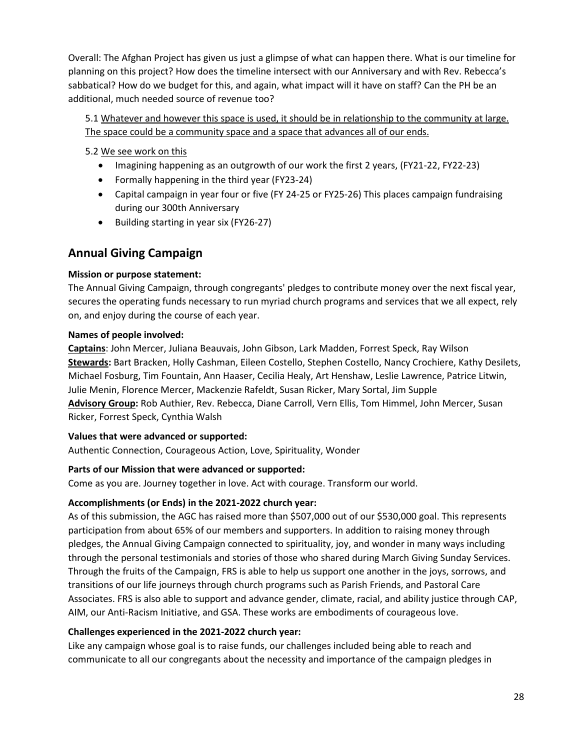Overall: The Afghan Project has given us just a glimpse of what can happen there. What is our timeline for planning on this project? How does the timeline intersect with our Anniversary and with Rev. Rebecca's sabbatical? How do we budget for this, and again, what impact will it have on staff? Can the PH be an additional, much needed source of revenue too?

5.1 <u>Whatever and however this space is used, it should be in relationship to the community at large. The space could be a community space and a space that advances all of our ends.</u>

5.2 <u>We see work on this</u>

- Imagining happening as an outgrowth of our work the first 2 years, (FY21-22, FY22-23)
- Formally happening in the third year (FY23-24)
- Capital campaign in year four or five (FY 24-25 or FY25-26) This places campaign fundraising during our 300th Anniversary
- Building starting in year six (FY26-27)

## Annual Giving Campaign

**Mission or purpose statement:**
The Annual Giving Campaign, through congregants' pledges to contribute money over the next fiscal year, secures the operating funds necessary to run myriad church programs and services that we all expect, rely on, and enjoy during the course of each year.

**Names of people involved:**
**<u>Captains</u>**: John Mercer, Juliana Beauvais, John Gibson, Lark Madden, Forrest Speck, Ray Wilson
**<u>Stewards</u>:** Bart Bracken, Holly Cashman, Eileen Costello, Stephen Costello, Nancy Crochiere, Kathy Desilets, Michael Fosburg, Tim Fountain, Ann Haaser, Cecilia Healy, Art Henshaw, Leslie Lawrence, Patrice Litwin, Julie Menin, Florence Mercer, Mackenzie Rafeldt, Susan Ricker, Mary Sortal, Jim Supple
**<u>Advisory Group</u>:** Rob Authier, Rev. Rebecca, Diane Carroll, Vern Ellis, Tom Himmel, John Mercer, Susan Ricker, Forrest Speck, Cynthia Walsh

**Values that were advanced or supported:**
Authentic Connection, Courageous Action, Love, Spirituality, Wonder

**Parts of our Mission that were advanced or supported:**
Come as you are. Journey together in love. Act with courage. Transform our world.

**Accomplishments (or Ends) in the 2021-2022 church year:**
As of this submission, the AGC has raised more than $507,000 out of our $530,000 goal. This represents participation from about 65% of our members and supporters. In addition to raising money through pledges, the Annual Giving Campaign connected to spirituality, joy, and wonder in many ways including through the personal testimonials and stories of those who shared during March Giving Sunday Services. Through the fruits of the Campaign, FRS is able to help us support one another in the joys, sorrows, and transitions of our life journeys through church programs such as Parish Friends, and Pastoral Care Associates. FRS is also able to support and advance gender, climate, racial, and ability justice through CAP, AIM, our Anti-Racism Initiative, and GSA. These works are embodiments of courageous love.

**Challenges experienced in the 2021-2022 church year:**
Like any campaign whose goal is to raise funds, our challenges included being able to reach and communicate to all our congregants about the necessity and importance of the campaign pledges in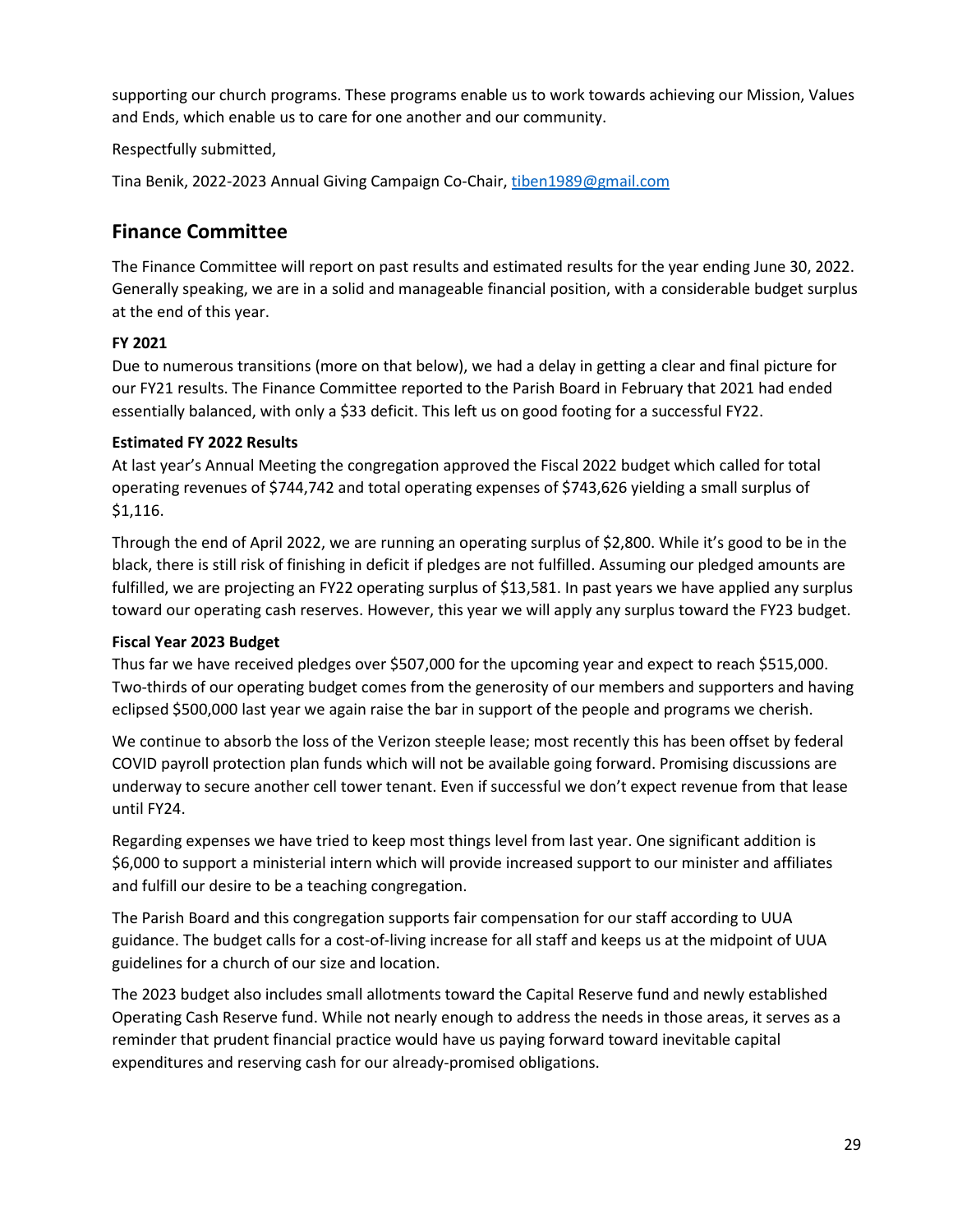supporting our church programs. These programs enable us to work towards achieving our Mission, Values and Ends, which enable us to care for one another and our community.

Respectfully submitted,

Tina Benik, 2022-2023 Annual Giving Campaign Co-Chair, tiben1989@gmail.com

## Finance Committee

The Finance Committee will report on past results and estimated results for the year ending June 30, 2022. Generally speaking, we are in a solid and manageable financial position, with a considerable budget surplus at the end of this year.

**FY 2021**
Due to numerous transitions (more on that below), we had a delay in getting a clear and final picture for our FY21 results. The Finance Committee reported to the Parish Board in February that 2021 had ended essentially balanced, with only a $33 deficit. This left us on good footing for a successful FY22.

**Estimated FY 2022 Results**
At last year's Annual Meeting the congregation approved the Fiscal 2022 budget which called for total operating revenues of $744,742 and total operating expenses of $743,626 yielding a small surplus of $1,116.

Through the end of April 2022, we are running an operating surplus of $2,800. While it's good to be in the black, there is still risk of finishing in deficit if pledges are not fulfilled. Assuming our pledged amounts are fulfilled, we are projecting an FY22 operating surplus of $13,581. In past years we have applied any surplus toward our operating cash reserves. However, this year we will apply any surplus toward the FY23 budget.

**Fiscal Year 2023 Budget**
Thus far we have received pledges over $507,000 for the upcoming year and expect to reach $515,000. Two-thirds of our operating budget comes from the generosity of our members and supporters and having eclipsed $500,000 last year we again raise the bar in support of the people and programs we cherish.

We continue to absorb the loss of the Verizon steeple lease; most recently this has been offset by federal COVID payroll protection plan funds which will not be available going forward. Promising discussions are underway to secure another cell tower tenant. Even if successful we don't expect revenue from that lease until FY24.

Regarding expenses we have tried to keep most things level from last year. One significant addition is $6,000 to support a ministerial intern which will provide increased support to our minister and affiliates and fulfill our desire to be a teaching congregation.

The Parish Board and this congregation supports fair compensation for our staff according to UUA guidance. The budget calls for a cost-of-living increase for all staff and keeps us at the midpoint of UUA guidelines for a church of our size and location.

The 2023 budget also includes small allotments toward the Capital Reserve fund and newly established Operating Cash Reserve fund. While not nearly enough to address the needs in those areas, it serves as a reminder that prudent financial practice would have us paying forward toward inevitable capital expenditures and reserving cash for our already-promised obligations.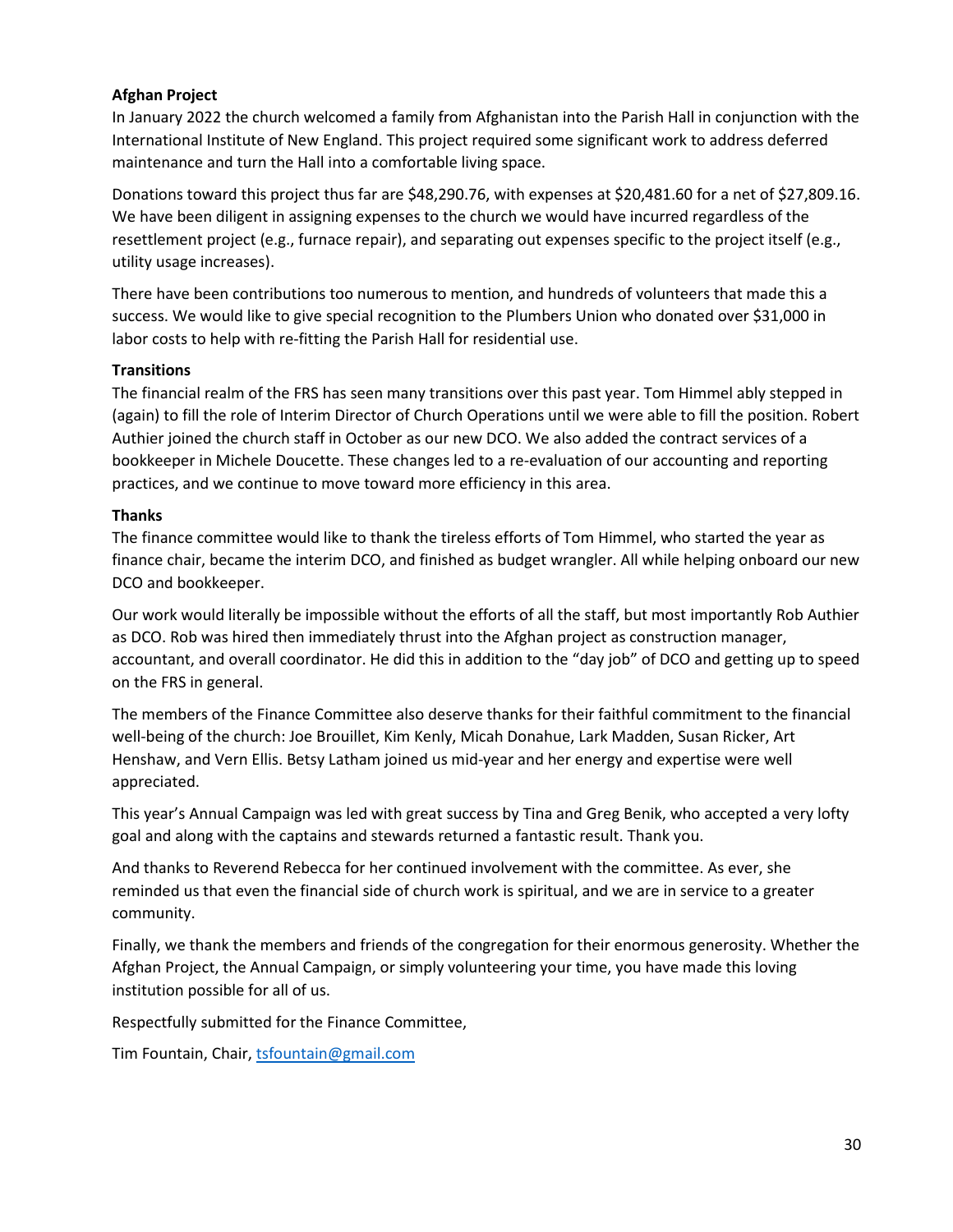**Afghan Project**

In January 2022 the church welcomed a family from Afghanistan into the Parish Hall in conjunction with the International Institute of New England. This project required some significant work to address deferred maintenance and turn the Hall into a comfortable living space.

Donations toward this project thus far are $48,290.76, with expenses at $20,481.60 for a net of $27,809.16. We have been diligent in assigning expenses to the church we would have incurred regardless of the resettlement project (e.g., furnace repair), and separating out expenses specific to the project itself (e.g., utility usage increases).

There have been contributions too numerous to mention, and hundreds of volunteers that made this a success. We would like to give special recognition to the Plumbers Union who donated over $31,000 in labor costs to help with re-fitting the Parish Hall for residential use.

**Transitions**

The financial realm of the FRS has seen many transitions over this past year. Tom Himmel ably stepped in (again) to fill the role of Interim Director of Church Operations until we were able to fill the position. Robert Authier joined the church staff in October as our new DCO. We also added the contract services of a bookkeeper in Michele Doucette. These changes led to a re-evaluation of our accounting and reporting practices, and we continue to move toward more efficiency in this area.

**Thanks**

The finance committee would like to thank the tireless efforts of Tom Himmel, who started the year as finance chair, became the interim DCO, and finished as budget wrangler. All while helping onboard our new DCO and bookkeeper.

Our work would literally be impossible without the efforts of all the staff, but most importantly Rob Authier as DCO. Rob was hired then immediately thrust into the Afghan project as construction manager, accountant, and overall coordinator. He did this in addition to the "day job" of DCO and getting up to speed on the FRS in general.

The members of the Finance Committee also deserve thanks for their faithful commitment to the financial well-being of the church: Joe Brouillet, Kim Kenly, Micah Donahue, Lark Madden, Susan Ricker, Art Henshaw, and Vern Ellis. Betsy Latham joined us mid-year and her energy and expertise were well appreciated.

This year's Annual Campaign was led with great success by Tina and Greg Benik, who accepted a very lofty goal and along with the captains and stewards returned a fantastic result. Thank you.

And thanks to Reverend Rebecca for her continued involvement with the committee. As ever, she reminded us that even the financial side of church work is spiritual, and we are in service to a greater community.

Finally, we thank the members and friends of the congregation for their enormous generosity. Whether the Afghan Project, the Annual Campaign, or simply volunteering your time, you have made this loving institution possible for all of us.

Respectfully submitted for the Finance Committee,

Tim Fountain, Chair, tsfountain@gmail.com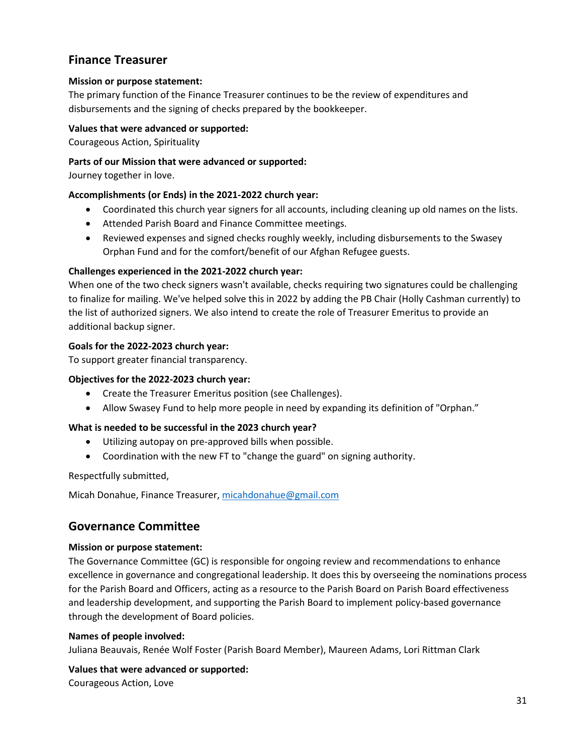## Finance Treasurer

**Mission or purpose statement:**
The primary function of the Finance Treasurer continues to be the review of expenditures and disbursements and the signing of checks prepared by the bookkeeper.

**Values that were advanced or supported:**
Courageous Action, Spirituality

**Parts of our Mission that were advanced or supported:**
Journey together in love.

**Accomplishments (or Ends) in the 2021-2022 church year:**

- Coordinated this church year signers for all accounts, including cleaning up old names on the lists.
- Attended Parish Board and Finance Committee meetings.
- Reviewed expenses and signed checks roughly weekly, including disbursements to the Swasey Orphan Fund and for the comfort/benefit of our Afghan Refugee guests.

**Challenges experienced in the 2021-2022 church year:**
When one of the two check signers wasn't available, checks requiring two signatures could be challenging to finalize for mailing. We've helped solve this in 2022 by adding the PB Chair (Holly Cashman currently) to the list of authorized signers. We also intend to create the role of Treasurer Emeritus to provide an additional backup signer.

**Goals for the 2022-2023 church year:**
To support greater financial transparency.

**Objectives for the 2022-2023 church year:**

- Create the Treasurer Emeritus position (see Challenges).
- Allow Swasey Fund to help more people in need by expanding its definition of "Orphan."

**What is needed to be successful in the 2023 church year?**

- Utilizing autopay on pre-approved bills when possible.
- Coordination with the new FT to "change the guard" on signing authority.

Respectfully submitted,

Micah Donahue, Finance Treasurer, micahdonahue@gmail.com

## Governance Committee

**Mission or purpose statement:**
The Governance Committee (GC) is responsible for ongoing review and recommendations to enhance excellence in governance and congregational leadership. It does this by overseeing the nominations process for the Parish Board and Officers, acting as a resource to the Parish Board on Parish Board effectiveness and leadership development, and supporting the Parish Board to implement policy-based governance through the development of Board policies.

**Names of people involved:**
Juliana Beauvais, Renée Wolf Foster (Parish Board Member), Maureen Adams, Lori Rittman Clark

**Values that were advanced or supported:**
Courageous Action, Love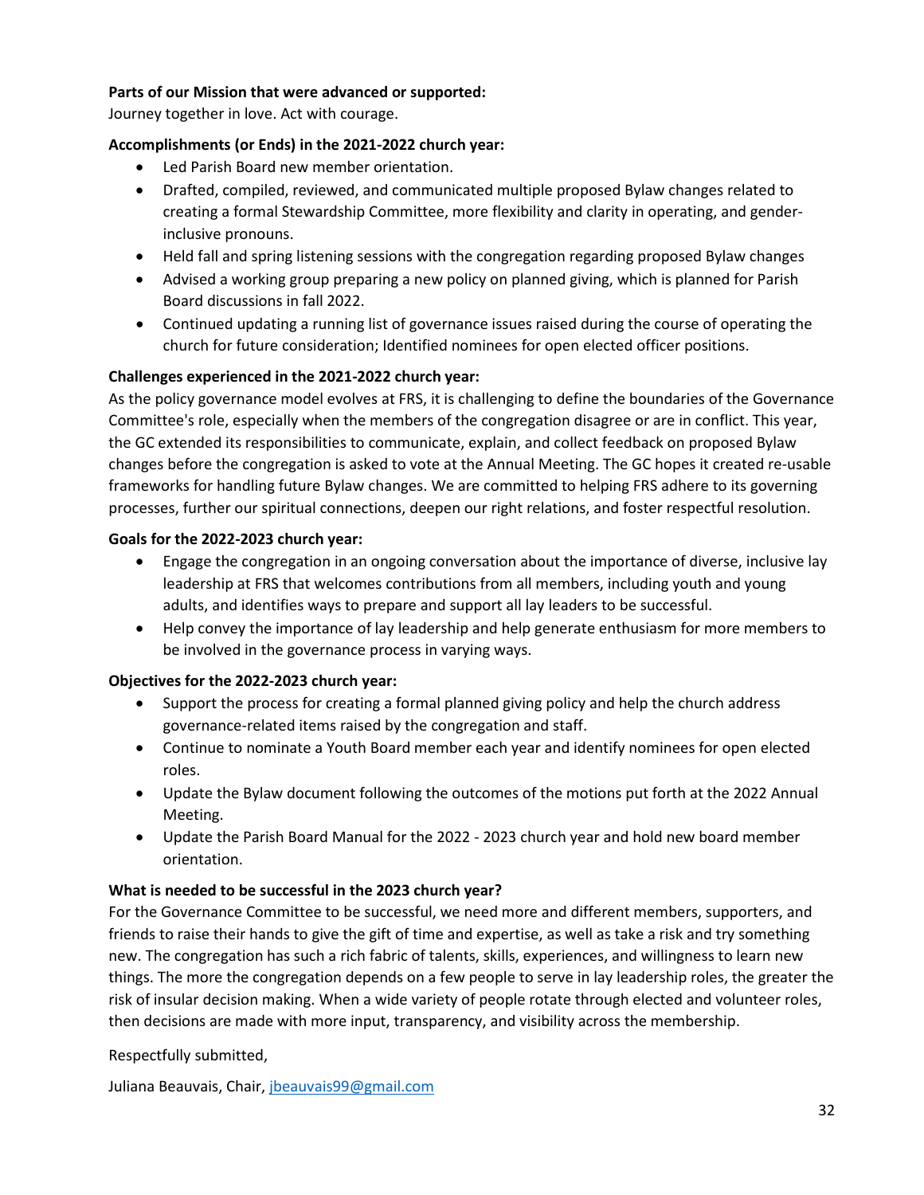**Parts of our Mission that were advanced or supported:**
Journey together in love. Act with courage.

**Accomplishments (or Ends) in the 2021-2022 church year:**

- Led Parish Board new member orientation.
- Drafted, compiled, reviewed, and communicated multiple proposed Bylaw changes related to creating a formal Stewardship Committee, more flexibility and clarity in operating, and gender-inclusive pronouns.
- Held fall and spring listening sessions with the congregation regarding proposed Bylaw changes
- Advised a working group preparing a new policy on planned giving, which is planned for Parish Board discussions in fall 2022.
- Continued updating a running list of governance issues raised during the course of operating the church for future consideration; Identified nominees for open elected officer positions.

**Challenges experienced in the 2021-2022 church year:**
As the policy governance model evolves at FRS, it is challenging to define the boundaries of the Governance Committee's role, especially when the members of the congregation disagree or are in conflict. This year, the GC extended its responsibilities to communicate, explain, and collect feedback on proposed Bylaw changes before the congregation is asked to vote at the Annual Meeting. The GC hopes it created re-usable frameworks for handling future Bylaw changes. We are committed to helping FRS adhere to its governing processes, further our spiritual connections, deepen our right relations, and foster respectful resolution.

**Goals for the 2022-2023 church year:**

- Engage the congregation in an ongoing conversation about the importance of diverse, inclusive lay leadership at FRS that welcomes contributions from all members, including youth and young adults, and identifies ways to prepare and support all lay leaders to be successful.
- Help convey the importance of lay leadership and help generate enthusiasm for more members to be involved in the governance process in varying ways.

**Objectives for the 2022-2023 church year:**

- Support the process for creating a formal planned giving policy and help the church address governance-related items raised by the congregation and staff.
- Continue to nominate a Youth Board member each year and identify nominees for open elected roles.
- Update the Bylaw document following the outcomes of the motions put forth at the 2022 Annual Meeting.
- Update the Parish Board Manual for the 2022 - 2023 church year and hold new board member orientation.

**What is needed to be successful in the 2023 church year?**
For the Governance Committee to be successful, we need more and different members, supporters, and friends to raise their hands to give the gift of time and expertise, as well as take a risk and try something new. The congregation has such a rich fabric of talents, skills, experiences, and willingness to learn new things. The more the congregation depends on a few people to serve in lay leadership roles, the greater the risk of insular decision making. When a wide variety of people rotate through elected and volunteer roles, then decisions are made with more input, transparency, and visibility across the membership.

Respectfully submitted,

Juliana Beauvais, Chair, jbeauvais99@gmail.com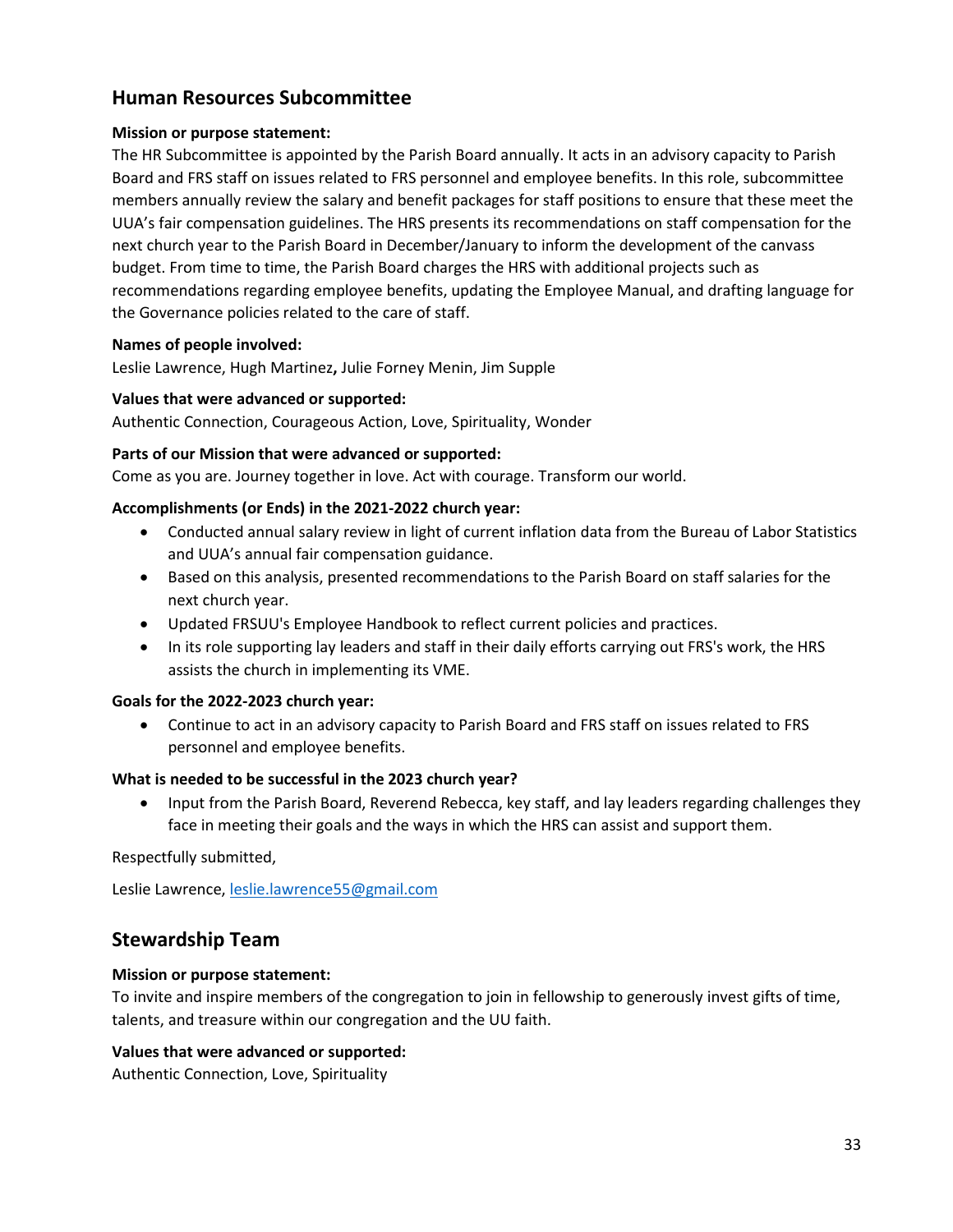## Human Resources Subcommittee

**Mission or purpose statement:**

The HR Subcommittee is appointed by the Parish Board annually. It acts in an advisory capacity to Parish Board and FRS staff on issues related to FRS personnel and employee benefits. In this role, subcommittee members annually review the salary and benefit packages for staff positions to ensure that these meet the UUA's fair compensation guidelines. The HRS presents its recommendations on staff compensation for the next church year to the Parish Board in December/January to inform the development of the canvass budget. From time to time, the Parish Board charges the HRS with additional projects such as recommendations regarding employee benefits, updating the Employee Manual, and drafting language for the Governance policies related to the care of staff.

**Names of people involved:**

Leslie Lawrence, Hugh Martinez**,** Julie Forney Menin, Jim Supple

**Values that were advanced or supported:**

Authentic Connection, Courageous Action, Love, Spirituality, Wonder

**Parts of our Mission that were advanced or supported:**

Come as you are. Journey together in love. Act with courage. Transform our world.

**Accomplishments (or Ends) in the 2021-2022 church year:**

- Conducted annual salary review in light of current inflation data from the Bureau of Labor Statistics and UUA's annual fair compensation guidance.
- Based on this analysis, presented recommendations to the Parish Board on staff salaries for the next church year.
- Updated FRSUU's Employee Handbook to reflect current policies and practices.
- In its role supporting lay leaders and staff in their daily efforts carrying out FRS's work, the HRS assists the church in implementing its VME.

**Goals for the 2022-2023 church year:**

- Continue to act in an advisory capacity to Parish Board and FRS staff on issues related to FRS personnel and employee benefits.

**What is needed to be successful in the 2023 church year?**

- Input from the Parish Board, Reverend Rebecca, key staff, and lay leaders regarding challenges they face in meeting their goals and the ways in which the HRS can assist and support them.

Respectfully submitted,

Leslie Lawrence, leslie.lawrence55@gmail.com

## Stewardship Team

**Mission or purpose statement:**

To invite and inspire members of the congregation to join in fellowship to generously invest gifts of time, talents, and treasure within our congregation and the UU faith.

**Values that were advanced or supported:**

Authentic Connection, Love, Spirituality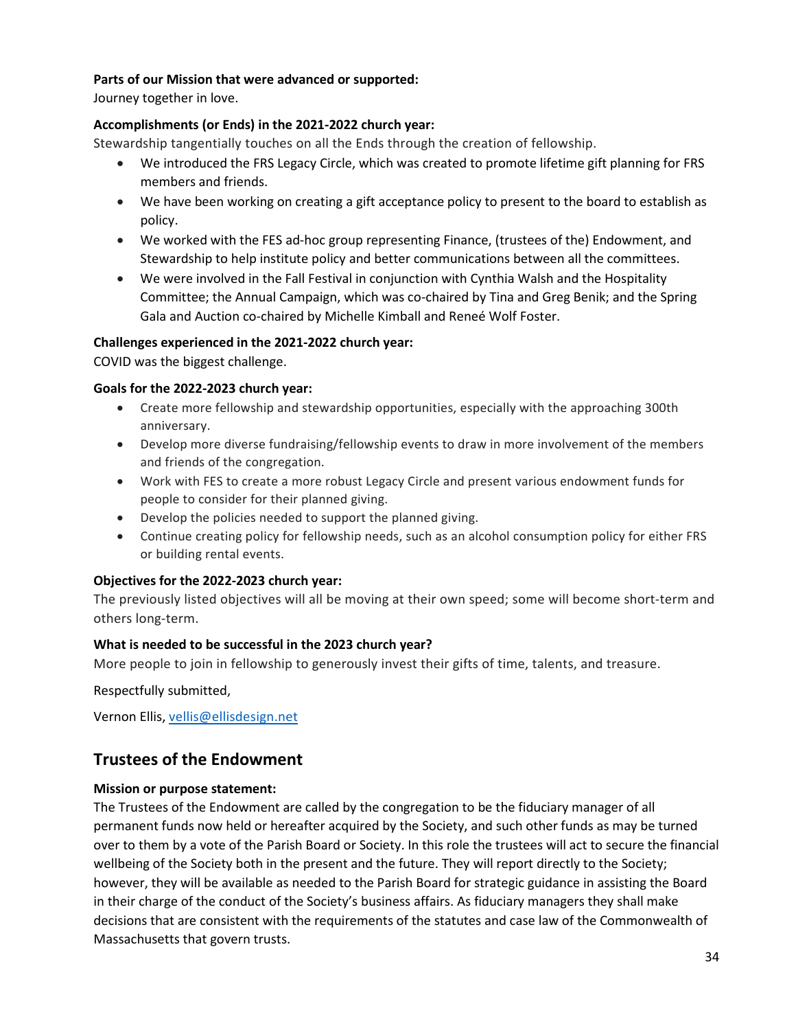**Parts of our Mission that were advanced or supported:**
Journey together in love.

**Accomplishments (or Ends) in the 2021-2022 church year:**
Stewardship tangentially touches on all the Ends through the creation of fellowship.

- We introduced the FRS Legacy Circle, which was created to promote lifetime gift planning for FRS members and friends.
- We have been working on creating a gift acceptance policy to present to the board to establish as policy.
- We worked with the FES ad-hoc group representing Finance, (trustees of the) Endowment, and Stewardship to help institute policy and better communications between all the committees.
- We were involved in the Fall Festival in conjunction with Cynthia Walsh and the Hospitality Committee; the Annual Campaign, which was co-chaired by Tina and Greg Benik; and the Spring Gala and Auction co-chaired by Michelle Kimball and Reneé Wolf Foster.

**Challenges experienced in the 2021-2022 church year:**
COVID was the biggest challenge.

**Goals for the 2022-2023 church year:**

- Create more fellowship and stewardship opportunities, especially with the approaching 300th anniversary.
- Develop more diverse fundraising/fellowship events to draw in more involvement of the members and friends of the congregation.
- Work with FES to create a more robust Legacy Circle and present various endowment funds for people to consider for their planned giving.
- Develop the policies needed to support the planned giving.
- Continue creating policy for fellowship needs, such as an alcohol consumption policy for either FRS or building rental events.

**Objectives for the 2022-2023 church year:**
The previously listed objectives will all be moving at their own speed; some will become short-term and others long-term.

**What is needed to be successful in the 2023 church year?**
More people to join in fellowship to generously invest their gifts of time, talents, and treasure.

Respectfully submitted,

Vernon Ellis, vellis@ellisdesign.net

## Trustees of the Endowment

**Mission or purpose statement:**
The Trustees of the Endowment are called by the congregation to be the fiduciary manager of all permanent funds now held or hereafter acquired by the Society, and such other funds as may be turned over to them by a vote of the Parish Board or Society. In this role the trustees will act to secure the financial wellbeing of the Society both in the present and the future. They will report directly to the Society; however, they will be available as needed to the Parish Board for strategic guidance in assisting the Board in their charge of the conduct of the Society's business affairs. As fiduciary managers they shall make decisions that are consistent with the requirements of the statutes and case law of the Commonwealth of Massachusetts that govern trusts.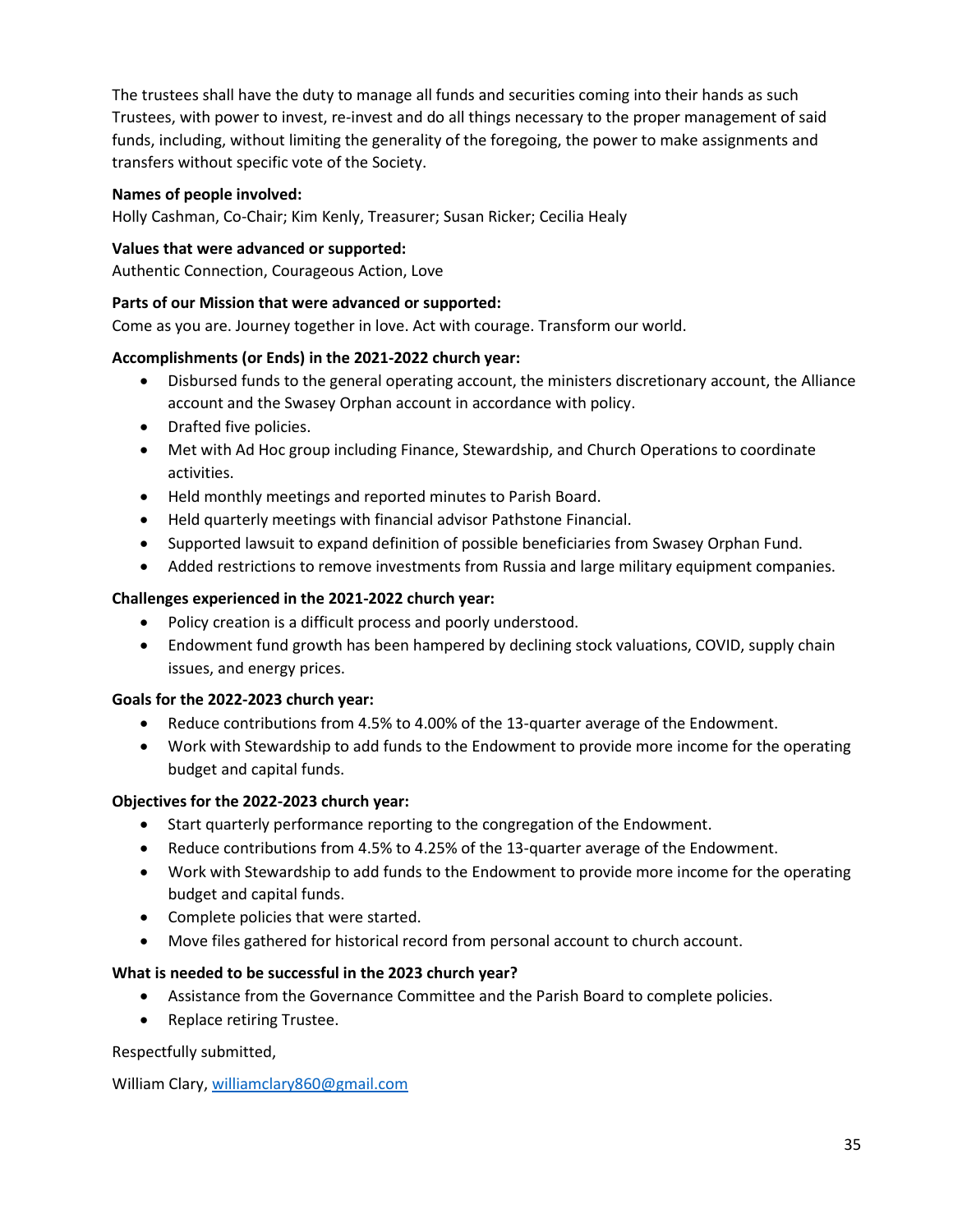The trustees shall have the duty to manage all funds and securities coming into their hands as such Trustees, with power to invest, re-invest and do all things necessary to the proper management of said funds, including, without limiting the generality of the foregoing, the power to make assignments and transfers without specific vote of the Society.

**Names of people involved:**
Holly Cashman, Co-Chair; Kim Kenly, Treasurer; Susan Ricker; Cecilia Healy

**Values that were advanced or supported:**
Authentic Connection, Courageous Action, Love

**Parts of our Mission that were advanced or supported:**
Come as you are. Journey together in love. Act with courage. Transform our world.

**Accomplishments (or Ends) in the 2021-2022 church year:**

- Disbursed funds to the general operating account, the ministers discretionary account, the Alliance account and the Swasey Orphan account in accordance with policy.
- Drafted five policies.
- Met with Ad Hoc group including Finance, Stewardship, and Church Operations to coordinate activities.
- Held monthly meetings and reported minutes to Parish Board.
- Held quarterly meetings with financial advisor Pathstone Financial.
- Supported lawsuit to expand definition of possible beneficiaries from Swasey Orphan Fund.
- Added restrictions to remove investments from Russia and large military equipment companies.

**Challenges experienced in the 2021-2022 church year:**

- Policy creation is a difficult process and poorly understood.
- Endowment fund growth has been hampered by declining stock valuations, COVID, supply chain issues, and energy prices.

**Goals for the 2022-2023 church year:**

- Reduce contributions from 4.5% to 4.00% of the 13-quarter average of the Endowment.
- Work with Stewardship to add funds to the Endowment to provide more income for the operating budget and capital funds.

**Objectives for the 2022-2023 church year:**

- Start quarterly performance reporting to the congregation of the Endowment.
- Reduce contributions from 4.5% to 4.25% of the 13-quarter average of the Endowment.
- Work with Stewardship to add funds to the Endowment to provide more income for the operating budget and capital funds.
- Complete policies that were started.
- Move files gathered for historical record from personal account to church account.

**What is needed to be successful in the 2023 church year?**

- Assistance from the Governance Committee and the Parish Board to complete policies.
- Replace retiring Trustee.

Respectfully submitted,

William Clary, williamclary860@gmail.com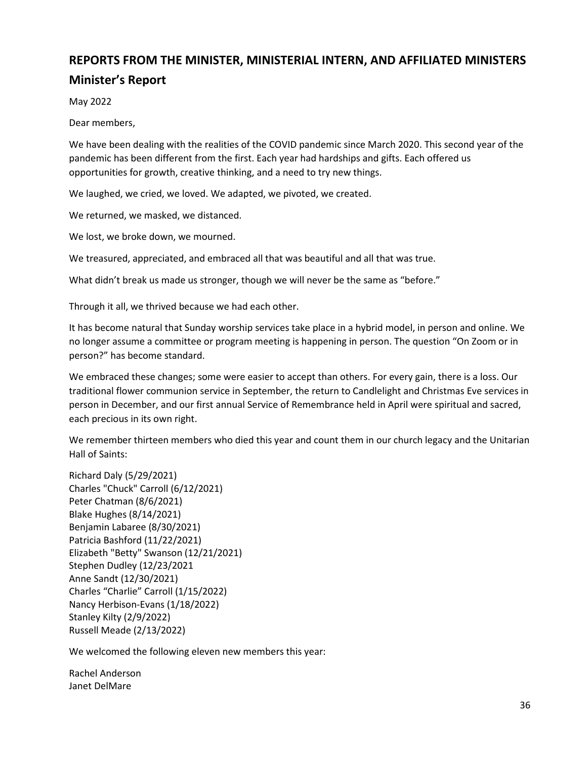## REPORTS FROM THE MINISTER, MINISTERIAL INTERN, AND AFFILIATED MINISTERS

## Minister's Report

May 2022

Dear members,

We have been dealing with the realities of the COVID pandemic since March 2020. This second year of the pandemic has been different from the first. Each year had hardships and gifts. Each offered us opportunities for growth, creative thinking, and a need to try new things.

We laughed, we cried, we loved. We adapted, we pivoted, we created.

We returned, we masked, we distanced.

We lost, we broke down, we mourned.

We treasured, appreciated, and embraced all that was beautiful and all that was true.

What didn't break us made us stronger, though we will never be the same as "before."

Through it all, we thrived because we had each other.

It has become natural that Sunday worship services take place in a hybrid model, in person and online. We no longer assume a committee or program meeting is happening in person. The question "On Zoom or in person?" has become standard.

We embraced these changes; some were easier to accept than others. For every gain, there is a loss. Our traditional flower communion service in September, the return to Candlelight and Christmas Eve services in person in December, and our first annual Service of Remembrance held in April were spiritual and sacred, each precious in its own right.

We remember thirteen members who died this year and count them in our church legacy and the Unitarian Hall of Saints:

Richard Daly (5/29/2021)
Charles "Chuck" Carroll (6/12/2021)
Peter Chatman (8/6/2021)
Blake Hughes (8/14/2021)
Benjamin Labaree (8/30/2021)
Patricia Bashford (11/22/2021)
Elizabeth "Betty" Swanson (12/21/2021)
Stephen Dudley (12/23/2021
Anne Sandt (12/30/2021)
Charles "Charlie" Carroll (1/15/2022)
Nancy Herbison-Evans (1/18/2022)
Stanley Kilty (2/9/2022)
Russell Meade (2/13/2022)

We welcomed the following eleven new members this year:

Rachel Anderson
Janet DelMare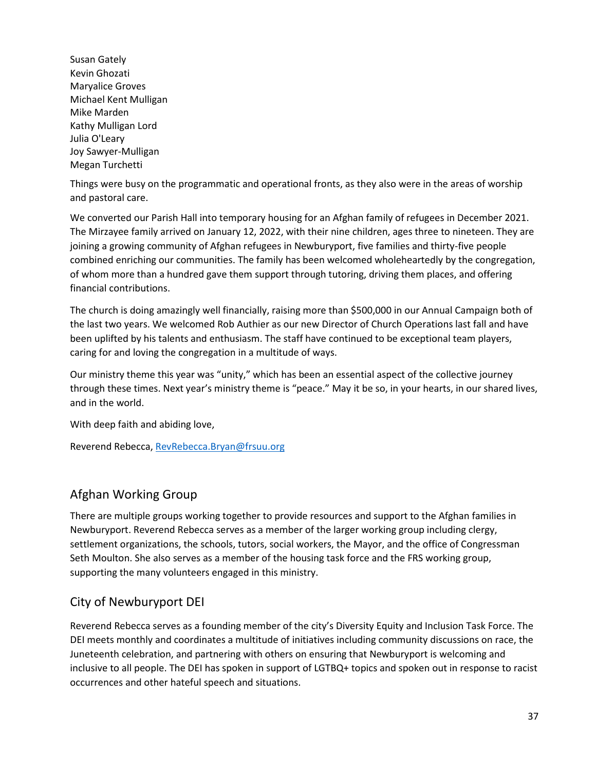Susan Gately
Kevin Ghozati
Maryalice Groves
Michael Kent Mulligan
Mike Marden
Kathy Mulligan Lord
Julia O'Leary
Joy Sawyer-Mulligan
Megan Turchetti

Things were busy on the programmatic and operational fronts, as they also were in the areas of worship and pastoral care.

We converted our Parish Hall into temporary housing for an Afghan family of refugees in December 2021. The Mirzayee family arrived on January 12, 2022, with their nine children, ages three to nineteen. They are joining a growing community of Afghan refugees in Newburyport, five families and thirty-five people combined enriching our communities. The family has been welcomed wholeheartedly by the congregation, of whom more than a hundred gave them support through tutoring, driving them places, and offering financial contributions.

The church is doing amazingly well financially, raising more than $500,000 in our Annual Campaign both of the last two years. We welcomed Rob Authier as our new Director of Church Operations last fall and have been uplifted by his talents and enthusiasm. The staff have continued to be exceptional team players, caring for and loving the congregation in a multitude of ways.

Our ministry theme this year was "unity," which has been an essential aspect of the collective journey through these times. Next year's ministry theme is "peace." May it be so, in your hearts, in our shared lives, and in the world.

With deep faith and abiding love,

Reverend Rebecca, RevRebecca.Bryan@frsuu.org

## Afghan Working Group

There are multiple groups working together to provide resources and support to the Afghan families in Newburyport. Reverend Rebecca serves as a member of the larger working group including clergy, settlement organizations, the schools, tutors, social workers, the Mayor, and the office of Congressman Seth Moulton. She also serves as a member of the housing task force and the FRS working group, supporting the many volunteers engaged in this ministry.

## City of Newburyport DEI

Reverend Rebecca serves as a founding member of the city's Diversity Equity and Inclusion Task Force. The DEI meets monthly and coordinates a multitude of initiatives including community discussions on race, the Juneteenth celebration, and partnering with others on ensuring that Newburyport is welcoming and inclusive to all people. The DEI has spoken in support of LGTBQ+ topics and spoken out in response to racist occurrences and other hateful speech and situations.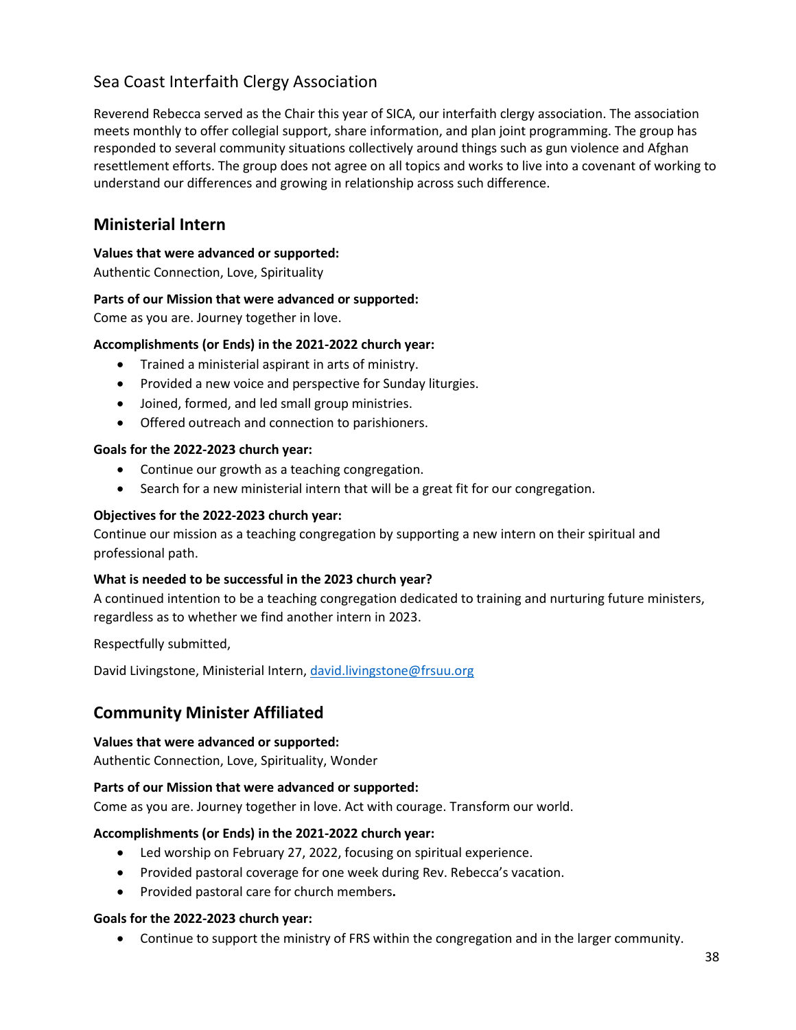## Sea Coast Interfaith Clergy Association

Reverend Rebecca served as the Chair this year of SICA, our interfaith clergy association. The association meets monthly to offer collegial support, share information, and plan joint programming. The group has responded to several community situations collectively around things such as gun violence and Afghan resettlement efforts. The group does not agree on all topics and works to live into a covenant of working to understand our differences and growing in relationship across such difference.

## Ministerial Intern

**Values that were advanced or supported:**
Authentic Connection, Love, Spirituality

**Parts of our Mission that were advanced or supported:**
Come as you are. Journey together in love.

**Accomplishments (or Ends) in the 2021-2022 church year:**

- Trained a ministerial aspirant in arts of ministry.
- Provided a new voice and perspective for Sunday liturgies.
- Joined, formed, and led small group ministries.
- Offered outreach and connection to parishioners.

**Goals for the 2022-2023 church year:**

- Continue our growth as a teaching congregation.
- Search for a new ministerial intern that will be a great fit for our congregation.

**Objectives for the 2022-2023 church year:**
Continue our mission as a teaching congregation by supporting a new intern on their spiritual and professional path.

**What is needed to be successful in the 2023 church year?**
A continued intention to be a teaching congregation dedicated to training and nurturing future ministers, regardless as to whether we find another intern in 2023.

Respectfully submitted,

David Livingstone, Ministerial Intern, david.livingstone@frsuu.org

## Community Minister Affiliated

**Values that were advanced or supported:**
Authentic Connection, Love, Spirituality, Wonder

**Parts of our Mission that were advanced or supported:**
Come as you are. Journey together in love. Act with courage. Transform our world.

**Accomplishments (or Ends) in the 2021-2022 church year:**

- Led worship on February 27, 2022, focusing on spiritual experience.
- Provided pastoral coverage for one week during Rev. Rebecca's vacation.
- Provided pastoral care for church members.

**Goals for the 2022-2023 church year:**

- Continue to support the ministry of FRS within the congregation and in the larger community.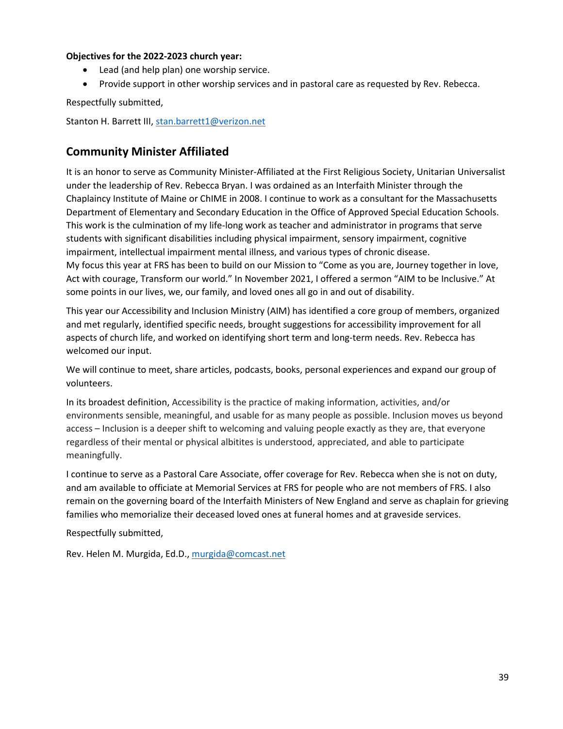**Objectives for the 2022-2023 church year:**

- Lead (and help plan) one worship service.
- Provide support in other worship services and in pastoral care as requested by Rev. Rebecca.

Respectfully submitted,

Stanton H. Barrett III, stan.barrett1@verizon.net

## Community Minister Affiliated

It is an honor to serve as Community Minister-Affiliated at the First Religious Society, Unitarian Universalist under the leadership of Rev. Rebecca Bryan. I was ordained as an Interfaith Minister through the Chaplaincy Institute of Maine or ChIME in 2008. I continue to work as a consultant for the Massachusetts Department of Elementary and Secondary Education in the Office of Approved Special Education Schools. This work is the culmination of my life-long work as teacher and administrator in programs that serve students with significant disabilities including physical impairment, sensory impairment, cognitive impairment, intellectual impairment mental illness, and various types of chronic disease.
My focus this year at FRS has been to build on our Mission to "Come as you are, Journey together in love, Act with courage, Transform our world." In November 2021, I offered a sermon "AIM to be Inclusive." At some points in our lives, we, our family, and loved ones all go in and out of disability.

This year our Accessibility and Inclusion Ministry (AIM) has identified a core group of members, organized and met regularly, identified specific needs, brought suggestions for accessibility improvement for all aspects of church life, and worked on identifying short term and long-term needs. Rev. Rebecca has welcomed our input.

We will continue to meet, share articles, podcasts, books, personal experiences and expand our group of volunteers.

In its broadest definition, Accessibility is the practice of making information, activities, and/or environments sensible, meaningful, and usable for as many people as possible. Inclusion moves us beyond access – Inclusion is a deeper shift to welcoming and valuing people exactly as they are, that everyone regardless of their mental or physical albitites is understood, appreciated, and able to participate meaningfully.

I continue to serve as a Pastoral Care Associate, offer coverage for Rev. Rebecca when she is not on duty, and am available to officiate at Memorial Services at FRS for people who are not members of FRS. I also remain on the governing board of the Interfaith Ministers of New England and serve as chaplain for grieving families who memorialize their deceased loved ones at funeral homes and at graveside services.

Respectfully submitted,

Rev. Helen M. Murgida, Ed.D., murgida@comcast.net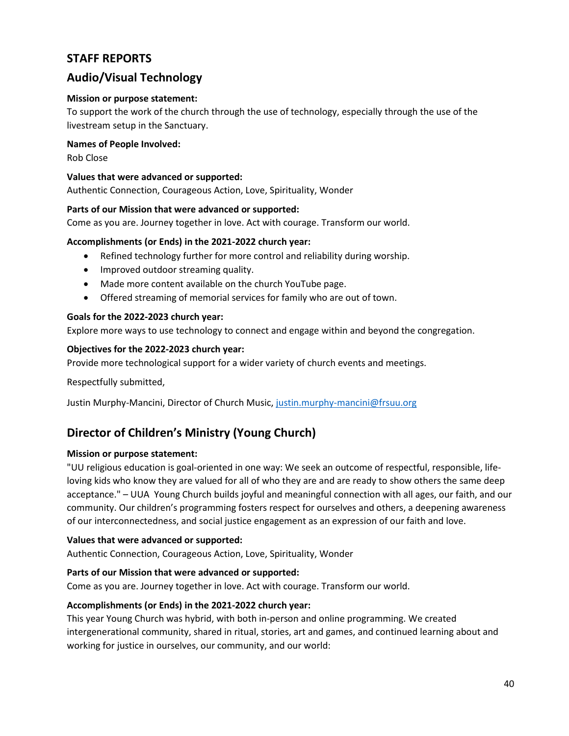## STAFF REPORTS

## Audio/Visual Technology

**Mission or purpose statement:**
To support the work of the church through the use of technology, especially through the use of the livestream setup in the Sanctuary.

**Names of People Involved:**
Rob Close

**Values that were advanced or supported:**
Authentic Connection, Courageous Action, Love, Spirituality, Wonder

**Parts of our Mission that were advanced or supported:**
Come as you are. Journey together in love. Act with courage. Transform our world.

**Accomplishments (or Ends) in the 2021-2022 church year:**

- Refined technology further for more control and reliability during worship.
- Improved outdoor streaming quality.
- Made more content available on the church YouTube page.
- Offered streaming of memorial services for family who are out of town.

**Goals for the 2022-2023 church year:**
Explore more ways to use technology to connect and engage within and beyond the congregation.

**Objectives for the 2022-2023 church year:**
Provide more technological support for a wider variety of church events and meetings.

Respectfully submitted,

Justin Murphy-Mancini, Director of Church Music, justin.murphy-mancini@frsuu.org

## Director of Children's Ministry (Young Church)

**Mission or purpose statement:**
"UU religious education is goal-oriented in one way: We seek an outcome of respectful, responsible, life-loving kids who know they are valued for all of who they are and are ready to show others the same deep acceptance." – UUA Young Church builds joyful and meaningful connection with all ages, our faith, and our community. Our children's programming fosters respect for ourselves and others, a deepening awareness of our interconnectedness, and social justice engagement as an expression of our faith and love.

**Values that were advanced or supported:**
Authentic Connection, Courageous Action, Love, Spirituality, Wonder

**Parts of our Mission that were advanced or supported:**
Come as you are. Journey together in love. Act with courage. Transform our world.

**Accomplishments (or Ends) in the 2021-2022 church year:**
This year Young Church was hybrid, with both in-person and online programming. We created intergenerational community, shared in ritual, stories, art and games, and continued learning about and working for justice in ourselves, our community, and our world: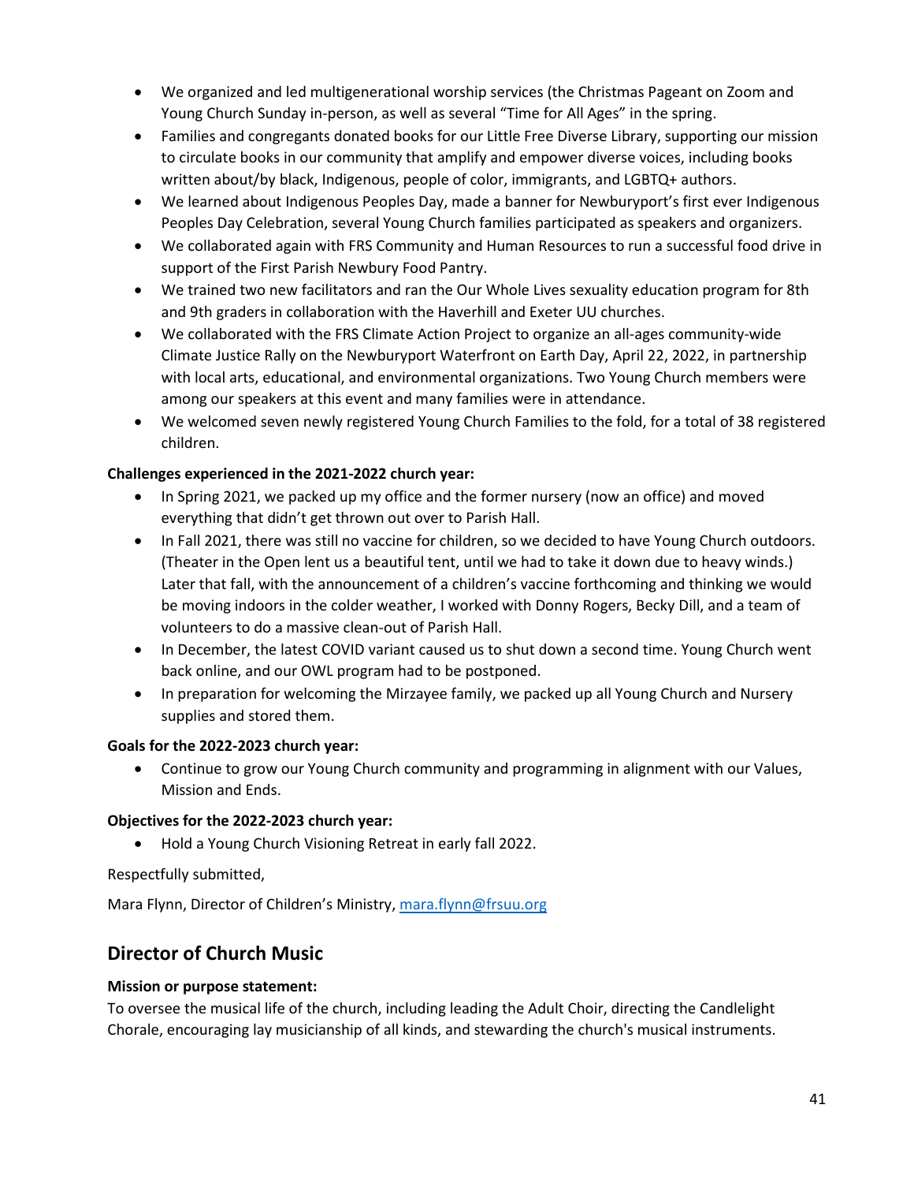- We organized and led multigenerational worship services (the Christmas Pageant on Zoom and Young Church Sunday in-person, as well as several "Time for All Ages" in the spring.
- Families and congregants donated books for our Little Free Diverse Library, supporting our mission to circulate books in our community that amplify and empower diverse voices, including books written about/by black, Indigenous, people of color, immigrants, and LGBTQ+ authors.
- We learned about Indigenous Peoples Day, made a banner for Newburyport's first ever Indigenous Peoples Day Celebration, several Young Church families participated as speakers and organizers.
- We collaborated again with FRS Community and Human Resources to run a successful food drive in support of the First Parish Newbury Food Pantry.
- We trained two new facilitators and ran the Our Whole Lives sexuality education program for 8th and 9th graders in collaboration with the Haverhill and Exeter UU churches.
- We collaborated with the FRS Climate Action Project to organize an all-ages community-wide Climate Justice Rally on the Newburyport Waterfront on Earth Day, April 22, 2022, in partnership with local arts, educational, and environmental organizations. Two Young Church members were among our speakers at this event and many families were in attendance.
- We welcomed seven newly registered Young Church Families to the fold, for a total of 38 registered children.

**Challenges experienced in the 2021-2022 church year:**

- In Spring 2021, we packed up my office and the former nursery (now an office) and moved everything that didn't get thrown out over to Parish Hall.
- In Fall 2021, there was still no vaccine for children, so we decided to have Young Church outdoors. (Theater in the Open lent us a beautiful tent, until we had to take it down due to heavy winds.) Later that fall, with the announcement of a children's vaccine forthcoming and thinking we would be moving indoors in the colder weather, I worked with Donny Rogers, Becky Dill, and a team of volunteers to do a massive clean-out of Parish Hall.
- In December, the latest COVID variant caused us to shut down a second time. Young Church went back online, and our OWL program had to be postponed.
- In preparation for welcoming the Mirzayee family, we packed up all Young Church and Nursery supplies and stored them.

**Goals for the 2022-2023 church year:**

- Continue to grow our Young Church community and programming in alignment with our Values, Mission and Ends.

**Objectives for the 2022-2023 church year:**

- Hold a Young Church Visioning Retreat in early fall 2022.

Respectfully submitted,

Mara Flynn, Director of Children's Ministry, mara.flynn@frsuu.org

## Director of Church Music

**Mission or purpose statement:**

To oversee the musical life of the church, including leading the Adult Choir, directing the Candlelight Chorale, encouraging lay musicianship of all kinds, and stewarding the church's musical instruments.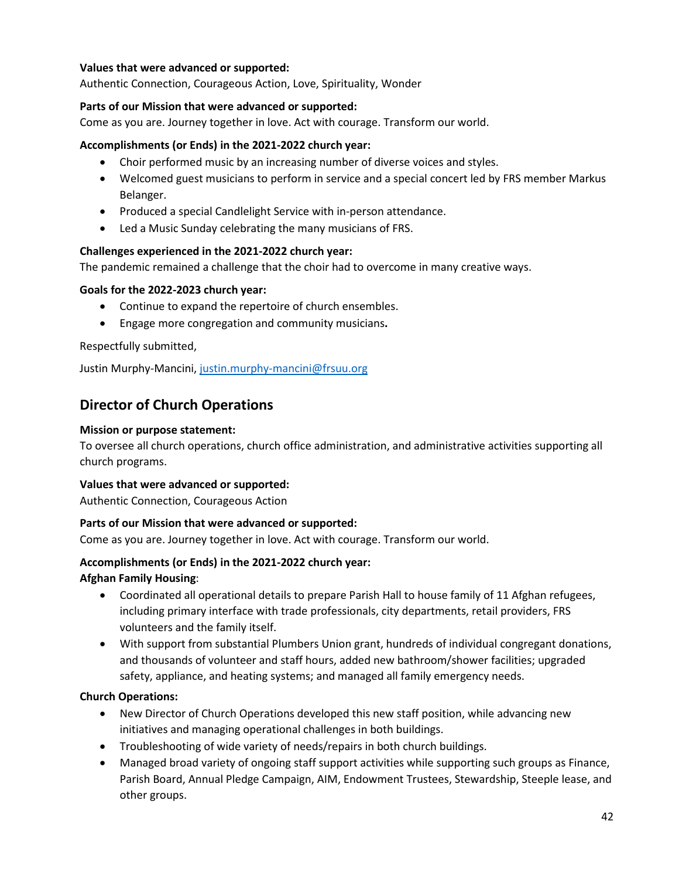**Values that were advanced or supported:**
Authentic Connection, Courageous Action, Love, Spirituality, Wonder

**Parts of our Mission that were advanced or supported:**
Come as you are. Journey together in love. Act with courage. Transform our world.

**Accomplishments (or Ends) in the 2021-2022 church year:**

- Choir performed music by an increasing number of diverse voices and styles.
- Welcomed guest musicians to perform in service and a special concert led by FRS member Markus Belanger.
- Produced a special Candlelight Service with in-person attendance.
- Led a Music Sunday celebrating the many musicians of FRS.

**Challenges experienced in the 2021-2022 church year:**
The pandemic remained a challenge that the choir had to overcome in many creative ways.

**Goals for the 2022-2023 church year:**

- Continue to expand the repertoire of church ensembles.
- Engage more congregation and community musicians**.**

Respectfully submitted,

Justin Murphy-Mancini, justin.murphy-mancini@frsuu.org

## Director of Church Operations

**Mission or purpose statement:**
To oversee all church operations, church office administration, and administrative activities supporting all church programs.

**Values that were advanced or supported:**
Authentic Connection, Courageous Action

**Parts of our Mission that were advanced or supported:**
Come as you are. Journey together in love. Act with courage. Transform our world.

**Accomplishments (or Ends) in the 2021-2022 church year:**
**Afghan Family Housing**:

- Coordinated all operational details to prepare Parish Hall to house family of 11 Afghan refugees, including primary interface with trade professionals, city departments, retail providers, FRS volunteers and the family itself.
- With support from substantial Plumbers Union grant, hundreds of individual congregant donations, and thousands of volunteer and staff hours, added new bathroom/shower facilities; upgraded safety, appliance, and heating systems; and managed all family emergency needs.

**Church Operations:**

- New Director of Church Operations developed this new staff position, while advancing new initiatives and managing operational challenges in both buildings.
- Troubleshooting of wide variety of needs/repairs in both church buildings.
- Managed broad variety of ongoing staff support activities while supporting such groups as Finance, Parish Board, Annual Pledge Campaign, AIM, Endowment Trustees, Stewardship, Steeple lease, and other groups.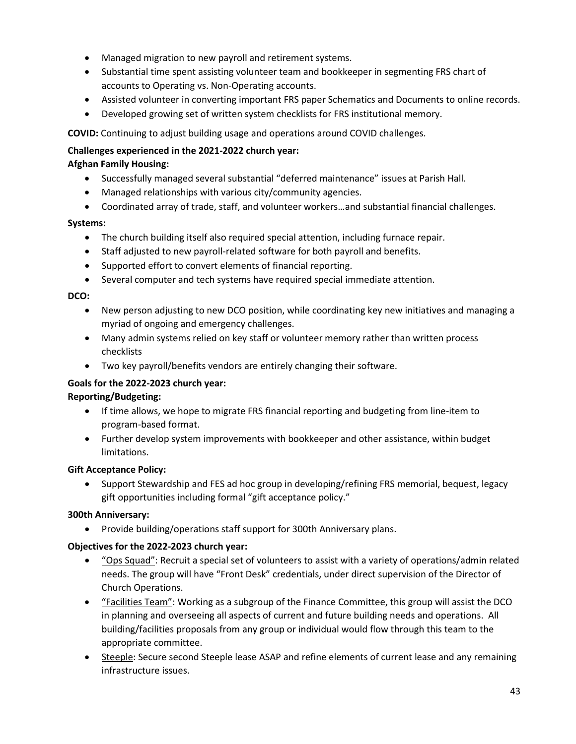- Managed migration to new payroll and retirement systems.
- Substantial time spent assisting volunteer team and bookkeeper in segmenting FRS chart of accounts to Operating vs. Non-Operating accounts.
- Assisted volunteer in converting important FRS paper Schematics and Documents to online records.
- Developed growing set of written system checklists for FRS institutional memory.

**COVID:** Continuing to adjust building usage and operations around COVID challenges.

**Challenges experienced in the 2021-2022 church year:**

**Afghan Family Housing:**

- Successfully managed several substantial "deferred maintenance" issues at Parish Hall.
- Managed relationships with various city/community agencies.
- Coordinated array of trade, staff, and volunteer workers…and substantial financial challenges.

**Systems:**

- The church building itself also required special attention, including furnace repair.
- Staff adjusted to new payroll-related software for both payroll and benefits.
- Supported effort to convert elements of financial reporting.
- Several computer and tech systems have required special immediate attention.

**DCO:**

- New person adjusting to new DCO position, while coordinating key new initiatives and managing a myriad of ongoing and emergency challenges.
- Many admin systems relied on key staff or volunteer memory rather than written process checklists
- Two key payroll/benefits vendors are entirely changing their software.

**Goals for the 2022-2023 church year:**

**Reporting/Budgeting:**

- If time allows, we hope to migrate FRS financial reporting and budgeting from line-item to program-based format.
- Further develop system improvements with bookkeeper and other assistance, within budget limitations.

**Gift Acceptance Policy:**

- Support Stewardship and FES ad hoc group in developing/refining FRS memorial, bequest, legacy gift opportunities including formal "gift acceptance policy."

**300th Anniversary:**

- Provide building/operations staff support for 300th Anniversary plans.

**Objectives for the 2022-2023 church year:**

- <u>"Ops Squad"</u>: Recruit a special set of volunteers to assist with a variety of operations/admin related needs. The group will have "Front Desk" credentials, under direct supervision of the Director of Church Operations.
- <u>"Facilities Team"</u>: Working as a subgroup of the Finance Committee, this group will assist the DCO in planning and overseeing all aspects of current and future building needs and operations. All building/facilities proposals from any group or individual would flow through this team to the appropriate committee.
- <u>Steeple</u>: Secure second Steeple lease ASAP and refine elements of current lease and any remaining infrastructure issues.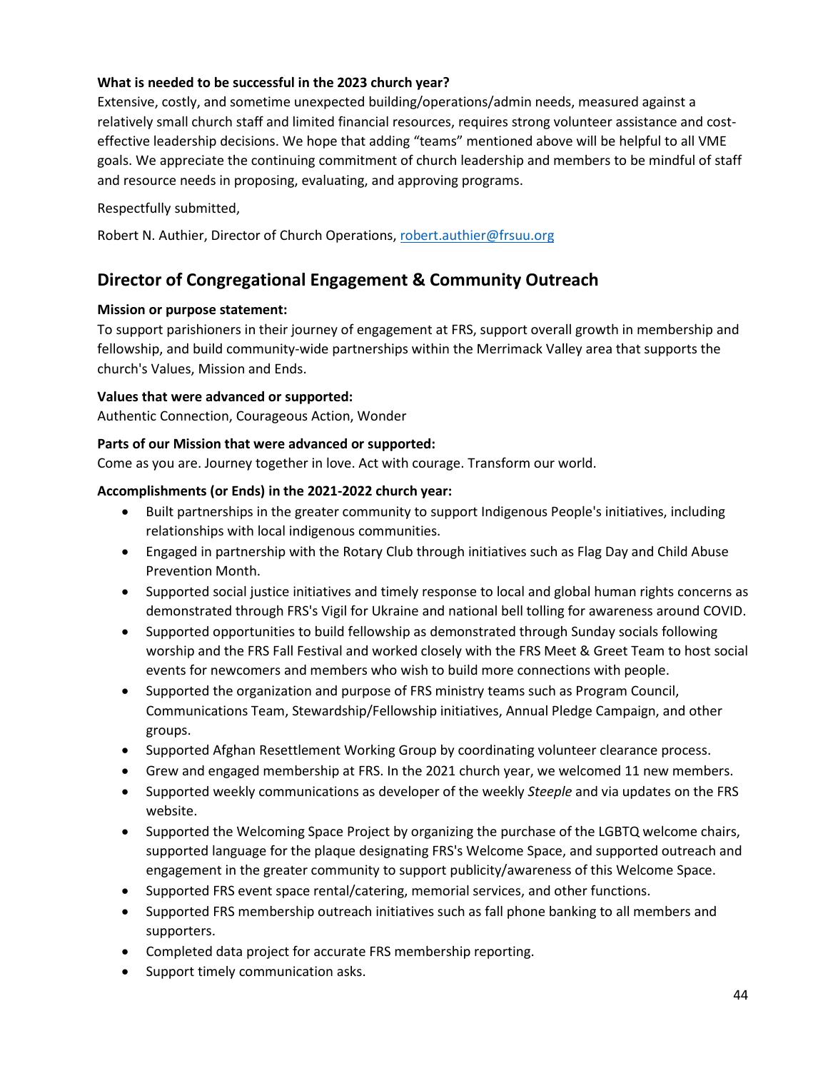**What is needed to be successful in the 2023 church year?**

Extensive, costly, and sometime unexpected building/operations/admin needs, measured against a relatively small church staff and limited financial resources, requires strong volunteer assistance and cost-effective leadership decisions. We hope that adding "teams" mentioned above will be helpful to all VME goals. We appreciate the continuing commitment of church leadership and members to be mindful of staff and resource needs in proposing, evaluating, and approving programs.

Respectfully submitted,

Robert N. Authier, Director of Church Operations, robert.authier@frsuu.org

## Director of Congregational Engagement & Community Outreach

**Mission or purpose statement:**

To support parishioners in their journey of engagement at FRS, support overall growth in membership and fellowship, and build community-wide partnerships within the Merrimack Valley area that supports the church's Values, Mission and Ends.

**Values that were advanced or supported:**

Authentic Connection, Courageous Action, Wonder

**Parts of our Mission that were advanced or supported:**

Come as you are. Journey together in love. Act with courage. Transform our world.

**Accomplishments (or Ends) in the 2021-2022 church year:**

- Built partnerships in the greater community to support Indigenous People's initiatives, including relationships with local indigenous communities.
- Engaged in partnership with the Rotary Club through initiatives such as Flag Day and Child Abuse Prevention Month.
- Supported social justice initiatives and timely response to local and global human rights concerns as demonstrated through FRS's Vigil for Ukraine and national bell tolling for awareness around COVID.
- Supported opportunities to build fellowship as demonstrated through Sunday socials following worship and the FRS Fall Festival and worked closely with the FRS Meet & Greet Team to host social events for newcomers and members who wish to build more connections with people.
- Supported the organization and purpose of FRS ministry teams such as Program Council, Communications Team, Stewardship/Fellowship initiatives, Annual Pledge Campaign, and other groups.
- Supported Afghan Resettlement Working Group by coordinating volunteer clearance process.
- Grew and engaged membership at FRS. In the 2021 church year, we welcomed 11 new members.
- Supported weekly communications as developer of the weekly *Steeple* and via updates on the FRS website.
- Supported the Welcoming Space Project by organizing the purchase of the LGBTQ welcome chairs, supported language for the plaque designating FRS's Welcome Space, and supported outreach and engagement in the greater community to support publicity/awareness of this Welcome Space.
- Supported FRS event space rental/catering, memorial services, and other functions.
- Supported FRS membership outreach initiatives such as fall phone banking to all members and supporters.
- Completed data project for accurate FRS membership reporting.
- Support timely communication asks.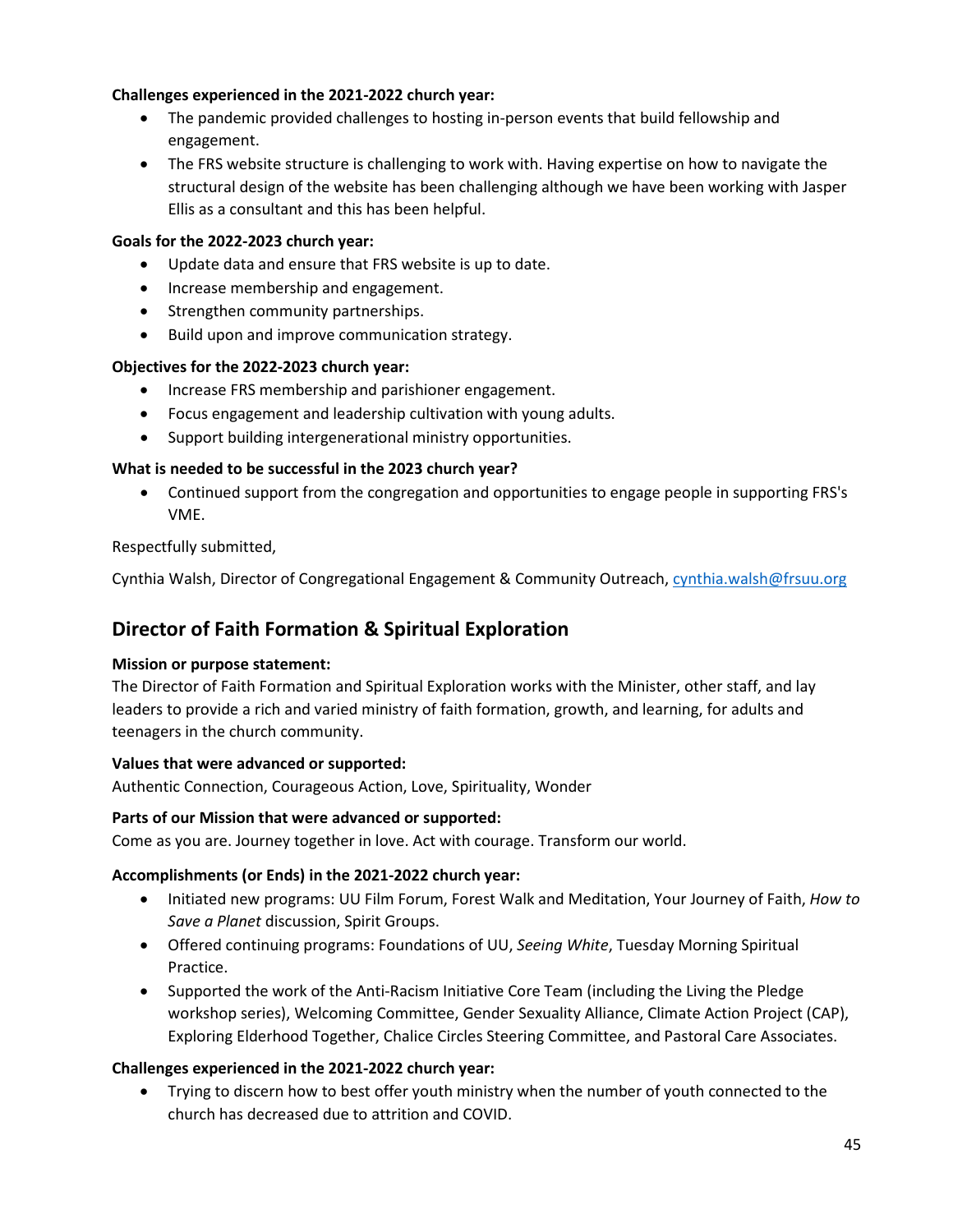**Challenges experienced in the 2021-2022 church year:**

- The pandemic provided challenges to hosting in-person events that build fellowship and engagement.
- The FRS website structure is challenging to work with. Having expertise on how to navigate the structural design of the website has been challenging although we have been working with Jasper Ellis as a consultant and this has been helpful.

**Goals for the 2022-2023 church year:**

- Update data and ensure that FRS website is up to date.
- Increase membership and engagement.
- Strengthen community partnerships.
- Build upon and improve communication strategy.

**Objectives for the 2022-2023 church year:**

- Increase FRS membership and parishioner engagement.
- Focus engagement and leadership cultivation with young adults.
- Support building intergenerational ministry opportunities.

**What is needed to be successful in the 2023 church year?**

- Continued support from the congregation and opportunities to engage people in supporting FRS's VME.

Respectfully submitted,

Cynthia Walsh, Director of Congregational Engagement & Community Outreach, cynthia.walsh@frsuu.org

## Director of Faith Formation & Spiritual Exploration

**Mission or purpose statement:**
The Director of Faith Formation and Spiritual Exploration works with the Minister, other staff, and lay leaders to provide a rich and varied ministry of faith formation, growth, and learning, for adults and teenagers in the church community.

**Values that were advanced or supported:**
Authentic Connection, Courageous Action, Love, Spirituality, Wonder

**Parts of our Mission that were advanced or supported:**
Come as you are. Journey together in love. Act with courage. Transform our world.

**Accomplishments (or Ends) in the 2021-2022 church year:**

- Initiated new programs: UU Film Forum, Forest Walk and Meditation, Your Journey of Faith, *How to Save a Planet* discussion, Spirit Groups.
- Offered continuing programs: Foundations of UU, *Seeing White*, Tuesday Morning Spiritual Practice.
- Supported the work of the Anti-Racism Initiative Core Team (including the Living the Pledge workshop series), Welcoming Committee, Gender Sexuality Alliance, Climate Action Project (CAP), Exploring Elderhood Together, Chalice Circles Steering Committee, and Pastoral Care Associates.

**Challenges experienced in the 2021-2022 church year:**

- Trying to discern how to best offer youth ministry when the number of youth connected to the church has decreased due to attrition and COVID.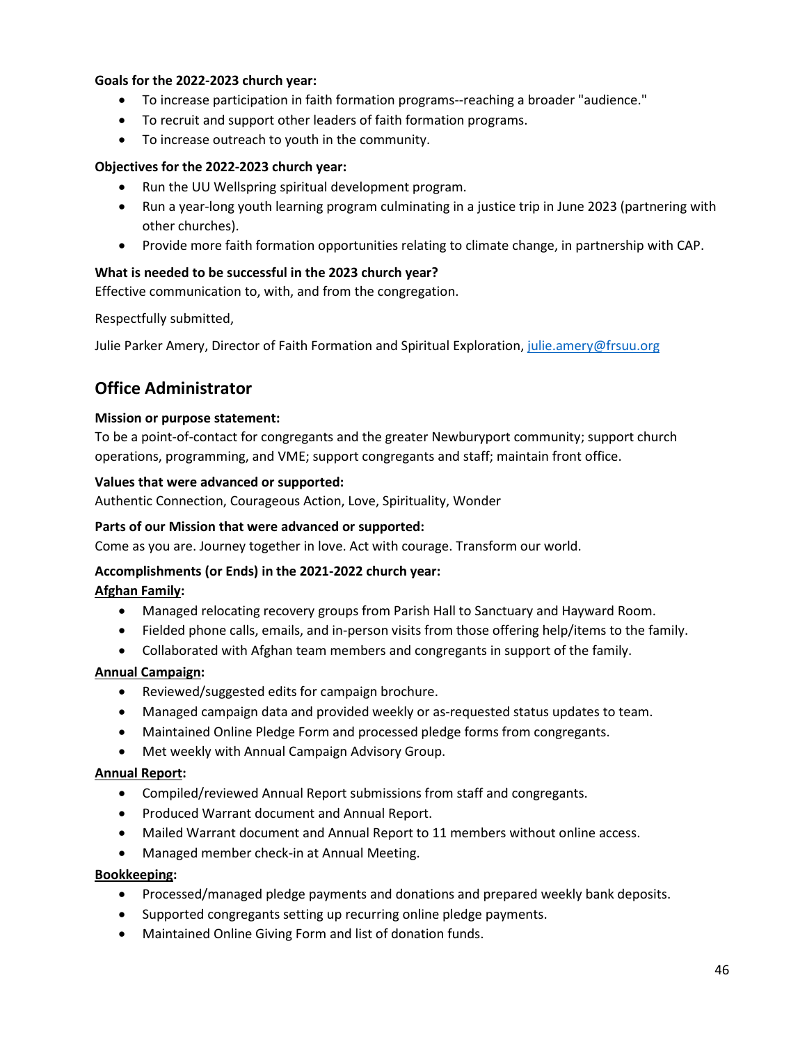**Goals for the 2022-2023 church year:**

- To increase participation in faith formation programs--reaching a broader "audience."
- To recruit and support other leaders of faith formation programs.
- To increase outreach to youth in the community.

**Objectives for the 2022-2023 church year:**

- Run the UU Wellspring spiritual development program.
- Run a year-long youth learning program culminating in a justice trip in June 2023 (partnering with other churches).
- Provide more faith formation opportunities relating to climate change, in partnership with CAP.

**What is needed to be successful in the 2023 church year?**

Effective communication to, with, and from the congregation.

Respectfully submitted,

Julie Parker Amery, Director of Faith Formation and Spiritual Exploration, julie.amery@frsuu.org

## Office Administrator

**Mission or purpose statement:**

To be a point-of-contact for congregants and the greater Newburyport community; support church operations, programming, and VME; support congregants and staff; maintain front office.

**Values that were advanced or supported:**

Authentic Connection, Courageous Action, Love, Spirituality, Wonder

**Parts of our Mission that were advanced or supported:**

Come as you are. Journey together in love. Act with courage. Transform our world.

**Accomplishments (or Ends) in the 2021-2022 church year:**

**Afghan Family:**

- Managed relocating recovery groups from Parish Hall to Sanctuary and Hayward Room.
- Fielded phone calls, emails, and in-person visits from those offering help/items to the family.
- Collaborated with Afghan team members and congregants in support of the family.

**Annual Campaign:**

- Reviewed/suggested edits for campaign brochure.
- Managed campaign data and provided weekly or as-requested status updates to team.
- Maintained Online Pledge Form and processed pledge forms from congregants.
- Met weekly with Annual Campaign Advisory Group.

**Annual Report:**

- Compiled/reviewed Annual Report submissions from staff and congregants.
- Produced Warrant document and Annual Report.
- Mailed Warrant document and Annual Report to 11 members without online access.
- Managed member check-in at Annual Meeting.

**Bookkeeping:**

- Processed/managed pledge payments and donations and prepared weekly bank deposits.
- Supported congregants setting up recurring online pledge payments.
- Maintained Online Giving Form and list of donation funds.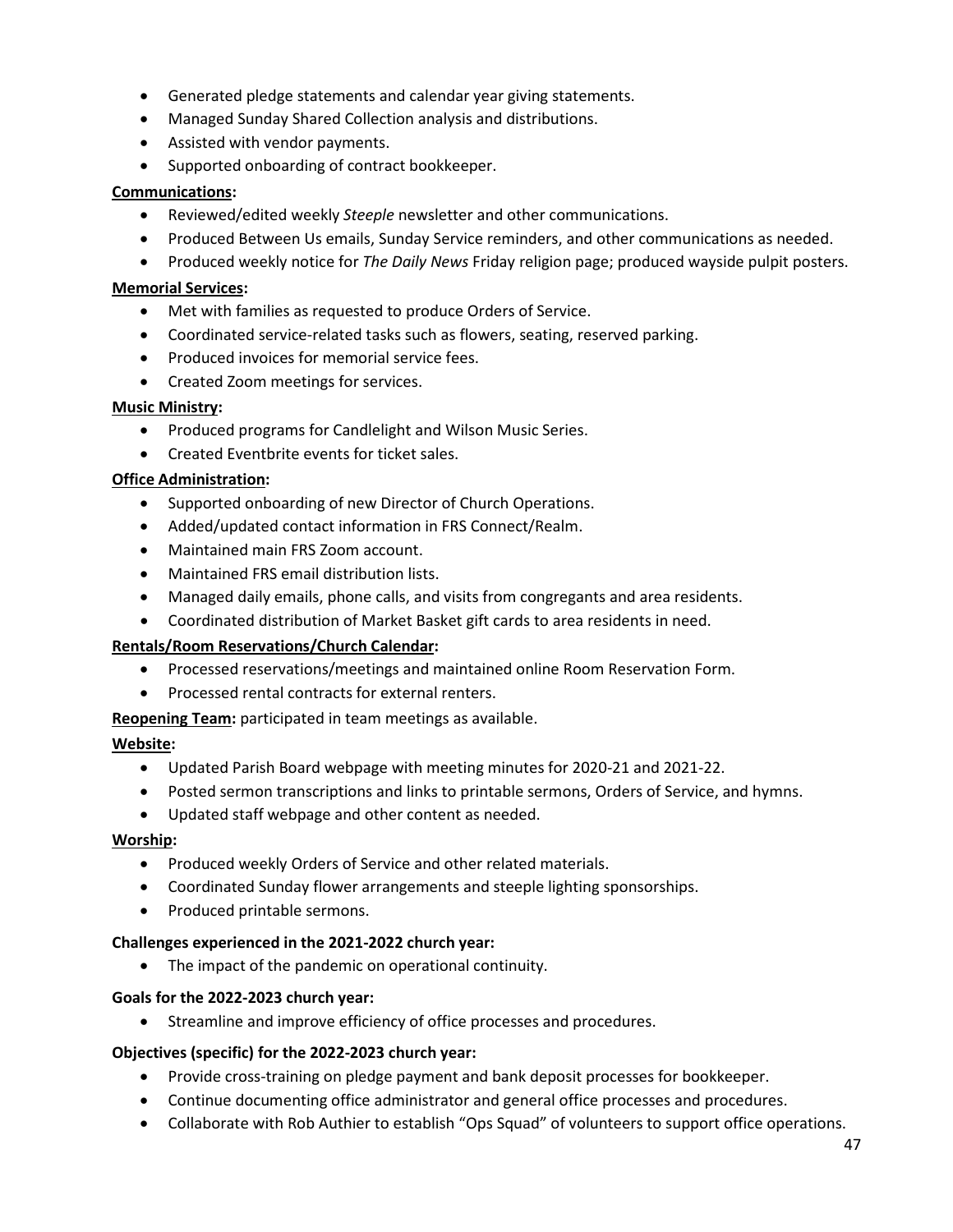- Generated pledge statements and calendar year giving statements.
- Managed Sunday Shared Collection analysis and distributions.
- Assisted with vendor payments.
- Supported onboarding of contract bookkeeper.

**Communications:**

- Reviewed/edited weekly *Steeple* newsletter and other communications.
- Produced Between Us emails, Sunday Service reminders, and other communications as needed.
- Produced weekly notice for *The Daily News* Friday religion page; produced wayside pulpit posters.

**Memorial Services:**

- Met with families as requested to produce Orders of Service.
- Coordinated service-related tasks such as flowers, seating, reserved parking.
- Produced invoices for memorial service fees.
- Created Zoom meetings for services.

**Music Ministry:**

- Produced programs for Candlelight and Wilson Music Series.
- Created Eventbrite events for ticket sales.

**Office Administration:**

- Supported onboarding of new Director of Church Operations.
- Added/updated contact information in FRS Connect/Realm.
- Maintained main FRS Zoom account.
- Maintained FRS email distribution lists.
- Managed daily emails, phone calls, and visits from congregants and area residents.
- Coordinated distribution of Market Basket gift cards to area residents in need.

**Rentals/Room Reservations/Church Calendar:**

- Processed reservations/meetings and maintained online Room Reservation Form.
- Processed rental contracts for external renters.

**Reopening Team:** participated in team meetings as available.

**Website:**

- Updated Parish Board webpage with meeting minutes for 2020-21 and 2021-22.
- Posted sermon transcriptions and links to printable sermons, Orders of Service, and hymns.
- Updated staff webpage and other content as needed.

**Worship:**

- Produced weekly Orders of Service and other related materials.
- Coordinated Sunday flower arrangements and steeple lighting sponsorships.
- Produced printable sermons.

**Challenges experienced in the 2021-2022 church year:**

- The impact of the pandemic on operational continuity.

**Goals for the 2022-2023 church year:**

- Streamline and improve efficiency of office processes and procedures.

**Objectives (specific) for the 2022-2023 church year:**

- Provide cross-training on pledge payment and bank deposit processes for bookkeeper.
- Continue documenting office administrator and general office processes and procedures.
- Collaborate with Rob Authier to establish "Ops Squad" of volunteers to support office operations.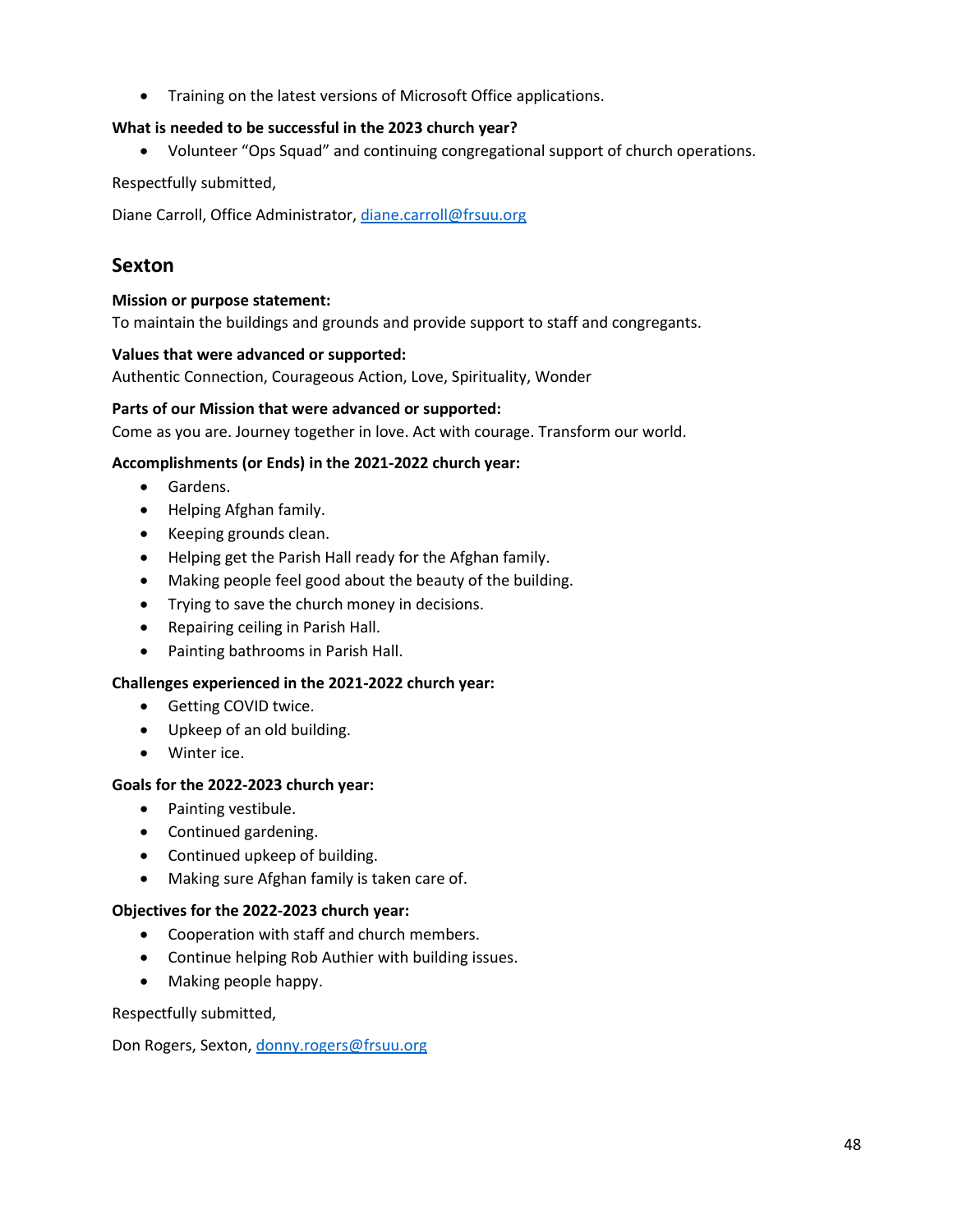- Training on the latest versions of Microsoft Office applications.

**What is needed to be successful in the 2023 church year?**

- Volunteer “Ops Squad” and continuing congregational support of church operations.

Respectfully submitted,

Diane Carroll, Office Administrator, diane.carroll@frsuu.org

## Sexton

**Mission or purpose statement:**
To maintain the buildings and grounds and provide support to staff and congregants.

**Values that were advanced or supported:**
Authentic Connection, Courageous Action, Love, Spirituality, Wonder

**Parts of our Mission that were advanced or supported:**
Come as you are. Journey together in love. Act with courage. Transform our world.

**Accomplishments (or Ends) in the 2021-2022 church year:**

- Gardens.
- Helping Afghan family.
- Keeping grounds clean.
- Helping get the Parish Hall ready for the Afghan family.
- Making people feel good about the beauty of the building.
- Trying to save the church money in decisions.
- Repairing ceiling in Parish Hall.
- Painting bathrooms in Parish Hall.

**Challenges experienced in the 2021-2022 church year:**

- Getting COVID twice.
- Upkeep of an old building.
- Winter ice.

**Goals for the 2022-2023 church year:**

- Painting vestibule.
- Continued gardening.
- Continued upkeep of building.
- Making sure Afghan family is taken care of.

**Objectives for the 2022-2023 church year:**

- Cooperation with staff and church members.
- Continue helping Rob Authier with building issues.
- Making people happy.

Respectfully submitted,

Don Rogers, Sexton, donny.rogers@frsuu.org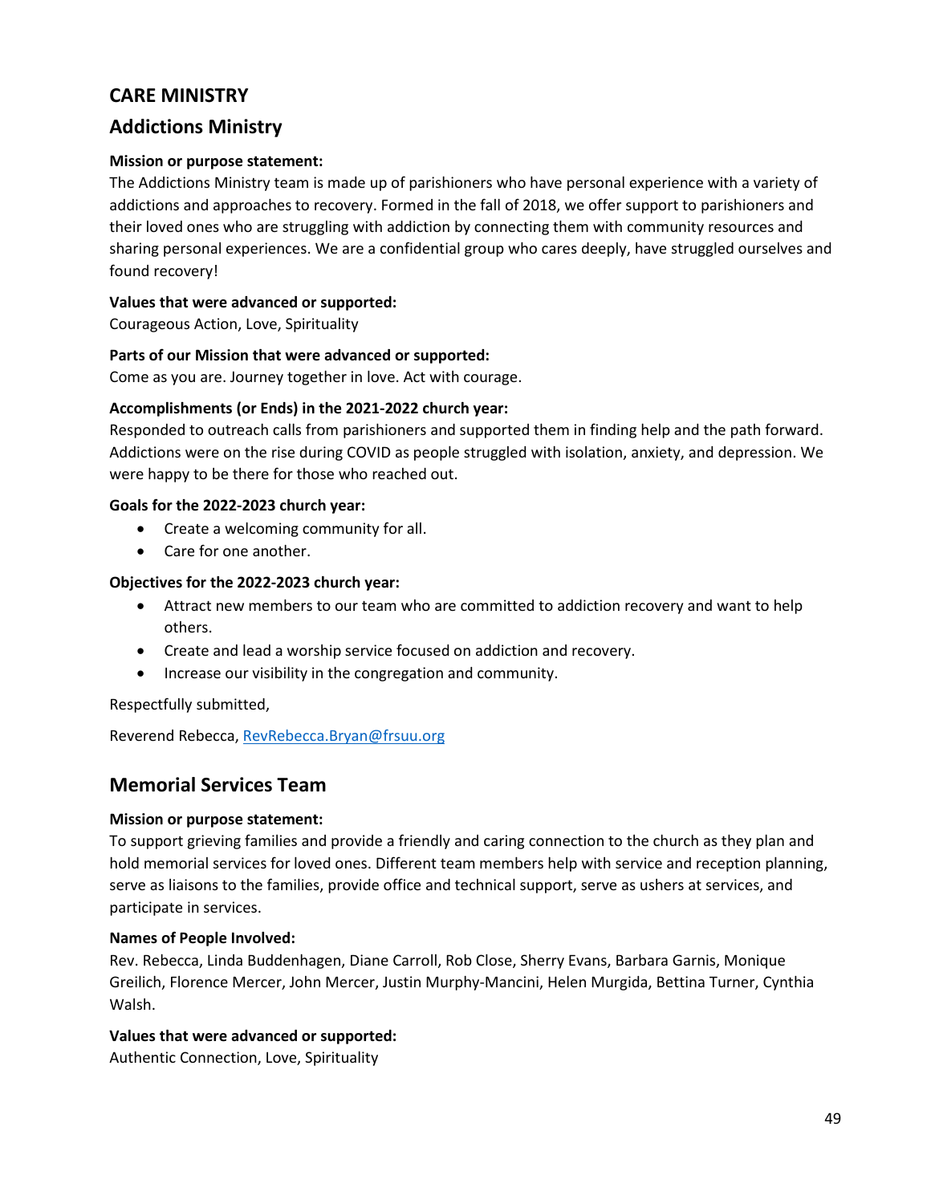# CARE MINISTRY

## Addictions Ministry

**Mission or purpose statement:**
The Addictions Ministry team is made up of parishioners who have personal experience with a variety of addictions and approaches to recovery. Formed in the fall of 2018, we offer support to parishioners and their loved ones who are struggling with addiction by connecting them with community resources and sharing personal experiences. We are a confidential group who cares deeply, have struggled ourselves and found recovery!

**Values that were advanced or supported:**
Courageous Action, Love, Spirituality

**Parts of our Mission that were advanced or supported:**
Come as you are. Journey together in love. Act with courage.

**Accomplishments (or Ends) in the 2021-2022 church year:**
Responded to outreach calls from parishioners and supported them in finding help and the path forward. Addictions were on the rise during COVID as people struggled with isolation, anxiety, and depression. We were happy to be there for those who reached out.

**Goals for the 2022-2023 church year:**

- Create a welcoming community for all.
- Care for one another.

**Objectives for the 2022-2023 church year:**

- Attract new members to our team who are committed to addiction recovery and want to help others.
- Create and lead a worship service focused on addiction and recovery.
- Increase our visibility in the congregation and community.

Respectfully submitted,

Reverend Rebecca, RevRebecca.Bryan@frsuu.org

## Memorial Services Team

**Mission or purpose statement:**
To support grieving families and provide a friendly and caring connection to the church as they plan and hold memorial services for loved ones. Different team members help with service and reception planning, serve as liaisons to the families, provide office and technical support, serve as ushers at services, and participate in services.

**Names of People Involved:**
Rev. Rebecca, Linda Buddenhagen, Diane Carroll, Rob Close, Sherry Evans, Barbara Garnis, Monique Greilich, Florence Mercer, John Mercer, Justin Murphy-Mancini, Helen Murgida, Bettina Turner, Cynthia Walsh.

**Values that were advanced or supported:**
Authentic Connection, Love, Spirituality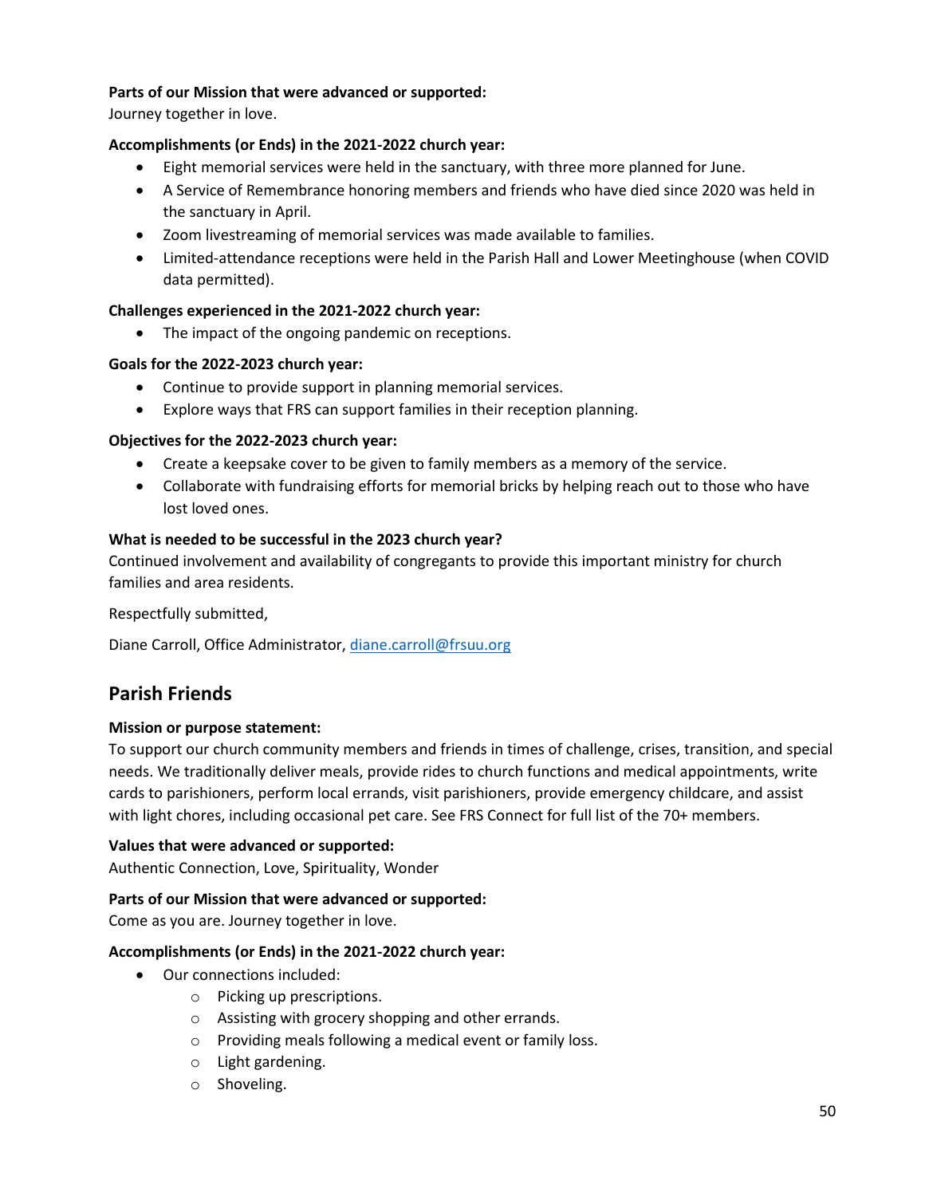**Parts of our Mission that were advanced or supported:**
Journey together in love.

**Accomplishments (or Ends) in the 2021-2022 church year:**

- Eight memorial services were held in the sanctuary, with three more planned for June.
- A Service of Remembrance honoring members and friends who have died since 2020 was held in the sanctuary in April.
- Zoom livestreaming of memorial services was made available to families.
- Limited-attendance receptions were held in the Parish Hall and Lower Meetinghouse (when COVID data permitted).

**Challenges experienced in the 2021-2022 church year:**

- The impact of the ongoing pandemic on receptions.

**Goals for the 2022-2023 church year:**

- Continue to provide support in planning memorial services.
- Explore ways that FRS can support families in their reception planning.

**Objectives for the 2022-2023 church year:**

- Create a keepsake cover to be given to family members as a memory of the service.
- Collaborate with fundraising efforts for memorial bricks by helping reach out to those who have lost loved ones.

**What is needed to be successful in the 2023 church year?**
Continued involvement and availability of congregants to provide this important ministry for church families and area residents.

Respectfully submitted,

Diane Carroll, Office Administrator, diane.carroll@frsuu.org

## Parish Friends

**Mission or purpose statement:**
To support our church community members and friends in times of challenge, crises, transition, and special needs. We traditionally deliver meals, provide rides to church functions and medical appointments, write cards to parishioners, perform local errands, visit parishioners, provide emergency childcare, and assist with light chores, including occasional pet care. See FRS Connect for full list of the 70+ members.

**Values that were advanced or supported:**
Authentic Connection, Love, Spirituality, Wonder

**Parts of our Mission that were advanced or supported:**
Come as you are. Journey together in love.

**Accomplishments (or Ends) in the 2021-2022 church year:**

- Our connections included:
  - Picking up prescriptions.
  - Assisting with grocery shopping and other errands.
  - Providing meals following a medical event or family loss.
  - Light gardening.
  - Shoveling.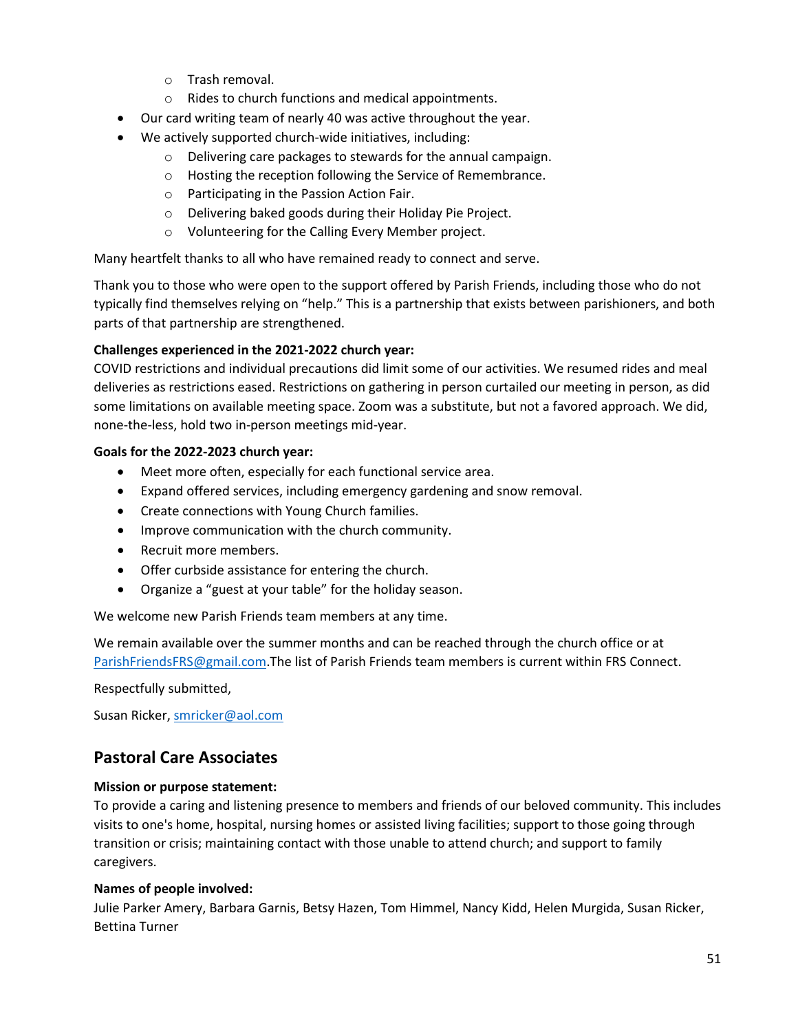- Trash removal.
    - Rides to church functions and medical appointments.
- Our card writing team of nearly 40 was active throughout the year.
- We actively supported church-wide initiatives, including:
    - Delivering care packages to stewards for the annual campaign.
    - Hosting the reception following the Service of Remembrance.
    - Participating in the Passion Action Fair.
    - Delivering baked goods during their Holiday Pie Project.
    - Volunteering for the Calling Every Member project.

Many heartfelt thanks to all who have remained ready to connect and serve.

Thank you to those who were open to the support offered by Parish Friends, including those who do not typically find themselves relying on "help." This is a partnership that exists between parishioners, and both parts of that partnership are strengthened.

**Challenges experienced in the 2021-2022 church year:**
COVID restrictions and individual precautions did limit some of our activities. We resumed rides and meal deliveries as restrictions eased. Restrictions on gathering in person curtailed our meeting in person, as did some limitations on available meeting space. Zoom was a substitute, but not a favored approach. We did, none-the-less, hold two in-person meetings mid-year.

**Goals for the 2022-2023 church year:**

- Meet more often, especially for each functional service area.
- Expand offered services, including emergency gardening and snow removal.
- Create connections with Young Church families.
- Improve communication with the church community.
- Recruit more members.
- Offer curbside assistance for entering the church.
- Organize a "guest at your table" for the holiday season.

We welcome new Parish Friends team members at any time.

We remain available over the summer months and can be reached through the church office or at ParishFriendsFRS@gmail.com.The list of Parish Friends team members is current within FRS Connect.

Respectfully submitted,

Susan Ricker, smricker@aol.com

## Pastoral Care Associates

**Mission or purpose statement:**
To provide a caring and listening presence to members and friends of our beloved community. This includes visits to one's home, hospital, nursing homes or assisted living facilities; support to those going through transition or crisis; maintaining contact with those unable to attend church; and support to family caregivers.

**Names of people involved:**
Julie Parker Amery, Barbara Garnis, Betsy Hazen, Tom Himmel, Nancy Kidd, Helen Murgida, Susan Ricker, Bettina Turner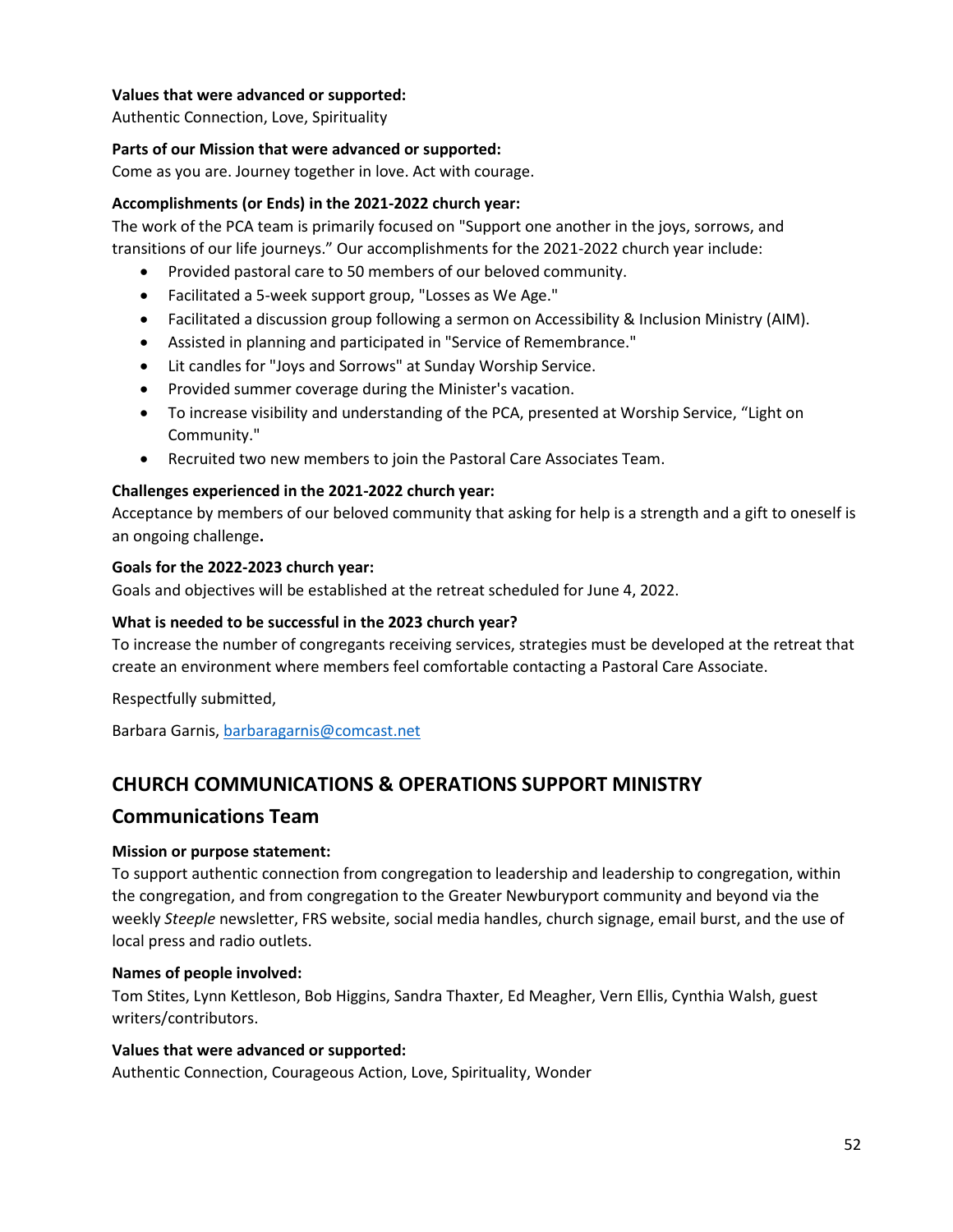**Values that were advanced or supported:**
Authentic Connection, Love, Spirituality

**Parts of our Mission that were advanced or supported:**
Come as you are. Journey together in love. Act with courage.

**Accomplishments (or Ends) in the 2021-2022 church year:**
The work of the PCA team is primarily focused on "Support one another in the joys, sorrows, and transitions of our life journeys." Our accomplishments for the 2021-2022 church year include:

- Provided pastoral care to 50 members of our beloved community.
- Facilitated a 5-week support group, "Losses as We Age."
- Facilitated a discussion group following a sermon on Accessibility & Inclusion Ministry (AIM).
- Assisted in planning and participated in "Service of Remembrance."
- Lit candles for "Joys and Sorrows" at Sunday Worship Service.
- Provided summer coverage during the Minister's vacation.
- To increase visibility and understanding of the PCA, presented at Worship Service, "Light on Community."
- Recruited two new members to join the Pastoral Care Associates Team.

**Challenges experienced in the 2021-2022 church year:**
Acceptance by members of our beloved community that asking for help is a strength and a gift to oneself is an ongoing challenge**.**

**Goals for the 2022-2023 church year:**
Goals and objectives will be established at the retreat scheduled for June 4, 2022.

**What is needed to be successful in the 2023 church year?**
To increase the number of congregants receiving services, strategies must be developed at the retreat that create an environment where members feel comfortable contacting a Pastoral Care Associate.

Respectfully submitted,

Barbara Garnis, barbaragarnis@comcast.net

## CHURCH COMMUNICATIONS & OPERATIONS SUPPORT MINISTRY

## Communications Team

**Mission or purpose statement:**
To support authentic connection from congregation to leadership and leadership to congregation, within the congregation, and from congregation to the Greater Newburyport community and beyond via the weekly *Steeple* newsletter, FRS website, social media handles, church signage, email burst, and the use of local press and radio outlets.

**Names of people involved:**
Tom Stites, Lynn Kettleson, Bob Higgins, Sandra Thaxter, Ed Meagher, Vern Ellis, Cynthia Walsh, guest writers/contributors.

**Values that were advanced or supported:**
Authentic Connection, Courageous Action, Love, Spirituality, Wonder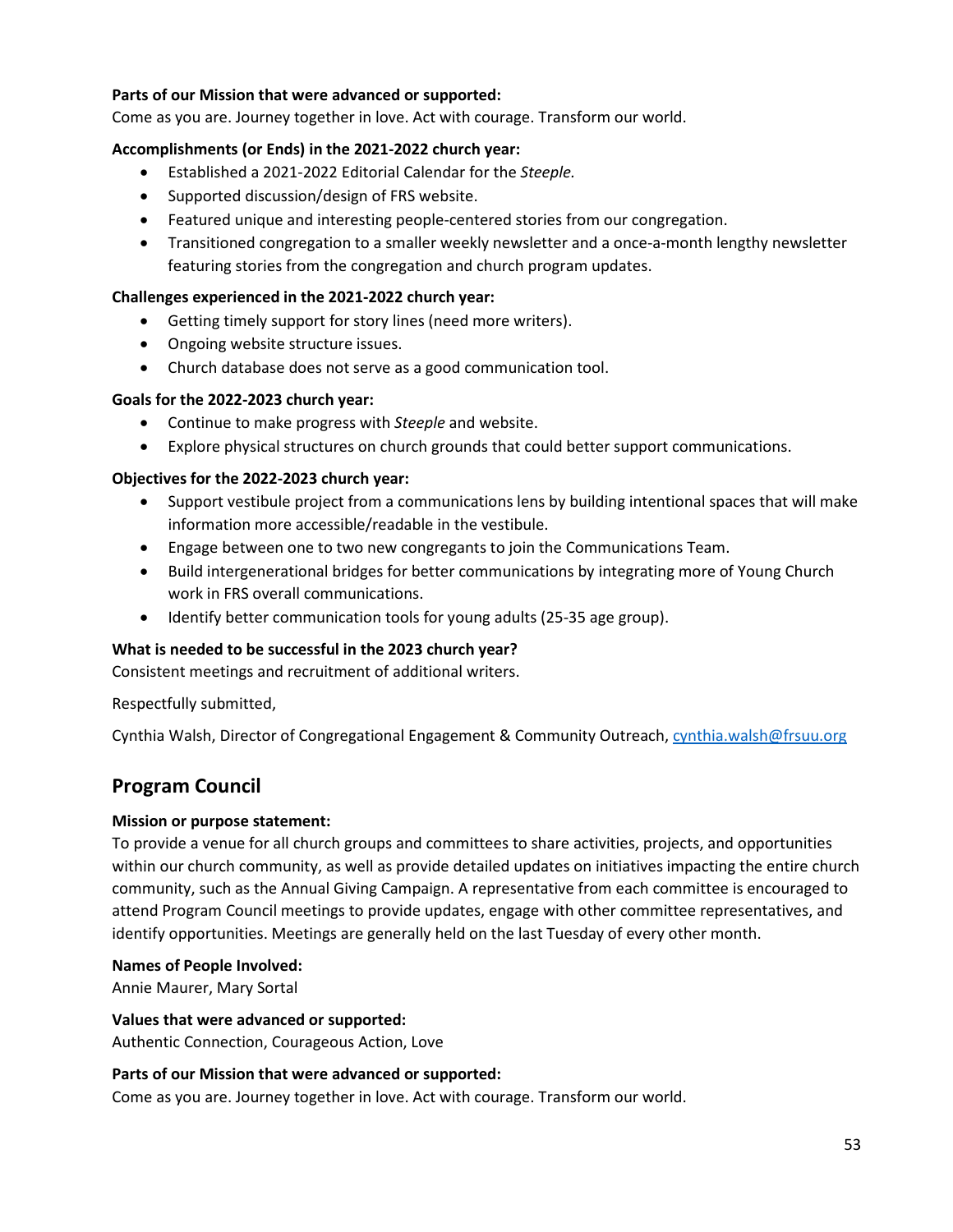**Parts of our Mission that were advanced or supported:**
Come as you are. Journey together in love. Act with courage. Transform our world.

**Accomplishments (or Ends) in the 2021-2022 church year:**

- Established a 2021-2022 Editorial Calendar for the *Steeple.*
- Supported discussion/design of FRS website.
- Featured unique and interesting people-centered stories from our congregation.
- Transitioned congregation to a smaller weekly newsletter and a once-a-month lengthy newsletter featuring stories from the congregation and church program updates.

**Challenges experienced in the 2021-2022 church year:**

- Getting timely support for story lines (need more writers).
- Ongoing website structure issues.
- Church database does not serve as a good communication tool.

**Goals for the 2022-2023 church year:**

- Continue to make progress with *Steeple* and website.
- Explore physical structures on church grounds that could better support communications.

**Objectives for the 2022-2023 church year:**

- Support vestibule project from a communications lens by building intentional spaces that will make information more accessible/readable in the vestibule.
- Engage between one to two new congregants to join the Communications Team.
- Build intergenerational bridges for better communications by integrating more of Young Church work in FRS overall communications.
- Identify better communication tools for young adults (25-35 age group).

**What is needed to be successful in the 2023 church year?**
Consistent meetings and recruitment of additional writers.

Respectfully submitted,

Cynthia Walsh, Director of Congregational Engagement & Community Outreach, cynthia.walsh@frsuu.org

## Program Council

**Mission or purpose statement:**
To provide a venue for all church groups and committees to share activities, projects, and opportunities within our church community, as well as provide detailed updates on initiatives impacting the entire church community, such as the Annual Giving Campaign. A representative from each committee is encouraged to attend Program Council meetings to provide updates, engage with other committee representatives, and identify opportunities. Meetings are generally held on the last Tuesday of every other month.

**Names of People Involved:**
Annie Maurer, Mary Sortal

**Values that were advanced or supported:**
Authentic Connection, Courageous Action, Love

**Parts of our Mission that were advanced or supported:**
Come as you are. Journey together in love. Act with courage. Transform our world.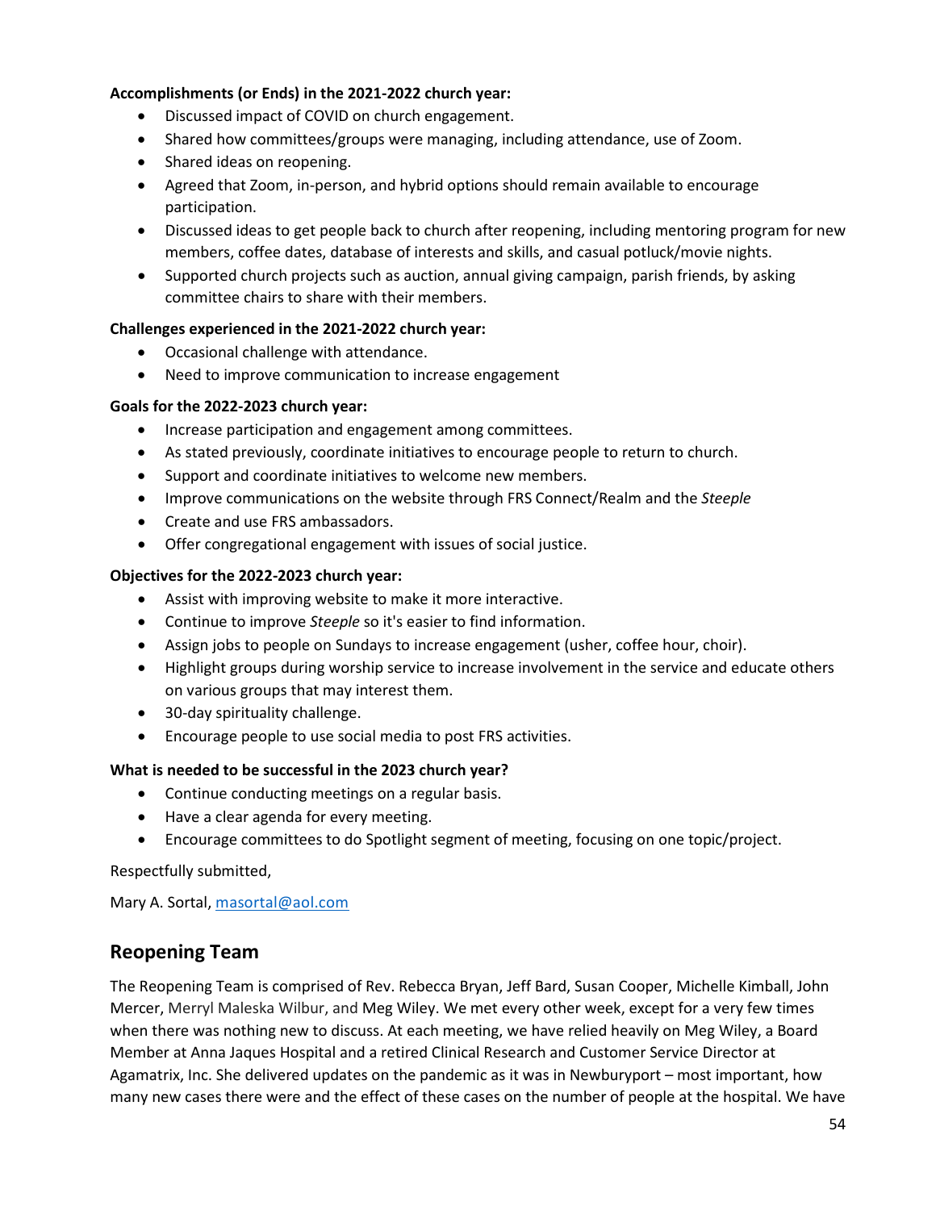**Accomplishments (or Ends) in the 2021-2022 church year:**

- Discussed impact of COVID on church engagement.
- Shared how committees/groups were managing, including attendance, use of Zoom.
- Shared ideas on reopening.
- Agreed that Zoom, in-person, and hybrid options should remain available to encourage participation.
- Discussed ideas to get people back to church after reopening, including mentoring program for new members, coffee dates, database of interests and skills, and casual potluck/movie nights.
- Supported church projects such as auction, annual giving campaign, parish friends, by asking committee chairs to share with their members.

**Challenges experienced in the 2021-2022 church year:**

- Occasional challenge with attendance.
- Need to improve communication to increase engagement

**Goals for the 2022-2023 church year:**

- Increase participation and engagement among committees.
- As stated previously, coordinate initiatives to encourage people to return to church.
- Support and coordinate initiatives to welcome new members.
- Improve communications on the website through FRS Connect/Realm and the *Steeple*
- Create and use FRS ambassadors.
- Offer congregational engagement with issues of social justice.

**Objectives for the 2022-2023 church year:**

- Assist with improving website to make it more interactive.
- Continue to improve *Steeple* so it's easier to find information.
- Assign jobs to people on Sundays to increase engagement (usher, coffee hour, choir).
- Highlight groups during worship service to increase involvement in the service and educate others on various groups that may interest them.
- 30-day spirituality challenge.
- Encourage people to use social media to post FRS activities.

**What is needed to be successful in the 2023 church year?**

- Continue conducting meetings on a regular basis.
- Have a clear agenda for every meeting.
- Encourage committees to do Spotlight segment of meeting, focusing on one topic/project.

Respectfully submitted,

Mary A. Sortal, masortal@aol.com

## Reopening Team

The Reopening Team is comprised of Rev. Rebecca Bryan, Jeff Bard, Susan Cooper, Michelle Kimball, John Mercer, Merryl Maleska Wilbur, and Meg Wiley. We met every other week, except for a very few times when there was nothing new to discuss. At each meeting, we have relied heavily on Meg Wiley, a Board Member at Anna Jaques Hospital and a retired Clinical Research and Customer Service Director at Agamatrix, Inc. She delivered updates on the pandemic as it was in Newburyport – most important, how many new cases there were and the effect of these cases on the number of people at the hospital. We have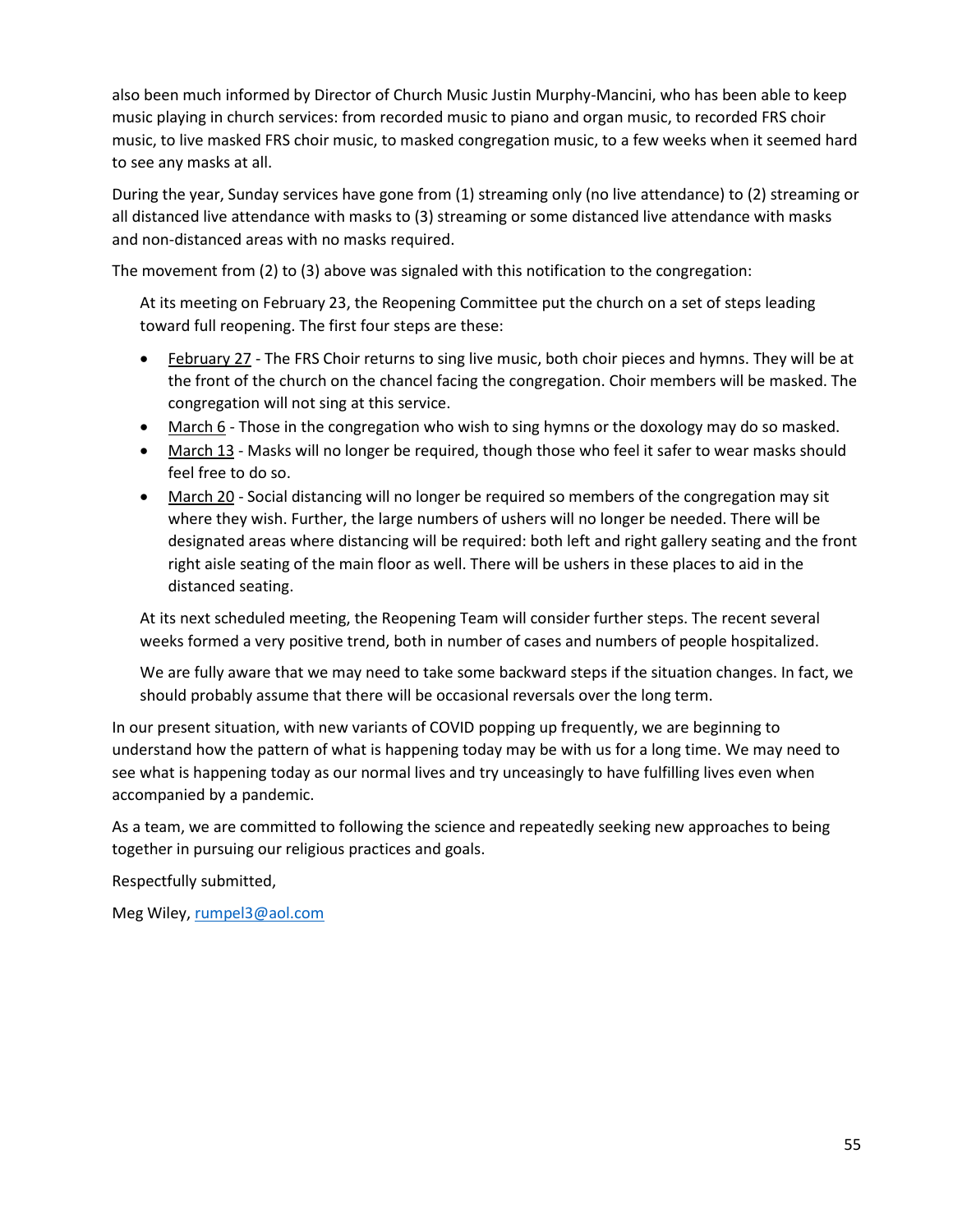also been much informed by Director of Church Music Justin Murphy-Mancini, who has been able to keep music playing in church services: from recorded music to piano and organ music, to recorded FRS choir music, to live masked FRS choir music, to masked congregation music, to a few weeks when it seemed hard to see any masks at all.

During the year, Sunday services have gone from (1) streaming only (no live attendance) to (2) streaming or all distanced live attendance with masks to (3) streaming or some distanced live attendance with masks and non-distanced areas with no masks required.

The movement from (2) to (3) above was signaled with this notification to the congregation:

> At its meeting on February 23, the Reopening Committee put the church on a set of steps leading toward full reopening. The first four steps are these:
>
> - February 27 - The FRS Choir returns to sing live music, both choir pieces and hymns. They will be at the front of the church on the chancel facing the congregation. Choir members will be masked. The congregation will not sing at this service.
> - March 6 - Those in the congregation who wish to sing hymns or the doxology may do so masked.
> - March 13 - Masks will no longer be required, though those who feel it safer to wear masks should feel free to do so.
> - March 20 - Social distancing will no longer be required so members of the congregation may sit where they wish. Further, the large numbers of ushers will no longer be needed. There will be designated areas where distancing will be required: both left and right gallery seating and the front right aisle seating of the main floor as well. There will be ushers in these places to aid in the distanced seating.
>
> At its next scheduled meeting, the Reopening Team will consider further steps. The recent several weeks formed a very positive trend, both in number of cases and numbers of people hospitalized.
>
> We are fully aware that we may need to take some backward steps if the situation changes. In fact, we should probably assume that there will be occasional reversals over the long term.

In our present situation, with new variants of COVID popping up frequently, we are beginning to understand how the pattern of what is happening today may be with us for a long time. We may need to see what is happening today as our normal lives and try unceasingly to have fulfilling lives even when accompanied by a pandemic.

As a team, we are committed to following the science and repeatedly seeking new approaches to being together in pursuing our religious practices and goals.

Respectfully submitted,

Meg Wiley, rumpel3@aol.com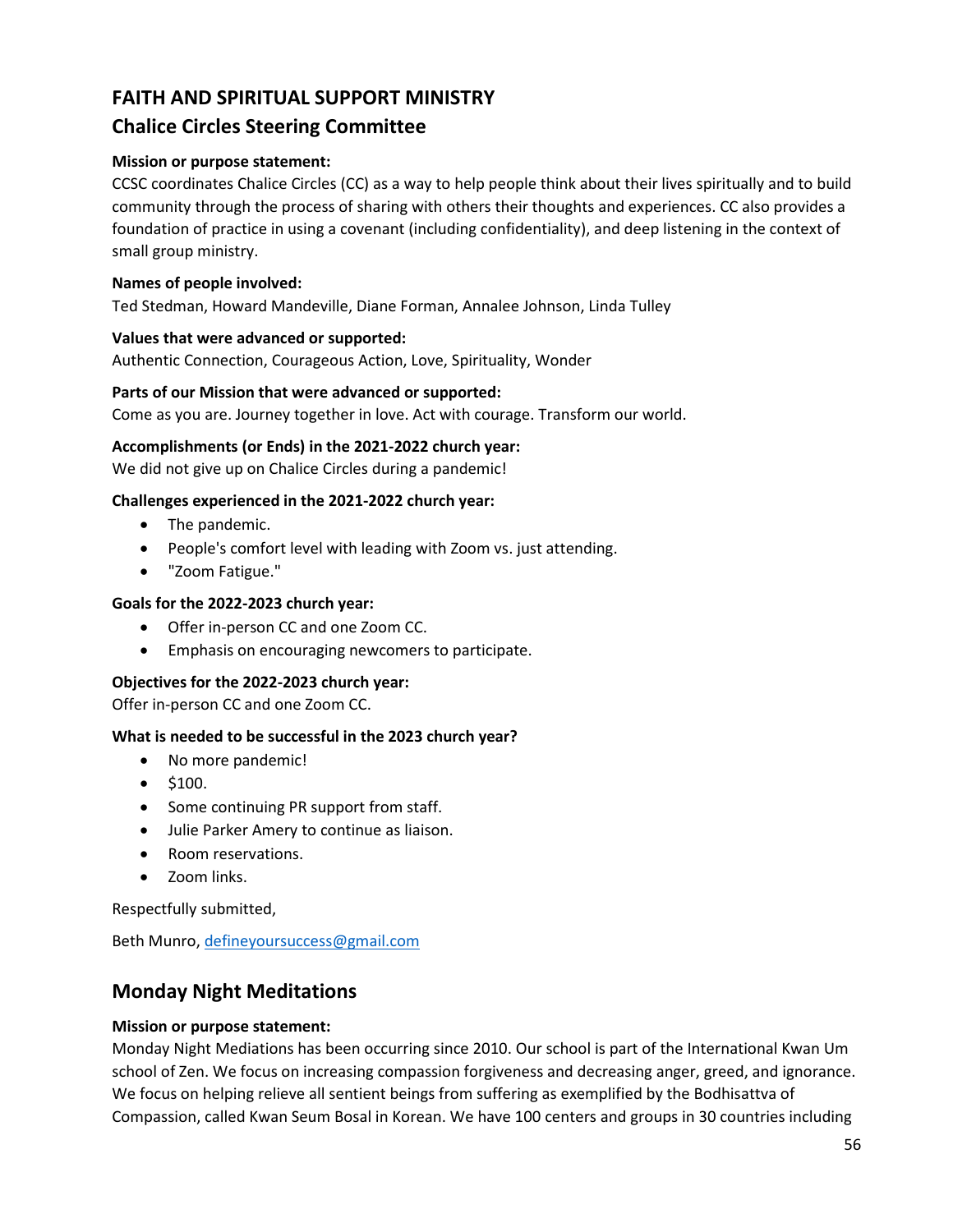# FAITH AND SPIRITUAL SUPPORT MINISTRY

## Chalice Circles Steering Committee

**Mission or purpose statement:**
CCSC coordinates Chalice Circles (CC) as a way to help people think about their lives spiritually and to build community through the process of sharing with others their thoughts and experiences. CC also provides a foundation of practice in using a covenant (including confidentiality), and deep listening in the context of small group ministry.

**Names of people involved:**
Ted Stedman, Howard Mandeville, Diane Forman, Annalee Johnson, Linda Tulley

**Values that were advanced or supported:**
Authentic Connection, Courageous Action, Love, Spirituality, Wonder

**Parts of our Mission that were advanced or supported:**
Come as you are. Journey together in love. Act with courage. Transform our world.

**Accomplishments (or Ends) in the 2021-2022 church year:**
We did not give up on Chalice Circles during a pandemic!

**Challenges experienced in the 2021-2022 church year:**

- The pandemic.
- People's comfort level with leading with Zoom vs. just attending.
- "Zoom Fatigue."

**Goals for the 2022-2023 church year:**

- Offer in-person CC and one Zoom CC.
- Emphasis on encouraging newcomers to participate.

**Objectives for the 2022-2023 church year:**
Offer in-person CC and one Zoom CC.

**What is needed to be successful in the 2023 church year?**

- No more pandemic!
- $100.
- Some continuing PR support from staff.
- Julie Parker Amery to continue as liaison.
- Room reservations.
- Zoom links.

Respectfully submitted,

Beth Munro, defineyoursuccess@gmail.com

## Monday Night Meditations

**Mission or purpose statement:**
Monday Night Mediations has been occurring since 2010. Our school is part of the International Kwan Um school of Zen. We focus on increasing compassion forgiveness and decreasing anger, greed, and ignorance. We focus on helping relieve all sentient beings from suffering as exemplified by the Bodhisattva of Compassion, called Kwan Seum Bosal in Korean. We have 100 centers and groups in 30 countries including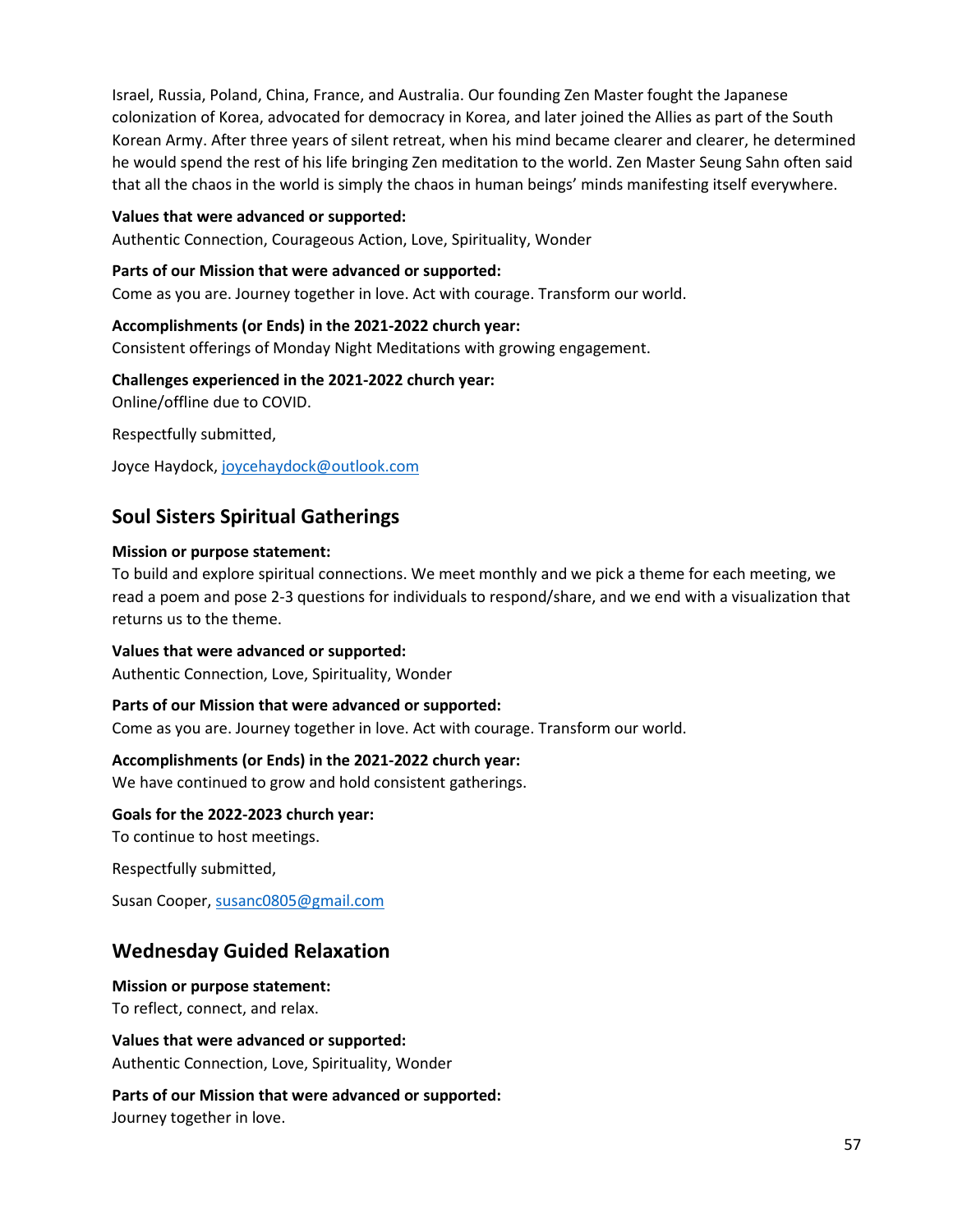Israel, Russia, Poland, China, France, and Australia. Our founding Zen Master fought the Japanese colonization of Korea, advocated for democracy in Korea, and later joined the Allies as part of the South Korean Army. After three years of silent retreat, when his mind became clearer and clearer, he determined he would spend the rest of his life bringing Zen meditation to the world. Zen Master Seung Sahn often said that all the chaos in the world is simply the chaos in human beings' minds manifesting itself everywhere.

**Values that were advanced or supported:**
Authentic Connection, Courageous Action, Love, Spirituality, Wonder

**Parts of our Mission that were advanced or supported:**
Come as you are. Journey together in love. Act with courage. Transform our world.

**Accomplishments (or Ends) in the 2021-2022 church year:**
Consistent offerings of Monday Night Meditations with growing engagement.

**Challenges experienced in the 2021-2022 church year:**
Online/offline due to COVID.

Respectfully submitted,

Joyce Haydock, joycehaydock@outlook.com

## Soul Sisters Spiritual Gatherings

**Mission or purpose statement:**
To build and explore spiritual connections. We meet monthly and we pick a theme for each meeting, we read a poem and pose 2-3 questions for individuals to respond/share, and we end with a visualization that returns us to the theme.

**Values that were advanced or supported:**
Authentic Connection, Love, Spirituality, Wonder

**Parts of our Mission that were advanced or supported:**
Come as you are. Journey together in love. Act with courage. Transform our world.

**Accomplishments (or Ends) in the 2021-2022 church year:**
We have continued to grow and hold consistent gatherings.

**Goals for the 2022-2023 church year:**
To continue to host meetings.

Respectfully submitted,

Susan Cooper, susanc0805@gmail.com

## Wednesday Guided Relaxation

**Mission or purpose statement:**
To reflect, connect, and relax.

**Values that were advanced or supported:**
Authentic Connection, Love, Spirituality, Wonder

**Parts of our Mission that were advanced or supported:**
Journey together in love.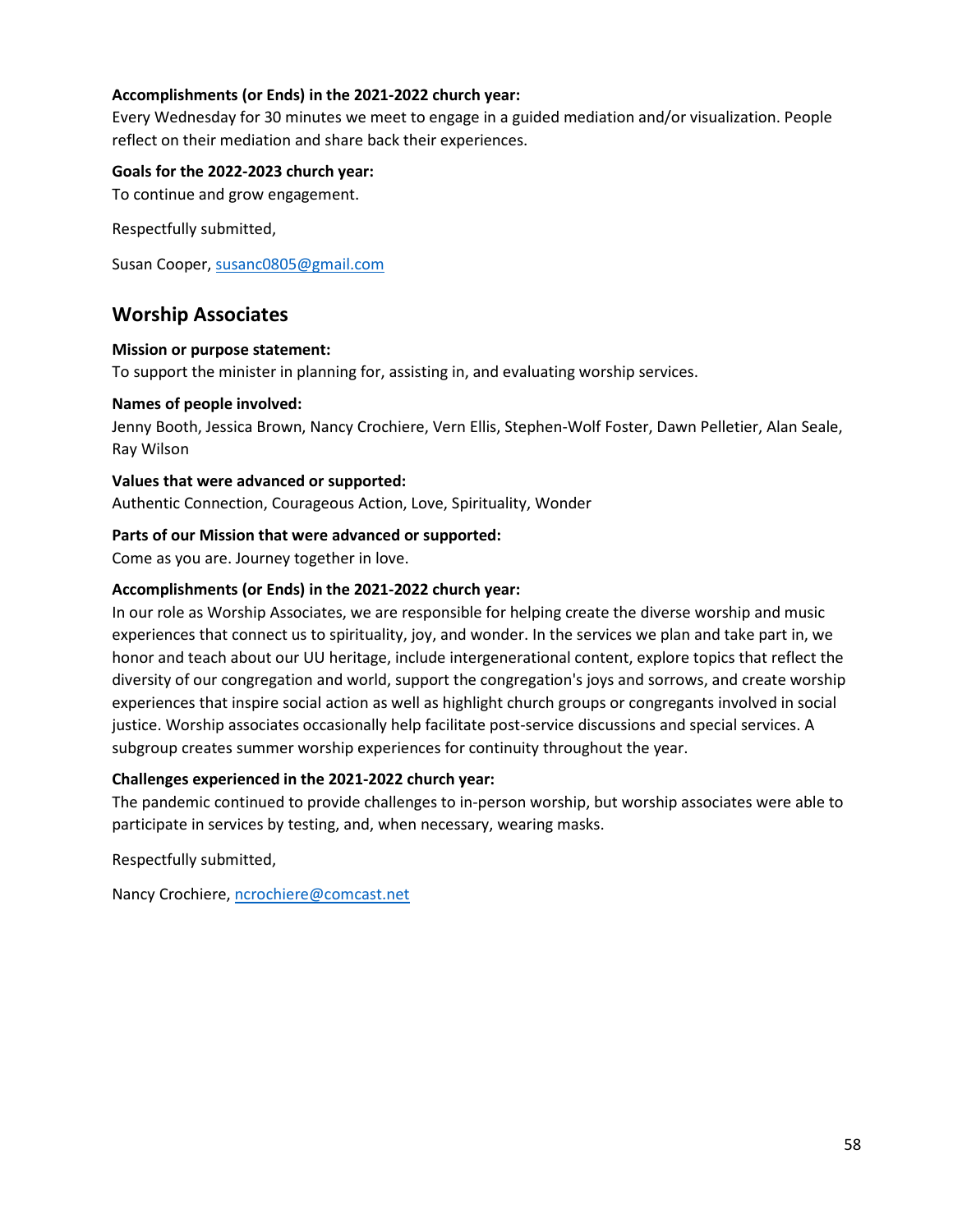**Accomplishments (or Ends) in the 2021-2022 church year:**
Every Wednesday for 30 minutes we meet to engage in a guided mediation and/or visualization. People reflect on their mediation and share back their experiences.

**Goals for the 2022-2023 church year:**
To continue and grow engagement.

Respectfully submitted,

Susan Cooper, susanc0805@gmail.com

## Worship Associates

**Mission or purpose statement:**
To support the minister in planning for, assisting in, and evaluating worship services.

**Names of people involved:**
Jenny Booth, Jessica Brown, Nancy Crochiere, Vern Ellis, Stephen-Wolf Foster, Dawn Pelletier, Alan Seale, Ray Wilson

**Values that were advanced or supported:**
Authentic Connection, Courageous Action, Love, Spirituality, Wonder

**Parts of our Mission that were advanced or supported:**
Come as you are. Journey together in love.

**Accomplishments (or Ends) in the 2021-2022 church year:**
In our role as Worship Associates, we are responsible for helping create the diverse worship and music experiences that connect us to spirituality, joy, and wonder. In the services we plan and take part in, we honor and teach about our UU heritage, include intergenerational content, explore topics that reflect the diversity of our congregation and world, support the congregation's joys and sorrows, and create worship experiences that inspire social action as well as highlight church groups or congregants involved in social justice. Worship associates occasionally help facilitate post-service discussions and special services. A subgroup creates summer worship experiences for continuity throughout the year.

**Challenges experienced in the 2021-2022 church year:**
The pandemic continued to provide challenges to in-person worship, but worship associates were able to participate in services by testing, and, when necessary, wearing masks.

Respectfully submitted,

Nancy Crochiere, ncrochiere@comcast.net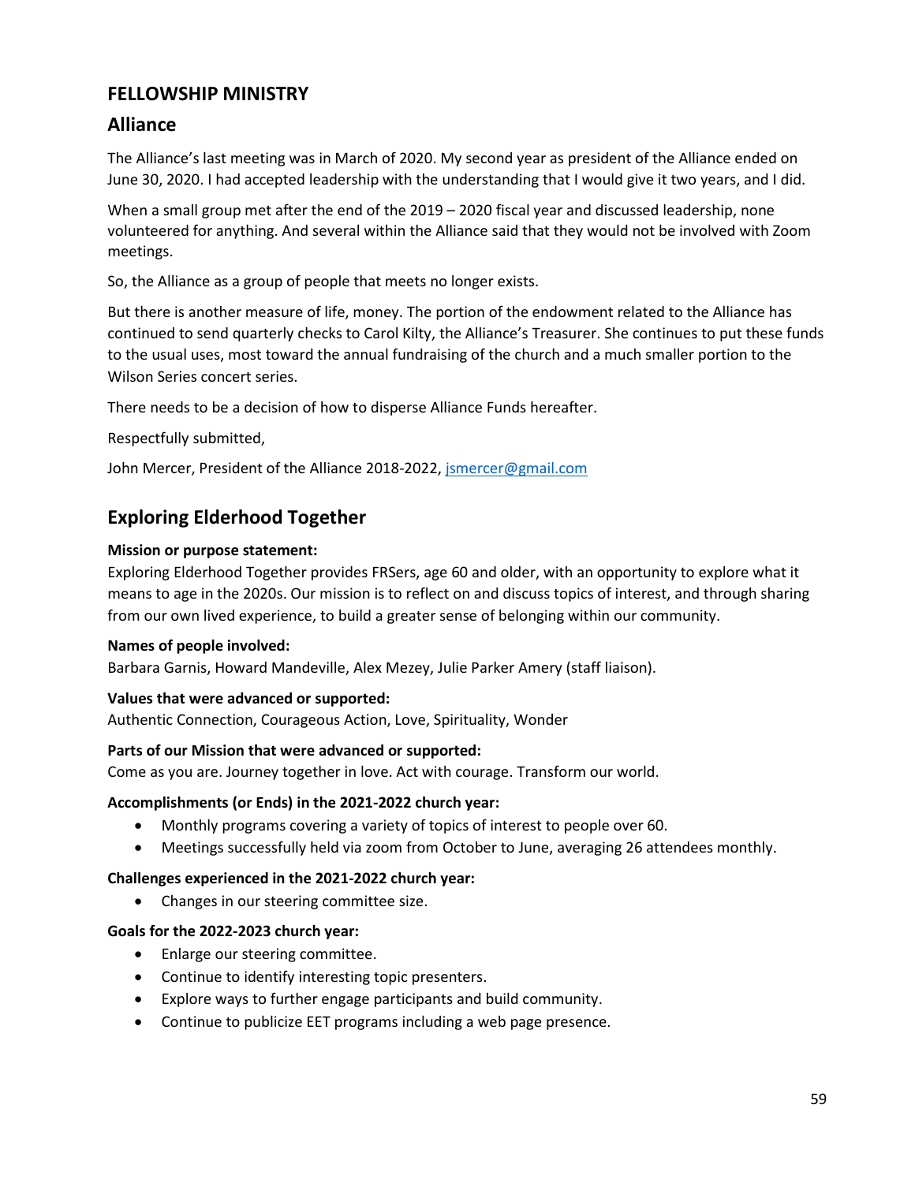## FELLOWSHIP MINISTRY

## Alliance

The Alliance's last meeting was in March of 2020. My second year as president of the Alliance ended on June 30, 2020. I had accepted leadership with the understanding that I would give it two years, and I did.

When a small group met after the end of the 2019 – 2020 fiscal year and discussed leadership, none volunteered for anything. And several within the Alliance said that they would not be involved with Zoom meetings.

So, the Alliance as a group of people that meets no longer exists.

But there is another measure of life, money. The portion of the endowment related to the Alliance has continued to send quarterly checks to Carol Kilty, the Alliance's Treasurer. She continues to put these funds to the usual uses, most toward the annual fundraising of the church and a much smaller portion to the Wilson Series concert series.

There needs to be a decision of how to disperse Alliance Funds hereafter.

Respectfully submitted,

John Mercer, President of the Alliance 2018-2022, jsmercer@gmail.com

## Exploring Elderhood Together

**Mission or purpose statement:**
Exploring Elderhood Together provides FRSers, age 60 and older, with an opportunity to explore what it means to age in the 2020s. Our mission is to reflect on and discuss topics of interest, and through sharing from our own lived experience, to build a greater sense of belonging within our community.

**Names of people involved:**
Barbara Garnis, Howard Mandeville, Alex Mezey, Julie Parker Amery (staff liaison).

**Values that were advanced or supported:**
Authentic Connection, Courageous Action, Love, Spirituality, Wonder

**Parts of our Mission that were advanced or supported:**
Come as you are. Journey together in love. Act with courage. Transform our world.

**Accomplishments (or Ends) in the 2021-2022 church year:**

- Monthly programs covering a variety of topics of interest to people over 60.
- Meetings successfully held via zoom from October to June, averaging 26 attendees monthly.

**Challenges experienced in the 2021-2022 church year:**

- Changes in our steering committee size.

**Goals for the 2022-2023 church year:**

- Enlarge our steering committee.
- Continue to identify interesting topic presenters.
- Explore ways to further engage participants and build community.
- Continue to publicize EET programs including a web page presence.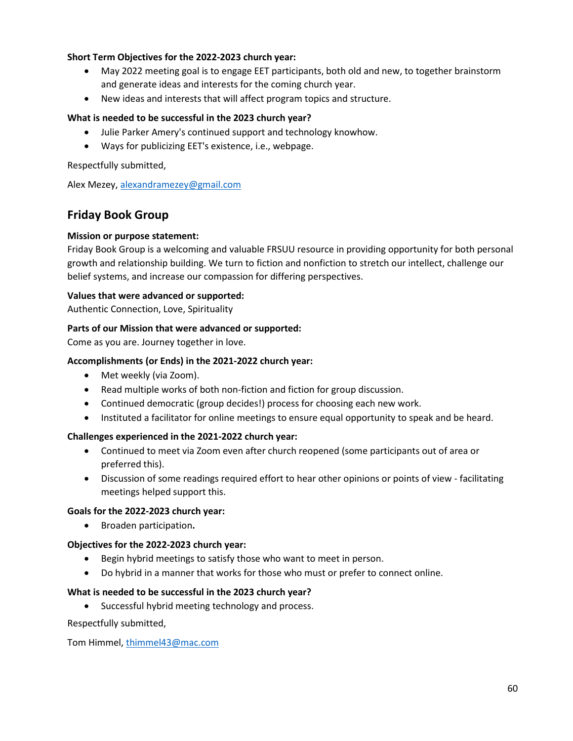**Short Term Objectives for the 2022-2023 church year:**

- May 2022 meeting goal is to engage EET participants, both old and new, to together brainstorm and generate ideas and interests for the coming church year.
- New ideas and interests that will affect program topics and structure.

**What is needed to be successful in the 2023 church year?**

- Julie Parker Amery's continued support and technology knowhow.
- Ways for publicizing EET's existence, i.e., webpage.

Respectfully submitted,

Alex Mezey, alexandramezey@gmail.com

## Friday Book Group

**Mission or purpose statement:**
Friday Book Group is a welcoming and valuable FRSUU resource in providing opportunity for both personal growth and relationship building. We turn to fiction and nonfiction to stretch our intellect, challenge our belief systems, and increase our compassion for differing perspectives.

**Values that were advanced or supported:**
Authentic Connection, Love, Spirituality

**Parts of our Mission that were advanced or supported:**
Come as you are. Journey together in love.

**Accomplishments (or Ends) in the 2021-2022 church year:**

- Met weekly (via Zoom).
- Read multiple works of both non-fiction and fiction for group discussion.
- Continued democratic (group decides!) process for choosing each new work.
- Instituted a facilitator for online meetings to ensure equal opportunity to speak and be heard.

**Challenges experienced in the 2021-2022 church year:**

- Continued to meet via Zoom even after church reopened (some participants out of area or preferred this).
- Discussion of some readings required effort to hear other opinions or points of view - facilitating meetings helped support this.

**Goals for the 2022-2023 church year:**

- Broaden participation**.**

**Objectives for the 2022-2023 church year:**

- Begin hybrid meetings to satisfy those who want to meet in person.
- Do hybrid in a manner that works for those who must or prefer to connect online.

**What is needed to be successful in the 2023 church year?**

- Successful hybrid meeting technology and process.

Respectfully submitted,

Tom Himmel, thimmel43@mac.com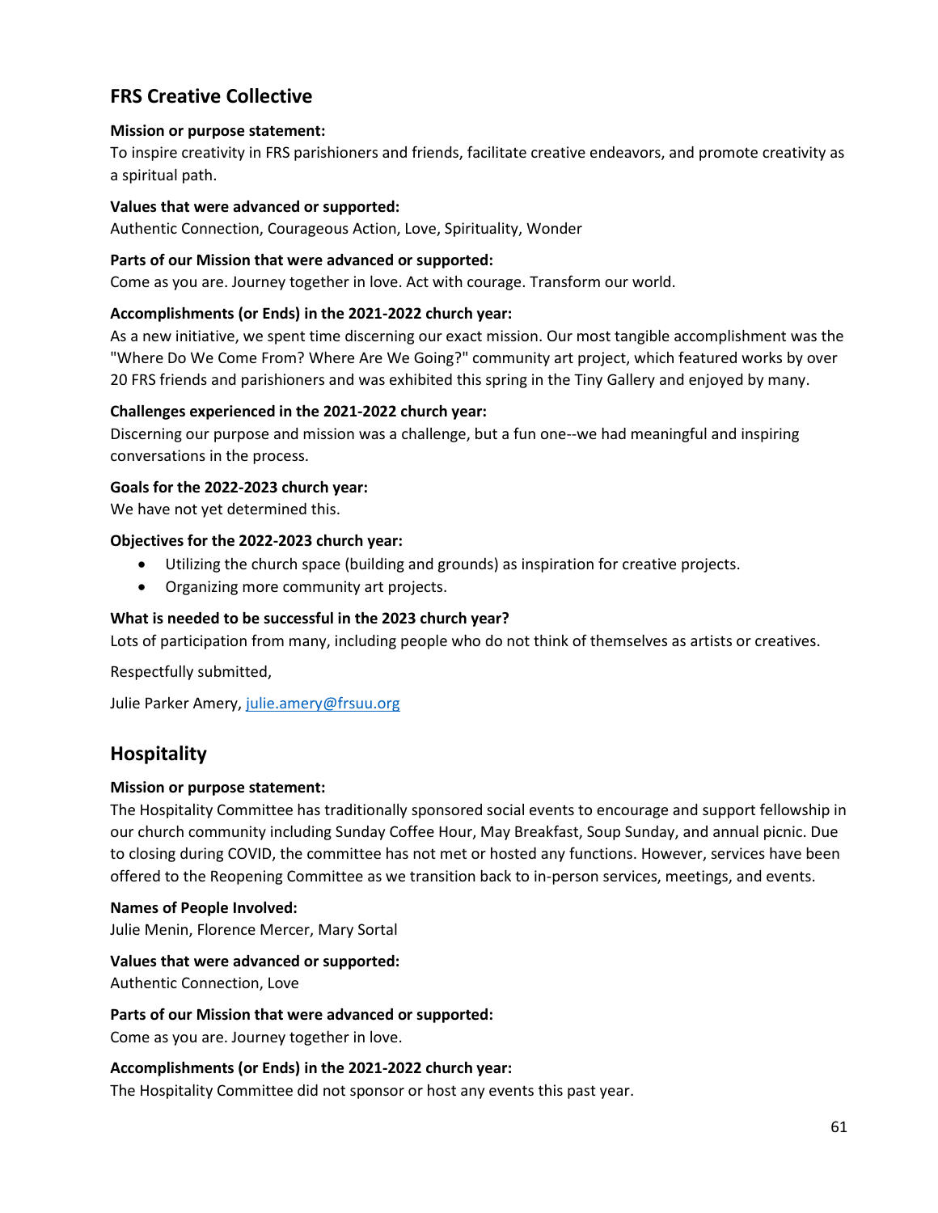## FRS Creative Collective

**Mission or purpose statement:**

To inspire creativity in FRS parishioners and friends, facilitate creative endeavors, and promote creativity as a spiritual path.

**Values that were advanced or supported:**

Authentic Connection, Courageous Action, Love, Spirituality, Wonder

**Parts of our Mission that were advanced or supported:**

Come as you are. Journey together in love. Act with courage. Transform our world.

**Accomplishments (or Ends) in the 2021-2022 church year:**

As a new initiative, we spent time discerning our exact mission. Our most tangible accomplishment was the "Where Do We Come From? Where Are We Going?" community art project, which featured works by over 20 FRS friends and parishioners and was exhibited this spring in the Tiny Gallery and enjoyed by many.

**Challenges experienced in the 2021-2022 church year:**

Discerning our purpose and mission was a challenge, but a fun one--we had meaningful and inspiring conversations in the process.

**Goals for the 2022-2023 church year:**

We have not yet determined this.

**Objectives for the 2022-2023 church year:**

- Utilizing the church space (building and grounds) as inspiration for creative projects.
- Organizing more community art projects.

**What is needed to be successful in the 2023 church year?**

Lots of participation from many, including people who do not think of themselves as artists or creatives.

Respectfully submitted,

Julie Parker Amery, julie.amery@frsuu.org

## Hospitality

**Mission or purpose statement:**

The Hospitality Committee has traditionally sponsored social events to encourage and support fellowship in our church community including Sunday Coffee Hour, May Breakfast, Soup Sunday, and annual picnic. Due to closing during COVID, the committee has not met or hosted any functions. However, services have been offered to the Reopening Committee as we transition back to in-person services, meetings, and events.

**Names of People Involved:**

Julie Menin, Florence Mercer, Mary Sortal

**Values that were advanced or supported:**

Authentic Connection, Love

**Parts of our Mission that were advanced or supported:**

Come as you are. Journey together in love.

**Accomplishments (or Ends) in the 2021-2022 church year:**

The Hospitality Committee did not sponsor or host any events this past year.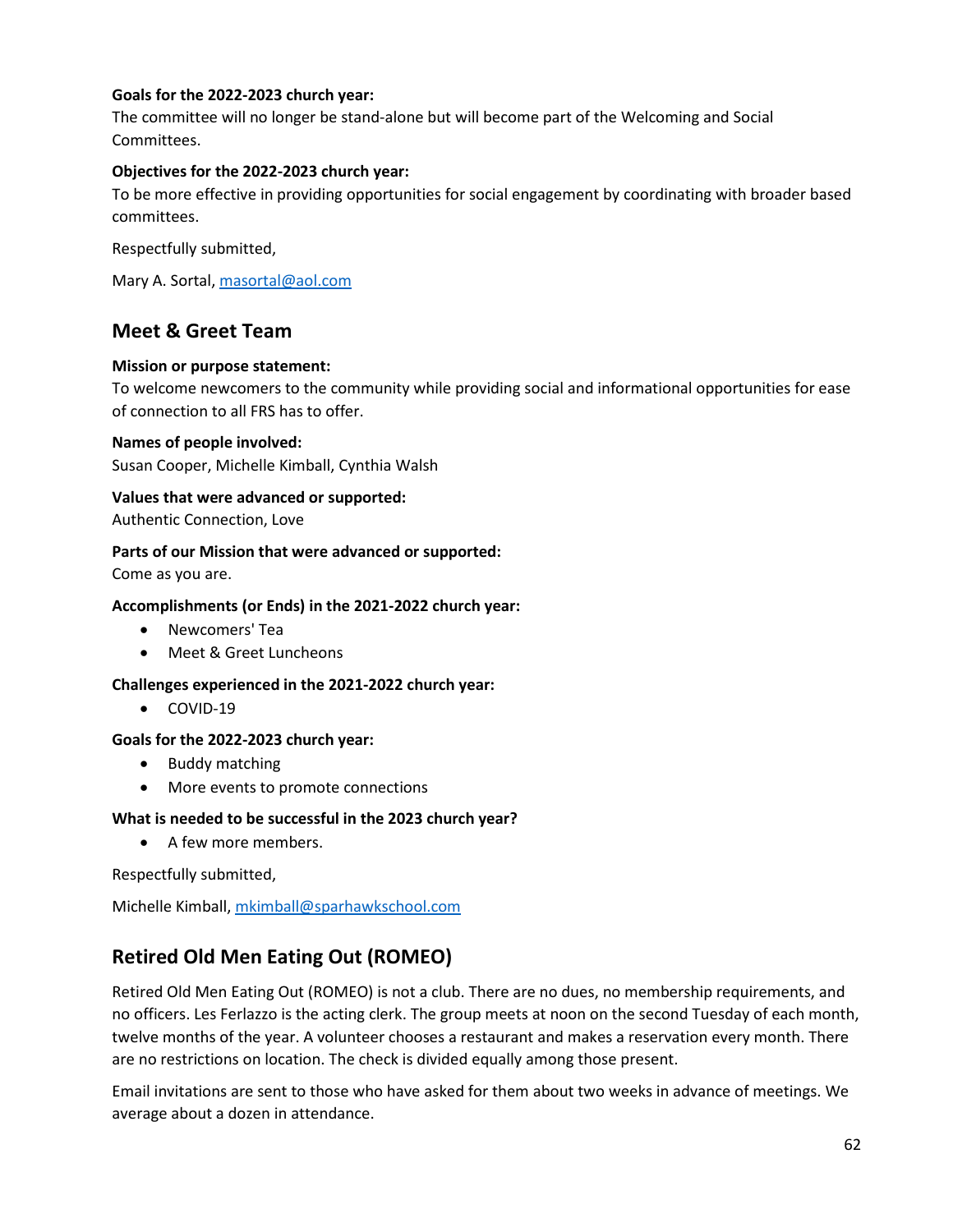**Goals for the 2022-2023 church year:**
The committee will no longer be stand-alone but will become part of the Welcoming and Social Committees.

**Objectives for the 2022-2023 church year:**
To be more effective in providing opportunities for social engagement by coordinating with broader based committees.

Respectfully submitted,

Mary A. Sortal, masortal@aol.com

## Meet & Greet Team

**Mission or purpose statement:**
To welcome newcomers to the community while providing social and informational opportunities for ease of connection to all FRS has to offer.

**Names of people involved:**
Susan Cooper, Michelle Kimball, Cynthia Walsh

**Values that were advanced or supported:**
Authentic Connection, Love

**Parts of our Mission that were advanced or supported:**
Come as you are.

**Accomplishments (or Ends) in the 2021-2022 church year:**

- Newcomers' Tea
- Meet & Greet Luncheons

**Challenges experienced in the 2021-2022 church year:**

- COVID-19

**Goals for the 2022-2023 church year:**

- Buddy matching
- More events to promote connections

**What is needed to be successful in the 2023 church year?**

- A few more members.

Respectfully submitted,

Michelle Kimball, mkimball@sparhawkschool.com

## Retired Old Men Eating Out (ROMEO)

Retired Old Men Eating Out (ROMEO) is not a club. There are no dues, no membership requirements, and no officers. Les Ferlazzo is the acting clerk. The group meets at noon on the second Tuesday of each month, twelve months of the year. A volunteer chooses a restaurant and makes a reservation every month. There are no restrictions on location. The check is divided equally among those present.

Email invitations are sent to those who have asked for them about two weeks in advance of meetings. We average about a dozen in attendance.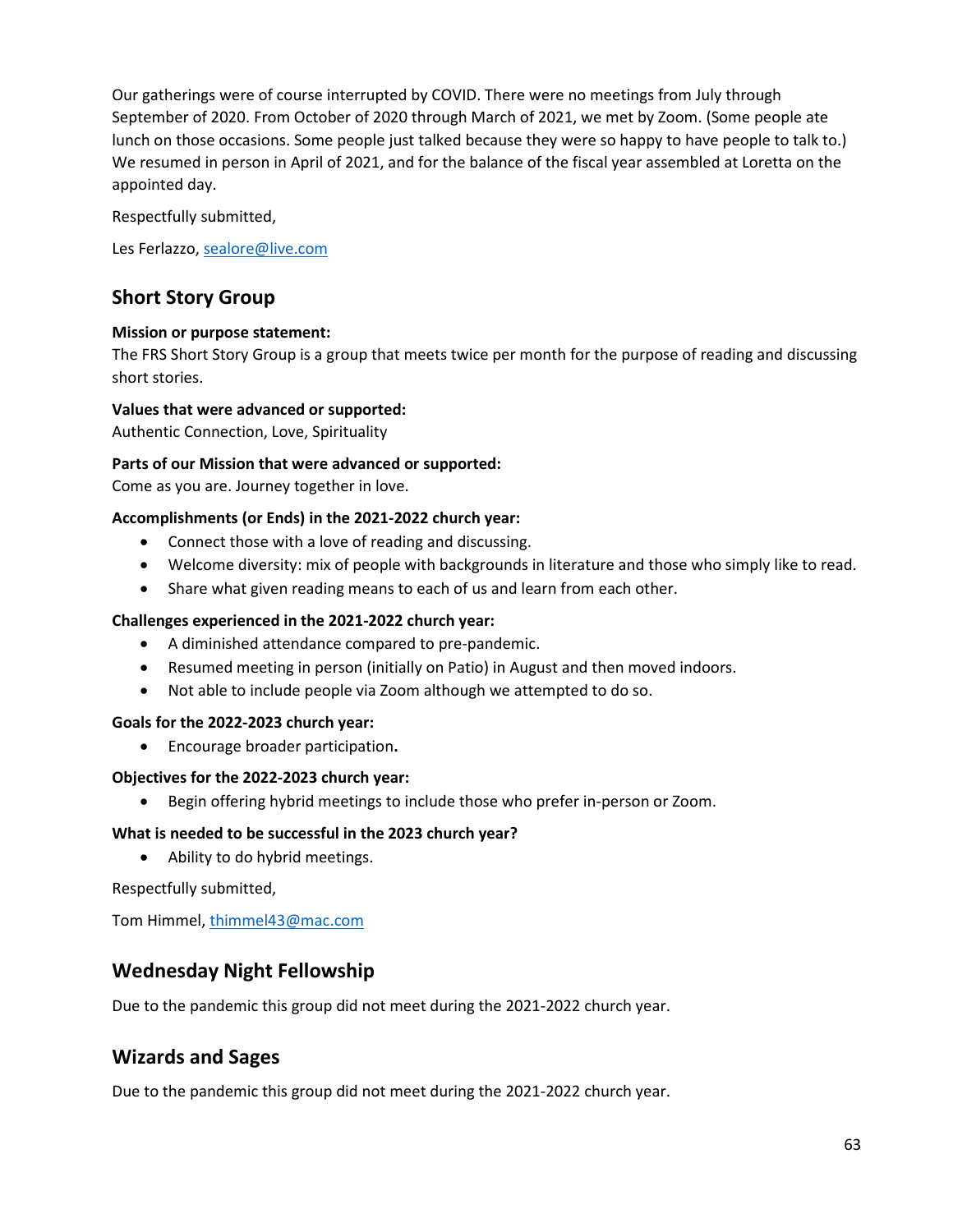Our gatherings were of course interrupted by COVID. There were no meetings from July through September of 2020. From October of 2020 through March of 2021, we met by Zoom. (Some people ate lunch on those occasions. Some people just talked because they were so happy to have people to talk to.) We resumed in person in April of 2021, and for the balance of the fiscal year assembled at Loretta on the appointed day.

Respectfully submitted,

Les Ferlazzo, sealore@live.com

## Short Story Group

**Mission or purpose statement:**
The FRS Short Story Group is a group that meets twice per month for the purpose of reading and discussing short stories.

**Values that were advanced or supported:**
Authentic Connection, Love, Spirituality

**Parts of our Mission that were advanced or supported:**
Come as you are. Journey together in love.

**Accomplishments (or Ends) in the 2021-2022 church year:**

- Connect those with a love of reading and discussing.
- Welcome diversity: mix of people with backgrounds in literature and those who simply like to read.
- Share what given reading means to each of us and learn from each other.

**Challenges experienced in the 2021-2022 church year:**

- A diminished attendance compared to pre-pandemic.
- Resumed meeting in person (initially on Patio) in August and then moved indoors.
- Not able to include people via Zoom although we attempted to do so.

**Goals for the 2022-2023 church year:**

- Encourage broader participation**.**

**Objectives for the 2022-2023 church year:**

- Begin offering hybrid meetings to include those who prefer in-person or Zoom.

**What is needed to be successful in the 2023 church year?**

- Ability to do hybrid meetings.

Respectfully submitted,

Tom Himmel, thimmel43@mac.com

## Wednesday Night Fellowship

Due to the pandemic this group did not meet during the 2021-2022 church year.

## Wizards and Sages

Due to the pandemic this group did not meet during the 2021-2022 church year.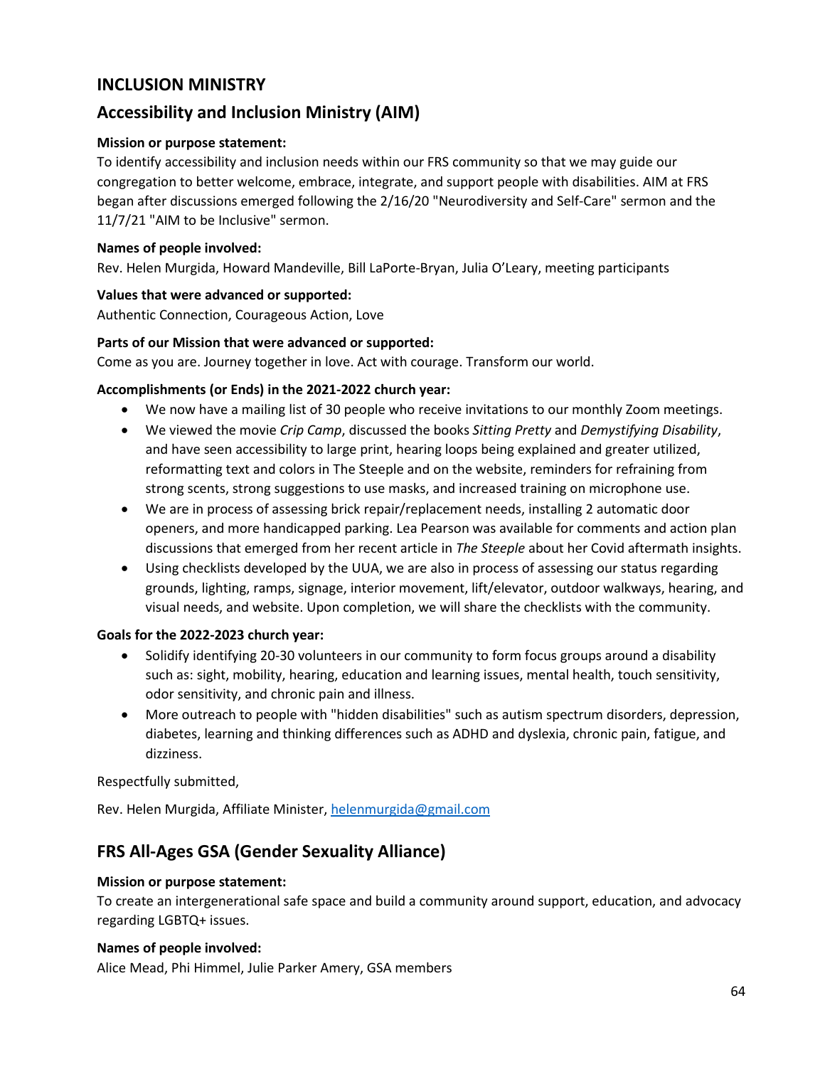# INCLUSION MINISTRY

## Accessibility and Inclusion Ministry (AIM)

**Mission or purpose statement:**
To identify accessibility and inclusion needs within our FRS community so that we may guide our congregation to better welcome, embrace, integrate, and support people with disabilities. AIM at FRS began after discussions emerged following the 2/16/20 "Neurodiversity and Self-Care" sermon and the 11/7/21 "AIM to be Inclusive" sermon.

**Names of people involved:**
Rev. Helen Murgida, Howard Mandeville, Bill LaPorte-Bryan, Julia O'Leary, meeting participants

**Values that were advanced or supported:**
Authentic Connection, Courageous Action, Love

**Parts of our Mission that were advanced or supported:**
Come as you are. Journey together in love. Act with courage. Transform our world.

**Accomplishments (or Ends) in the 2021-2022 church year:**

- We now have a mailing list of 30 people who receive invitations to our monthly Zoom meetings.
- We viewed the movie *Crip Camp*, discussed the books *Sitting Pretty* and *Demystifying Disability*, and have seen accessibility to large print, hearing loops being explained and greater utilized, reformatting text and colors in The Steeple and on the website, reminders for refraining from strong scents, strong suggestions to use masks, and increased training on microphone use.
- We are in process of assessing brick repair/replacement needs, installing 2 automatic door openers, and more handicapped parking. Lea Pearson was available for comments and action plan discussions that emerged from her recent article in *The Steeple* about her Covid aftermath insights.
- Using checklists developed by the UUA, we are also in process of assessing our status regarding grounds, lighting, ramps, signage, interior movement, lift/elevator, outdoor walkways, hearing, and visual needs, and website. Upon completion, we will share the checklists with the community.

**Goals for the 2022-2023 church year:**

- Solidify identifying 20-30 volunteers in our community to form focus groups around a disability such as: sight, mobility, hearing, education and learning issues, mental health, touch sensitivity, odor sensitivity, and chronic pain and illness.
- More outreach to people with "hidden disabilities" such as autism spectrum disorders, depression, diabetes, learning and thinking differences such as ADHD and dyslexia, chronic pain, fatigue, and dizziness.

Respectfully submitted,

Rev. Helen Murgida, Affiliate Minister, helenmurgida@gmail.com

## FRS All-Ages GSA (Gender Sexuality Alliance)

**Mission or purpose statement:**
To create an intergenerational safe space and build a community around support, education, and advocacy regarding LGBTQ+ issues.

**Names of people involved:**
Alice Mead, Phi Himmel, Julie Parker Amery, GSA members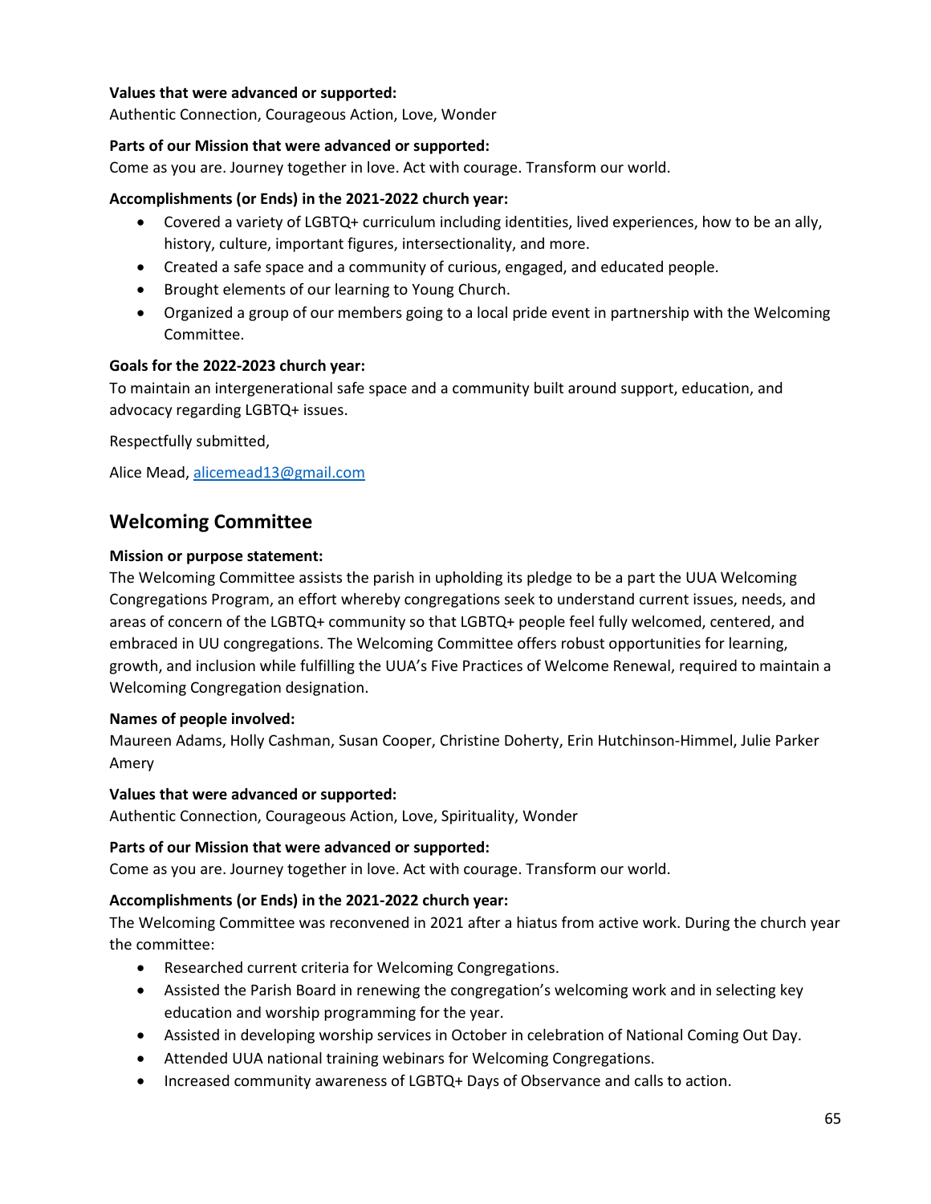**Values that were advanced or supported:**
Authentic Connection, Courageous Action, Love, Wonder

**Parts of our Mission that were advanced or supported:**
Come as you are. Journey together in love. Act with courage. Transform our world.

**Accomplishments (or Ends) in the 2021-2022 church year:**

- Covered a variety of LGBTQ+ curriculum including identities, lived experiences, how to be an ally, history, culture, important figures, intersectionality, and more.
- Created a safe space and a community of curious, engaged, and educated people.
- Brought elements of our learning to Young Church.
- Organized a group of our members going to a local pride event in partnership with the Welcoming Committee.

**Goals for the 2022-2023 church year:**
To maintain an intergenerational safe space and a community built around support, education, and advocacy regarding LGBTQ+ issues.

Respectfully submitted,

Alice Mead, alicemead13@gmail.com

## Welcoming Committee

**Mission or purpose statement:**
The Welcoming Committee assists the parish in upholding its pledge to be a part the UUA Welcoming Congregations Program, an effort whereby congregations seek to understand current issues, needs, and areas of concern of the LGBTQ+ community so that LGBTQ+ people feel fully welcomed, centered, and embraced in UU congregations. The Welcoming Committee offers robust opportunities for learning, growth, and inclusion while fulfilling the UUA's Five Practices of Welcome Renewal, required to maintain a Welcoming Congregation designation.

**Names of people involved:**
Maureen Adams, Holly Cashman, Susan Cooper, Christine Doherty, Erin Hutchinson-Himmel, Julie Parker Amery

**Values that were advanced or supported:**
Authentic Connection, Courageous Action, Love, Spirituality, Wonder

**Parts of our Mission that were advanced or supported:**
Come as you are. Journey together in love. Act with courage. Transform our world.

**Accomplishments (or Ends) in the 2021-2022 church year:**
The Welcoming Committee was reconvened in 2021 after a hiatus from active work. During the church year the committee:

- Researched current criteria for Welcoming Congregations.
- Assisted the Parish Board in renewing the congregation's welcoming work and in selecting key education and worship programming for the year.
- Assisted in developing worship services in October in celebration of National Coming Out Day.
- Attended UUA national training webinars for Welcoming Congregations.
- Increased community awareness of LGBTQ+ Days of Observance and calls to action.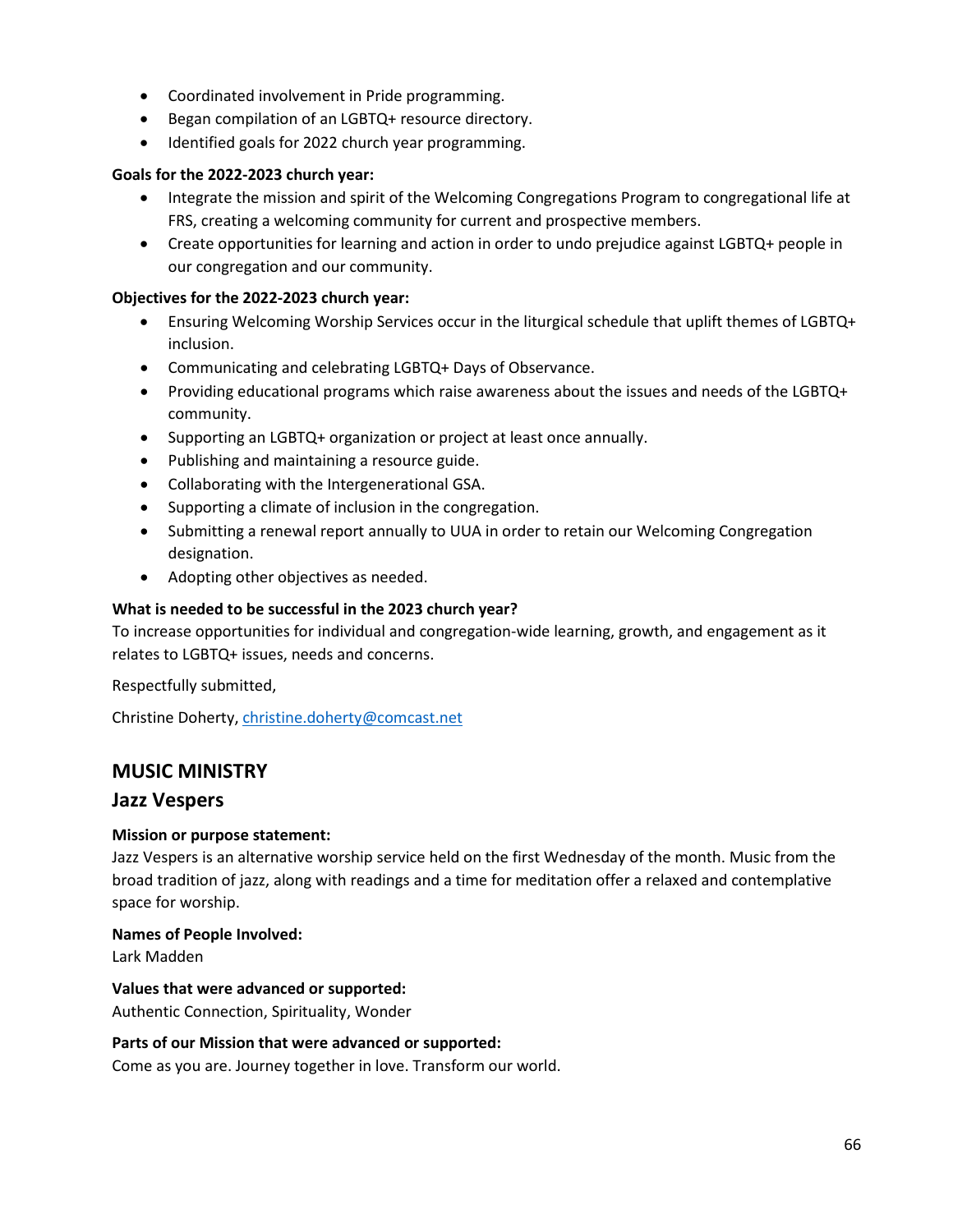- Coordinated involvement in Pride programming.
- Began compilation of an LGBTQ+ resource directory.
- Identified goals for 2022 church year programming.

**Goals for the 2022-2023 church year:**

- Integrate the mission and spirit of the Welcoming Congregations Program to congregational life at FRS, creating a welcoming community for current and prospective members.
- Create opportunities for learning and action in order to undo prejudice against LGBTQ+ people in our congregation and our community.

**Objectives for the 2022-2023 church year:**

- Ensuring Welcoming Worship Services occur in the liturgical schedule that uplift themes of LGBTQ+ inclusion.
- Communicating and celebrating LGBTQ+ Days of Observance.
- Providing educational programs which raise awareness about the issues and needs of the LGBTQ+ community.
- Supporting an LGBTQ+ organization or project at least once annually.
- Publishing and maintaining a resource guide.
- Collaborating with the Intergenerational GSA.
- Supporting a climate of inclusion in the congregation.
- Submitting a renewal report annually to UUA in order to retain our Welcoming Congregation designation.
- Adopting other objectives as needed.

**What is needed to be successful in the 2023 church year?**

To increase opportunities for individual and congregation-wide learning, growth, and engagement as it relates to LGBTQ+ issues, needs and concerns.

Respectfully submitted,

Christine Doherty, christine.doherty@comcast.net

## MUSIC MINISTRY

### Jazz Vespers

**Mission or purpose statement:**

Jazz Vespers is an alternative worship service held on the first Wednesday of the month. Music from the broad tradition of jazz, along with readings and a time for meditation offer a relaxed and contemplative space for worship.

**Names of People Involved:**

Lark Madden

**Values that were advanced or supported:**

Authentic Connection, Spirituality, Wonder

**Parts of our Mission that were advanced or supported:**

Come as you are. Journey together in love. Transform our world.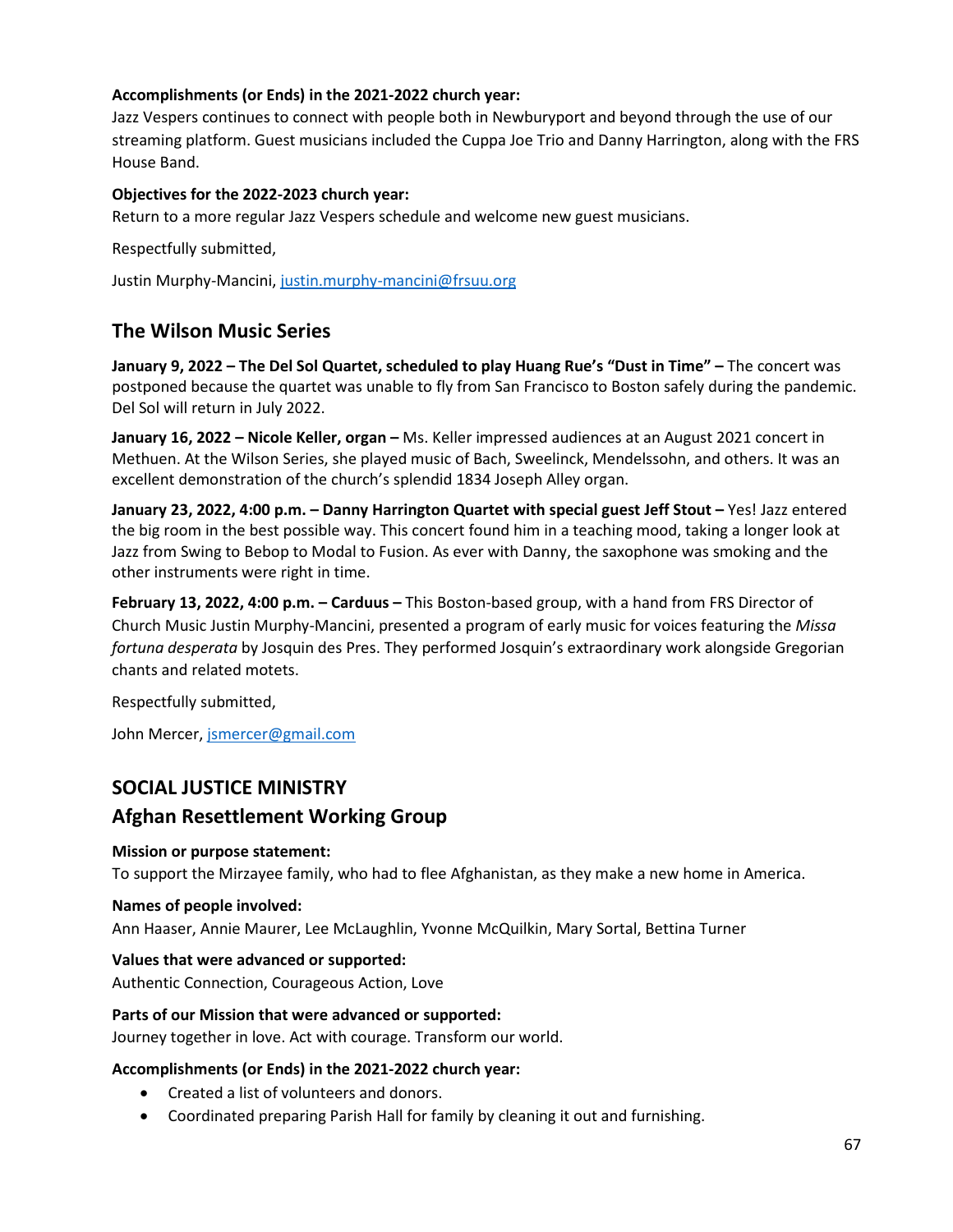**Accomplishments (or Ends) in the 2021-2022 church year:**
Jazz Vespers continues to connect with people both in Newburyport and beyond through the use of our streaming platform. Guest musicians included the Cuppa Joe Trio and Danny Harrington, along with the FRS House Band.

**Objectives for the 2022-2023 church year:**
Return to a more regular Jazz Vespers schedule and welcome new guest musicians.

Respectfully submitted,

Justin Murphy-Mancini, justin.murphy-mancini@frsuu.org

## The Wilson Music Series

**January 9, 2022 – The Del Sol Quartet, scheduled to play Huang Rue's "Dust in Time" –** The concert was postponed because the quartet was unable to fly from San Francisco to Boston safely during the pandemic. Del Sol will return in July 2022.

**January 16, 2022 – Nicole Keller, organ –** Ms. Keller impressed audiences at an August 2021 concert in Methuen. At the Wilson Series, she played music of Bach, Sweelinck, Mendelssohn, and others. It was an excellent demonstration of the church's splendid 1834 Joseph Alley organ.

**January 23, 2022, 4:00 p.m. – Danny Harrington Quartet with special guest Jeff Stout –** Yes! Jazz entered the big room in the best possible way. This concert found him in a teaching mood, taking a longer look at Jazz from Swing to Bebop to Modal to Fusion. As ever with Danny, the saxophone was smoking and the other instruments were right in time.

**February 13, 2022, 4:00 p.m. – Carduus –** This Boston-based group, with a hand from FRS Director of Church Music Justin Murphy-Mancini, presented a program of early music for voices featuring the *Missa fortuna desperata* by Josquin des Pres. They performed Josquin's extraordinary work alongside Gregorian chants and related motets.

Respectfully submitted,

John Mercer, jsmercer@gmail.com

## SOCIAL JUSTICE MINISTRY

## Afghan Resettlement Working Group

**Mission or purpose statement:**
To support the Mirzayee family, who had to flee Afghanistan, as they make a new home in America.

**Names of people involved:**
Ann Haaser, Annie Maurer, Lee McLaughlin, Yvonne McQuilkin, Mary Sortal, Bettina Turner

**Values that were advanced or supported:**
Authentic Connection, Courageous Action, Love

**Parts of our Mission that were advanced or supported:**
Journey together in love. Act with courage. Transform our world.

**Accomplishments (or Ends) in the 2021-2022 church year:**

- Created a list of volunteers and donors.
- Coordinated preparing Parish Hall for family by cleaning it out and furnishing.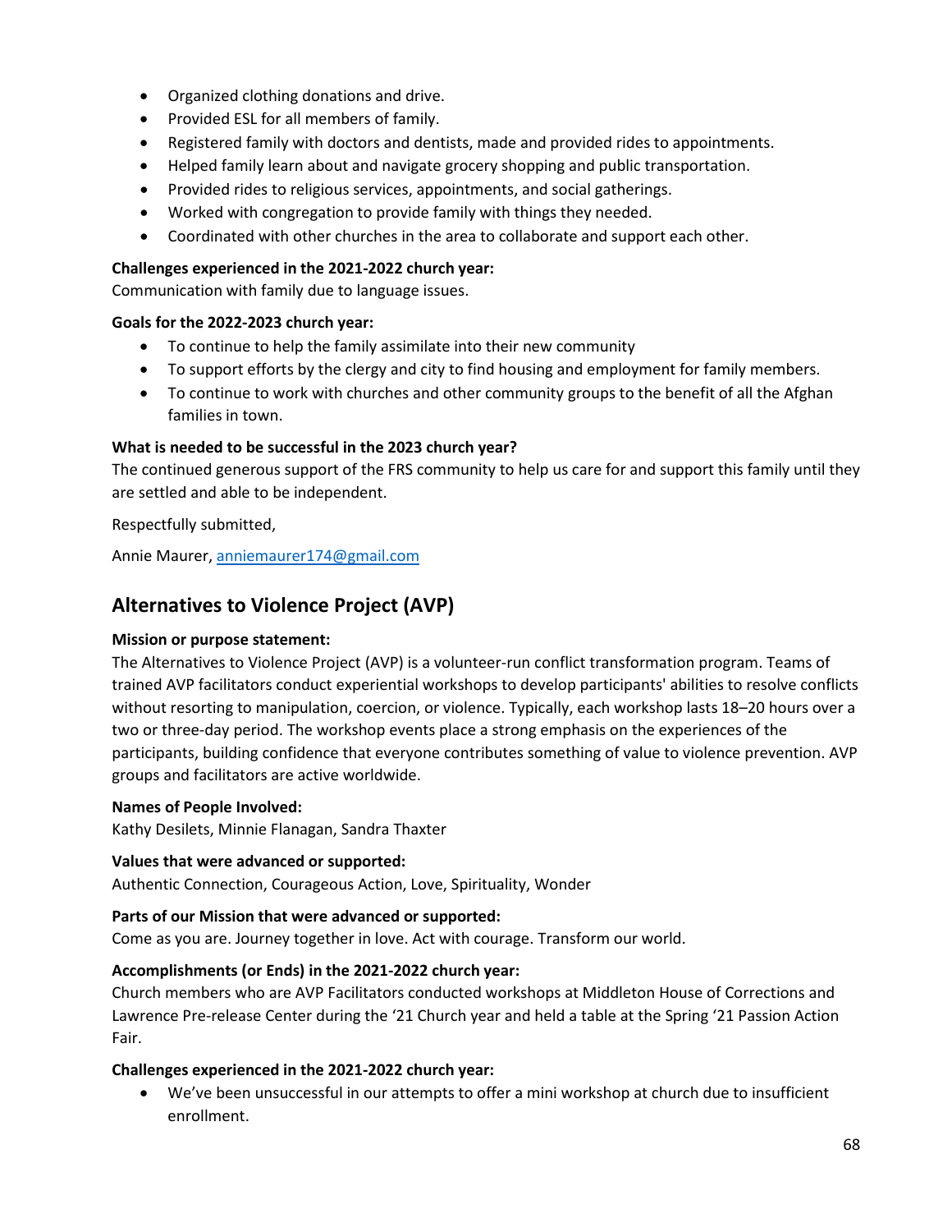- Organized clothing donations and drive.
- Provided ESL for all members of family.
- Registered family with doctors and dentists, made and provided rides to appointments.
- Helped family learn about and navigate grocery shopping and public transportation.
- Provided rides to religious services, appointments, and social gatherings.
- Worked with congregation to provide family with things they needed.
- Coordinated with other churches in the area to collaborate and support each other.

**Challenges experienced in the 2021-2022 church year:**
Communication with family due to language issues.

**Goals for the 2022-2023 church year:**

- To continue to help the family assimilate into their new community
- To support efforts by the clergy and city to find housing and employment for family members.
- To continue to work with churches and other community groups to the benefit of all the Afghan families in town.

**What is needed to be successful in the 2023 church year?**
The continued generous support of the FRS community to help us care for and support this family until they are settled and able to be independent.

Respectfully submitted,

Annie Maurer, anniemaurer174@gmail.com

## Alternatives to Violence Project (AVP)

**Mission or purpose statement:**
The Alternatives to Violence Project (AVP) is a volunteer-run conflict transformation program. Teams of trained AVP facilitators conduct experiential workshops to develop participants' abilities to resolve conflicts without resorting to manipulation, coercion, or violence. Typically, each workshop lasts 18–20 hours over a two or three-day period. The workshop events place a strong emphasis on the experiences of the participants, building confidence that everyone contributes something of value to violence prevention. AVP groups and facilitators are active worldwide.

**Names of People Involved:**
Kathy Desilets, Minnie Flanagan, Sandra Thaxter

**Values that were advanced or supported:**
Authentic Connection, Courageous Action, Love, Spirituality, Wonder

**Parts of our Mission that were advanced or supported:**
Come as you are. Journey together in love. Act with courage. Transform our world.

**Accomplishments (or Ends) in the 2021-2022 church year:**
Church members who are AVP Facilitators conducted workshops at Middleton House of Corrections and Lawrence Pre-release Center during the '21 Church year and held a table at the Spring '21 Passion Action Fair.

**Challenges experienced in the 2021-2022 church year:**

- We've been unsuccessful in our attempts to offer a mini workshop at church due to insufficient enrollment.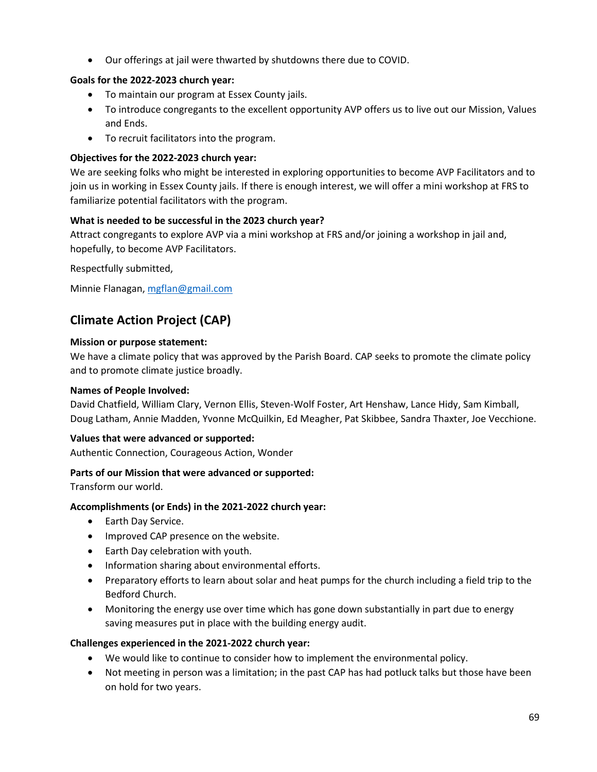- Our offerings at jail were thwarted by shutdowns there due to COVID.

**Goals for the 2022-2023 church year:**

- To maintain our program at Essex County jails.
- To introduce congregants to the excellent opportunity AVP offers us to live out our Mission, Values and Ends.
- To recruit facilitators into the program.

**Objectives for the 2022-2023 church year:**

We are seeking folks who might be interested in exploring opportunities to become AVP Facilitators and to join us in working in Essex County jails. If there is enough interest, we will offer a mini workshop at FRS to familiarize potential facilitators with the program.

**What is needed to be successful in the 2023 church year?**

Attract congregants to explore AVP via a mini workshop at FRS and/or joining a workshop in jail and, hopefully, to become AVP Facilitators.

Respectfully submitted,

Minnie Flanagan, mgflan@gmail.com

## Climate Action Project (CAP)

**Mission or purpose statement:**

We have a climate policy that was approved by the Parish Board. CAP seeks to promote the climate policy and to promote climate justice broadly.

**Names of People Involved:**

David Chatfield, William Clary, Vernon Ellis, Steven-Wolf Foster, Art Henshaw, Lance Hidy, Sam Kimball, Doug Latham, Annie Madden, Yvonne McQuilkin, Ed Meagher, Pat Skibbee, Sandra Thaxter, Joe Vecchione.

**Values that were advanced or supported:**

Authentic Connection, Courageous Action, Wonder

**Parts of our Mission that were advanced or supported:**

Transform our world.

**Accomplishments (or Ends) in the 2021-2022 church year:**

- Earth Day Service.
- Improved CAP presence on the website.
- Earth Day celebration with youth.
- Information sharing about environmental efforts.
- Preparatory efforts to learn about solar and heat pumps for the church including a field trip to the Bedford Church.
- Monitoring the energy use over time which has gone down substantially in part due to energy saving measures put in place with the building energy audit.

**Challenges experienced in the 2021-2022 church year:**

- We would like to continue to consider how to implement the environmental policy.
- Not meeting in person was a limitation; in the past CAP has had potluck talks but those have been on hold for two years.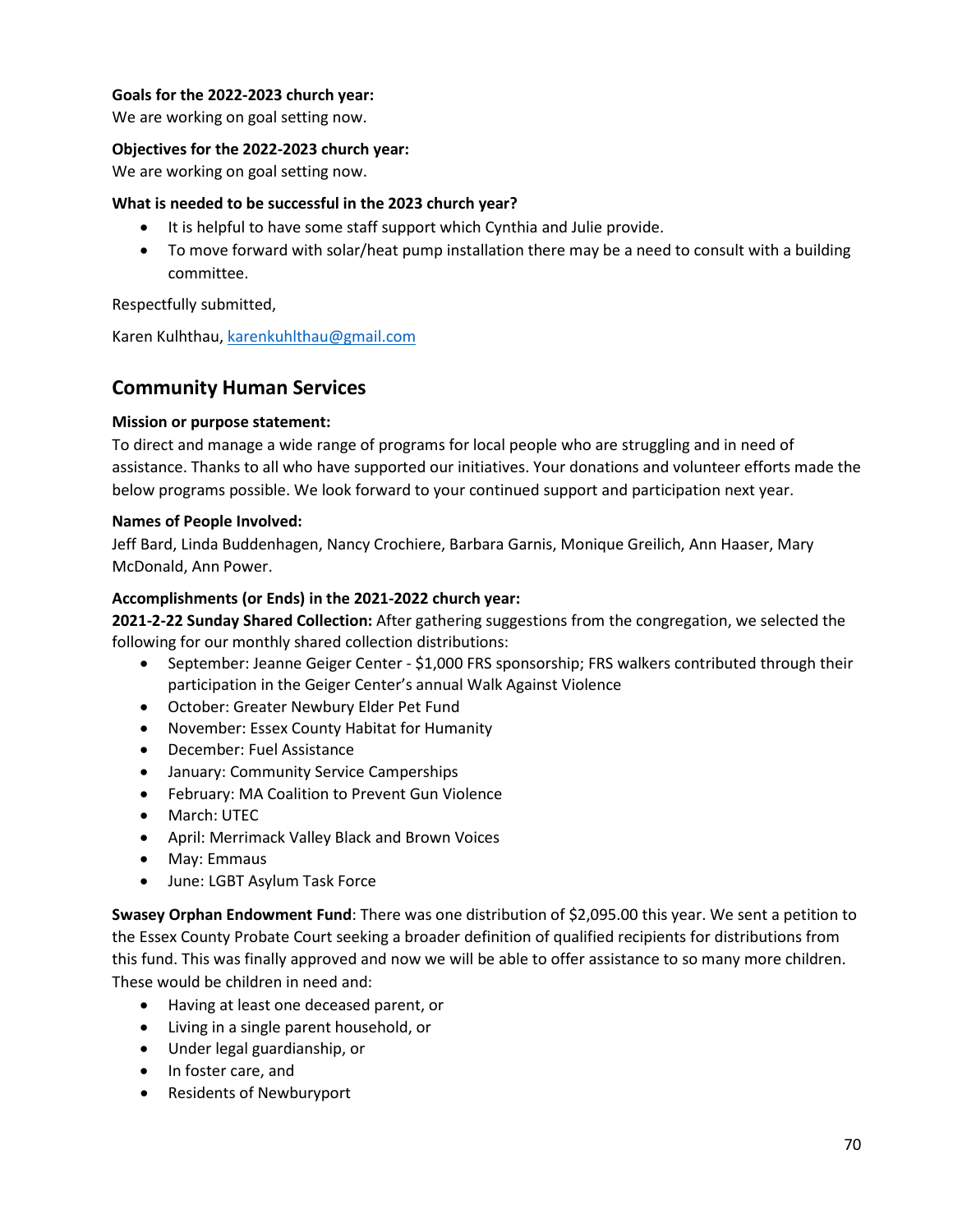**Goals for the 2022-2023 church year:**
We are working on goal setting now.

**Objectives for the 2022-2023 church year:**
We are working on goal setting now.

**What is needed to be successful in the 2023 church year?**

- It is helpful to have some staff support which Cynthia and Julie provide.
- To move forward with solar/heat pump installation there may be a need to consult with a building committee.

Respectfully submitted,

Karen Kulhthau, karenkuhlthau@gmail.com

## Community Human Services

**Mission or purpose statement:**
To direct and manage a wide range of programs for local people who are struggling and in need of assistance. Thanks to all who have supported our initiatives. Your donations and volunteer efforts made the below programs possible. We look forward to your continued support and participation next year.

**Names of People Involved:**
Jeff Bard, Linda Buddenhagen, Nancy Crochiere, Barbara Garnis, Monique Greilich, Ann Haaser, Mary McDonald, Ann Power.

**Accomplishments (or Ends) in the 2021-2022 church year:**
**2021-2-22 Sunday Shared Collection:** After gathering suggestions from the congregation, we selected the following for our monthly shared collection distributions:

- September: Jeanne Geiger Center - $1,000 FRS sponsorship; FRS walkers contributed through their participation in the Geiger Center's annual Walk Against Violence
- October: Greater Newbury Elder Pet Fund
- November: Essex County Habitat for Humanity
- December: Fuel Assistance
- January: Community Service Camperships
- February: MA Coalition to Prevent Gun Violence
- March: UTEC
- April: Merrimack Valley Black and Brown Voices
- May: Emmaus
- June: LGBT Asylum Task Force

**Swasey Orphan Endowment Fund**: There was one distribution of $2,095.00 this year. We sent a petition to the Essex County Probate Court seeking a broader definition of qualified recipients for distributions from this fund. This was finally approved and now we will be able to offer assistance to so many more children. These would be children in need and:

- Having at least one deceased parent, or
- Living in a single parent household, or
- Under legal guardianship, or
- In foster care, and
- Residents of Newburyport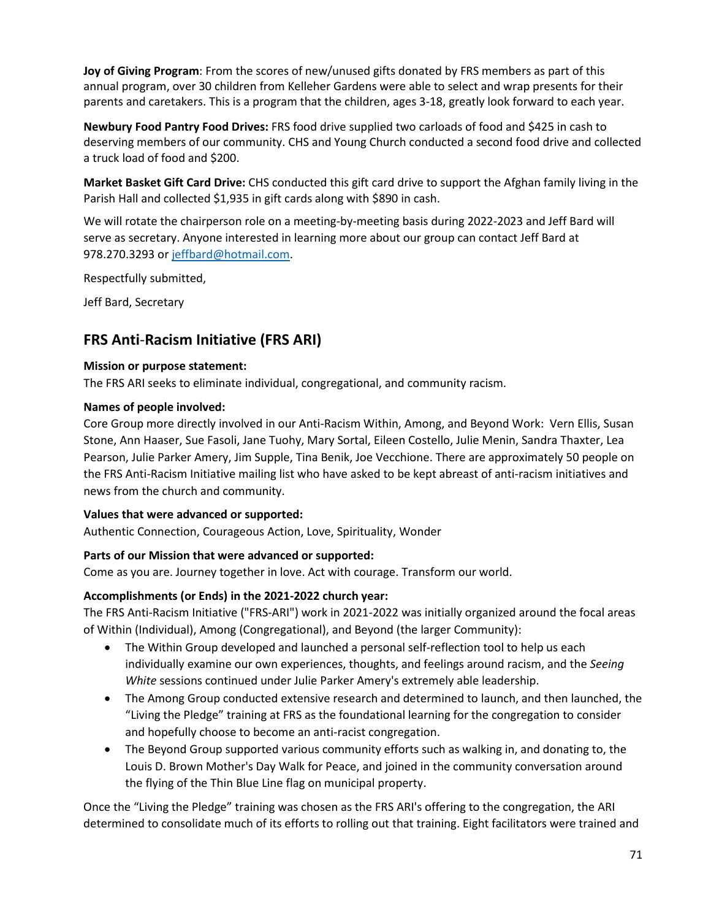**Joy of Giving Program**: From the scores of new/unused gifts donated by FRS members as part of this annual program, over 30 children from Kelleher Gardens were able to select and wrap presents for their parents and caretakers. This is a program that the children, ages 3-18, greatly look forward to each year.

**Newbury Food Pantry Food Drives:** FRS food drive supplied two carloads of food and $425 in cash to deserving members of our community. CHS and Young Church conducted a second food drive and collected a truck load of food and $200.

**Market Basket Gift Card Drive:** CHS conducted this gift card drive to support the Afghan family living in the Parish Hall and collected $1,935 in gift cards along with $890 in cash.

We will rotate the chairperson role on a meeting-by-meeting basis during 2022-2023 and Jeff Bard will serve as secretary. Anyone interested in learning more about our group can contact Jeff Bard at 978.270.3293 or jeffbard@hotmail.com.

Respectfully submitted,

Jeff Bard, Secretary

## FRS Anti-Racism Initiative (FRS ARI)

**Mission or purpose statement:**
The FRS ARI seeks to eliminate individual, congregational, and community racism.

**Names of people involved:**
Core Group more directly involved in our Anti-Racism Within, Among, and Beyond Work: Vern Ellis, Susan Stone, Ann Haaser, Sue Fasoli, Jane Tuohy, Mary Sortal, Eileen Costello, Julie Menin, Sandra Thaxter, Lea Pearson, Julie Parker Amery, Jim Supple, Tina Benik, Joe Vecchione. There are approximately 50 people on the FRS Anti-Racism Initiative mailing list who have asked to be kept abreast of anti-racism initiatives and news from the church and community.

**Values that were advanced or supported:**
Authentic Connection, Courageous Action, Love, Spirituality, Wonder

**Parts of our Mission that were advanced or supported:**
Come as you are. Journey together in love. Act with courage. Transform our world.

**Accomplishments (or Ends) in the 2021-2022 church year:**
The FRS Anti-Racism Initiative ("FRS-ARI") work in 2021-2022 was initially organized around the focal areas of Within (Individual), Among (Congregational), and Beyond (the larger Community):

- The Within Group developed and launched a personal self-reflection tool to help us each individually examine our own experiences, thoughts, and feelings around racism, and the *Seeing White* sessions continued under Julie Parker Amery's extremely able leadership.
- The Among Group conducted extensive research and determined to launch, and then launched, the "Living the Pledge" training at FRS as the foundational learning for the congregation to consider and hopefully choose to become an anti-racist congregation.
- The Beyond Group supported various community efforts such as walking in, and donating to, the Louis D. Brown Mother's Day Walk for Peace, and joined in the community conversation around the flying of the Thin Blue Line flag on municipal property.

Once the "Living the Pledge" training was chosen as the FRS ARI's offering to the congregation, the ARI determined to consolidate much of its efforts to rolling out that training. Eight facilitators were trained and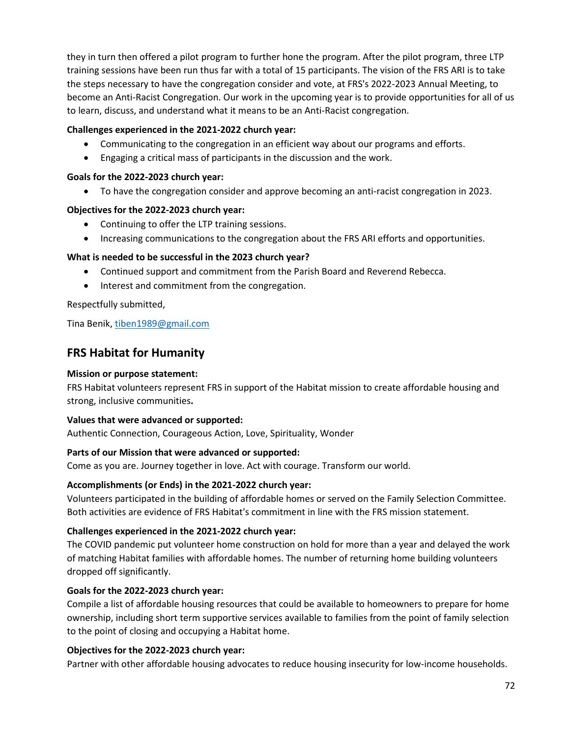they in turn then offered a pilot program to further hone the program. After the pilot program, three LTP training sessions have been run thus far with a total of 15 participants. The vision of the FRS ARI is to take the steps necessary to have the congregation consider and vote, at FRS's 2022-2023 Annual Meeting, to become an Anti-Racist Congregation. Our work in the upcoming year is to provide opportunities for all of us to learn, discuss, and understand what it means to be an Anti-Racist congregation.

**Challenges experienced in the 2021-2022 church year:**

- Communicating to the congregation in an efficient way about our programs and efforts.
- Engaging a critical mass of participants in the discussion and the work.

**Goals for the 2022-2023 church year:**

- To have the congregation consider and approve becoming an anti-racist congregation in 2023.

**Objectives for the 2022-2023 church year:**

- Continuing to offer the LTP training sessions.
- Increasing communications to the congregation about the FRS ARI efforts and opportunities.

**What is needed to be successful in the 2023 church year?**

- Continued support and commitment from the Parish Board and Reverend Rebecca.
- Interest and commitment from the congregation.

Respectfully submitted,

Tina Benik, tiben1989@gmail.com

## FRS Habitat for Humanity

**Mission or purpose statement:**
FRS Habitat volunteers represent FRS in support of the Habitat mission to create affordable housing and strong, inclusive communities**.**

**Values that were advanced or supported:**
Authentic Connection, Courageous Action, Love, Spirituality, Wonder

**Parts of our Mission that were advanced or supported:**
Come as you are. Journey together in love. Act with courage. Transform our world.

**Accomplishments (or Ends) in the 2021-2022 church year:**
Volunteers participated in the building of affordable homes or served on the Family Selection Committee. Both activities are evidence of FRS Habitat's commitment in line with the FRS mission statement.

**Challenges experienced in the 2021-2022 church year:**
The COVID pandemic put volunteer home construction on hold for more than a year and delayed the work of matching Habitat families with affordable homes. The number of returning home building volunteers dropped off significantly.

**Goals for the 2022-2023 church year:**
Compile a list of affordable housing resources that could be available to homeowners to prepare for home ownership, including short term supportive services available to families from the point of family selection to the point of closing and occupying a Habitat home.

**Objectives for the 2022-2023 church year:**
Partner with other affordable housing advocates to reduce housing insecurity for low-income households.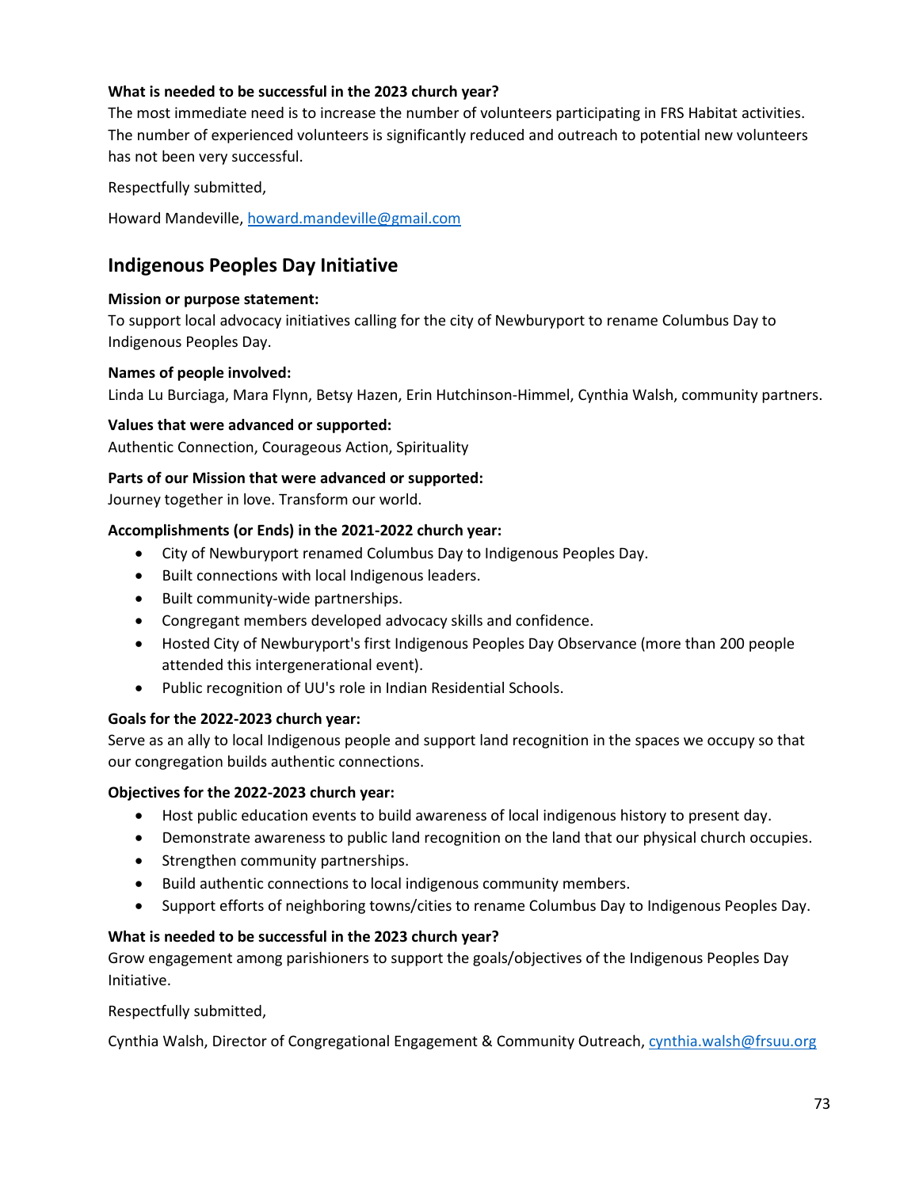**What is needed to be successful in the 2023 church year?**
The most immediate need is to increase the number of volunteers participating in FRS Habitat activities. The number of experienced volunteers is significantly reduced and outreach to potential new volunteers has not been very successful.

Respectfully submitted,

Howard Mandeville, howard.mandeville@gmail.com

## Indigenous Peoples Day Initiative

**Mission or purpose statement:**
To support local advocacy initiatives calling for the city of Newburyport to rename Columbus Day to Indigenous Peoples Day.

**Names of people involved:**
Linda Lu Burciaga, Mara Flynn, Betsy Hazen, Erin Hutchinson-Himmel, Cynthia Walsh, community partners.

**Values that were advanced or supported:**
Authentic Connection, Courageous Action, Spirituality

**Parts of our Mission that were advanced or supported:**
Journey together in love. Transform our world.

**Accomplishments (or Ends) in the 2021-2022 church year:**

- City of Newburyport renamed Columbus Day to Indigenous Peoples Day.
- Built connections with local Indigenous leaders.
- Built community-wide partnerships.
- Congregant members developed advocacy skills and confidence.
- Hosted City of Newburyport's first Indigenous Peoples Day Observance (more than 200 people attended this intergenerational event).
- Public recognition of UU's role in Indian Residential Schools.

**Goals for the 2022-2023 church year:**
Serve as an ally to local Indigenous people and support land recognition in the spaces we occupy so that our congregation builds authentic connections.

**Objectives for the 2022-2023 church year:**

- Host public education events to build awareness of local indigenous history to present day.
- Demonstrate awareness to public land recognition on the land that our physical church occupies.
- Strengthen community partnerships.
- Build authentic connections to local indigenous community members.
- Support efforts of neighboring towns/cities to rename Columbus Day to Indigenous Peoples Day.

**What is needed to be successful in the 2023 church year?**
Grow engagement among parishioners to support the goals/objectives of the Indigenous Peoples Day Initiative.

Respectfully submitted,

Cynthia Walsh, Director of Congregational Engagement & Community Outreach, cynthia.walsh@frsuu.org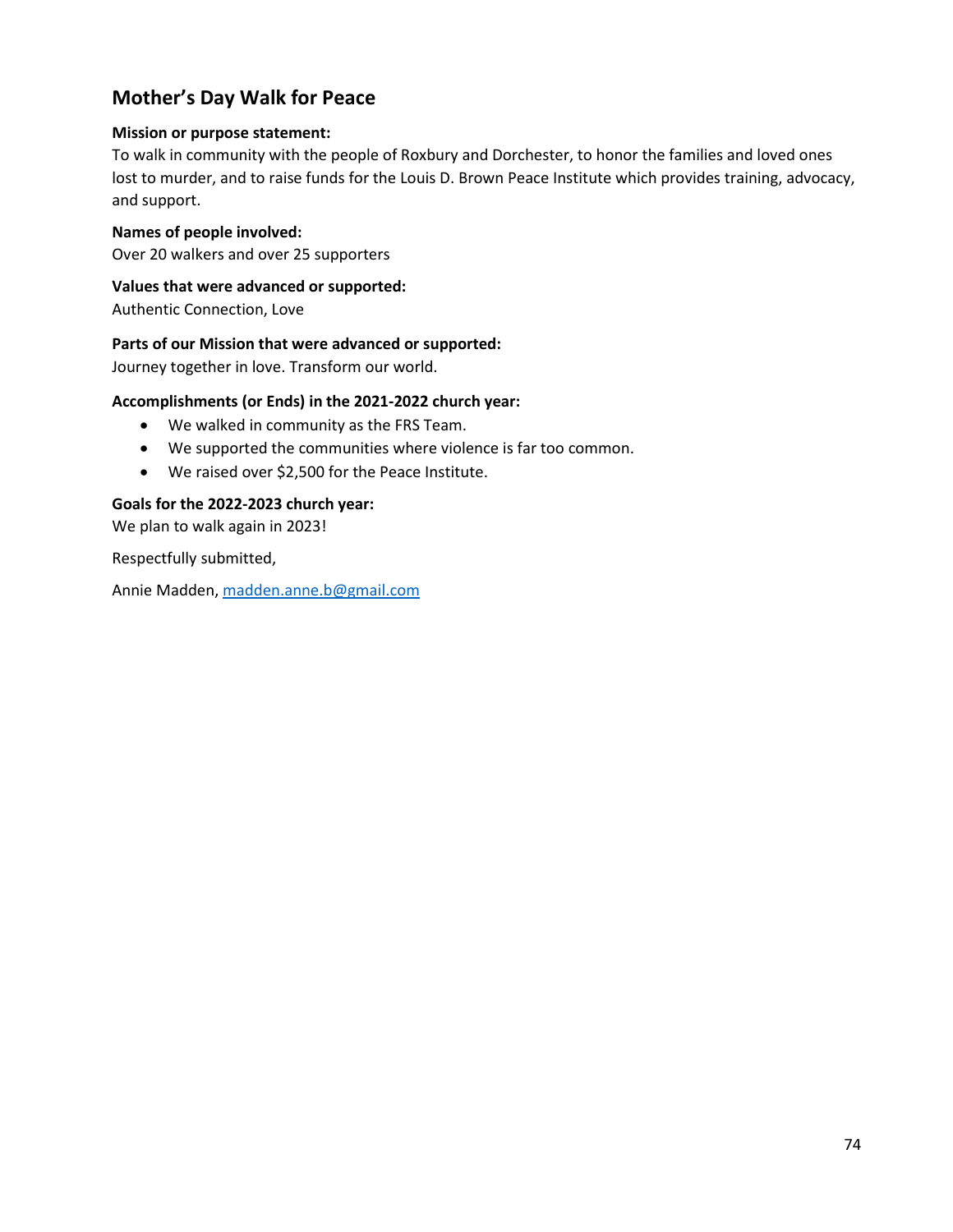## Mother's Day Walk for Peace

**Mission or purpose statement:**
To walk in community with the people of Roxbury and Dorchester, to honor the families and loved ones lost to murder, and to raise funds for the Louis D. Brown Peace Institute which provides training, advocacy, and support.

**Names of people involved:**
Over 20 walkers and over 25 supporters

**Values that were advanced or supported:**
Authentic Connection, Love

**Parts of our Mission that were advanced or supported:**
Journey together in love. Transform our world.

**Accomplishments (or Ends) in the 2021-2022 church year:**

- We walked in community as the FRS Team.
- We supported the communities where violence is far too common.
- We raised over $2,500 for the Peace Institute.

**Goals for the 2022-2023 church year:**
We plan to walk again in 2023!

Respectfully submitted,

Annie Madden, madden.anne.b@gmail.com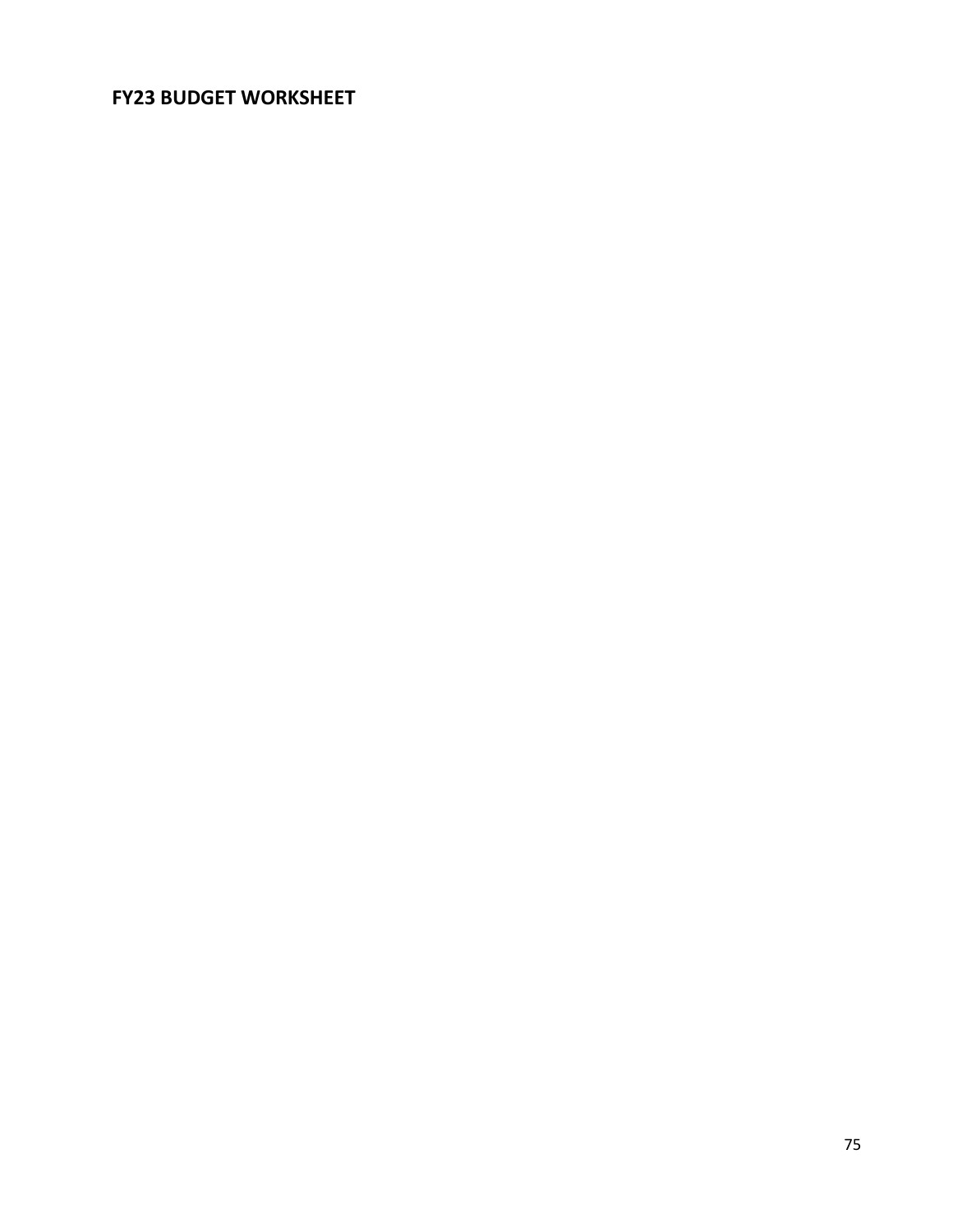## FY23 BUDGET WORKSHEET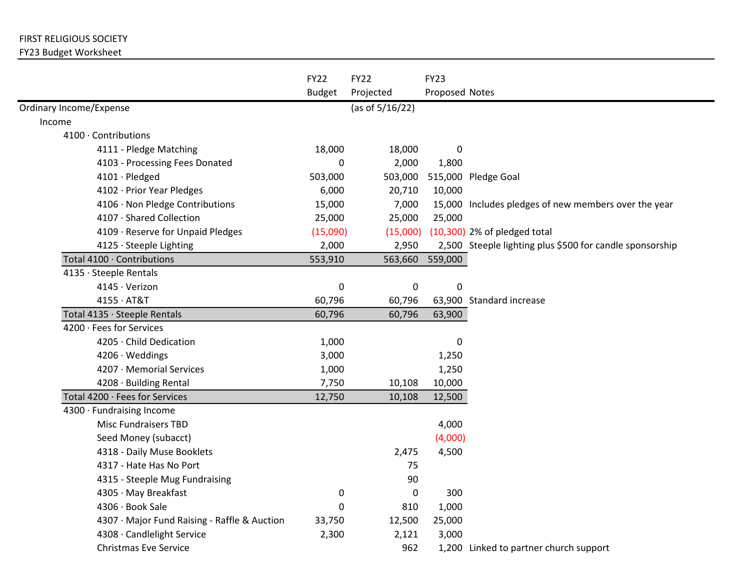FIRST RELIGIOUS SOCIETY

FY23 Budget Worksheet

| | FY22 Budget | FY22 Projected | FY23 Proposed | Notes |
|---|---|---|---|---|
| Ordinary Income/Expense | | (as of 5/16/22) | | |
| Income | | | | |
| 4100 · Contributions | | | | |
| 4111 - Pledge Matching | 18,000 | 18,000 | 0 | |
| 4103 - Processing Fees Donated | 0 | 2,000 | 1,800 | |
| 4101 · Pledged | 503,000 | 503,000 | 515,000 | Pledge Goal |
| 4102 · Prior Year Pledges | 6,000 | 20,710 | 10,000 | |
| 4106 · Non Pledge Contributions | 15,000 | 7,000 | 15,000 | Includes pledges of new members over the year |
| 4107 · Shared Collection | 25,000 | 25,000 | 25,000 | |
| 4109 · Reserve for Unpaid Pledges | (15,090) | (15,000) | (10,300) | 2% of pledged total |
| 4125 · Steeple Lighting | 2,000 | 2,950 | 2,500 | Steeple lighting plus $500 for candle sponsorship |
| Total 4100 · Contributions | 553,910 | 563,660 | 559,000 | |
| 4135 · Steeple Rentals | | | | |
| 4145 · Verizon | 0 | 0 | 0 | |
| 4155 · AT&T | 60,796 | 60,796 | 63,900 | Standard increase |
| Total 4135 · Steeple Rentals | 60,796 | 60,796 | 63,900 | |
| 4200 · Fees for Services | | | | |
| 4205 · Child Dedication | 1,000 | | 0 | |
| 4206 · Weddings | 3,000 | | 1,250 | |
| 4207 · Memorial Services | 1,000 | | 1,250 | |
| 4208 · Building Rental | 7,750 | 10,108 | 10,000 | |
| Total 4200 · Fees for Services | 12,750 | 10,108 | 12,500 | |
| 4300 · Fundraising Income | | | | |
| Misc Fundraisers TBD | | | 4,000 | |
| Seed Money (subacct) | | | (4,000) | |
| 4318 - Daily Muse Booklets | | 2,475 | 4,500 | |
| 4317 - Hate Has No Port | | 75 | | |
| 4315 - Steeple Mug Fundraising | | 90 | | |
| 4305 · May Breakfast | 0 | 0 | 300 | |
| 4306 · Book Sale | 0 | 810 | 1,000 | |
| 4307 · Major Fund Raising - Raffle & Auction | 33,750 | 12,500 | 25,000 | |
| 4308 · Candlelight Service | 2,300 | 2,121 | 3,000 | |
| Christmas Eve Service | | 962 | 1,200 | Linked to partner church support |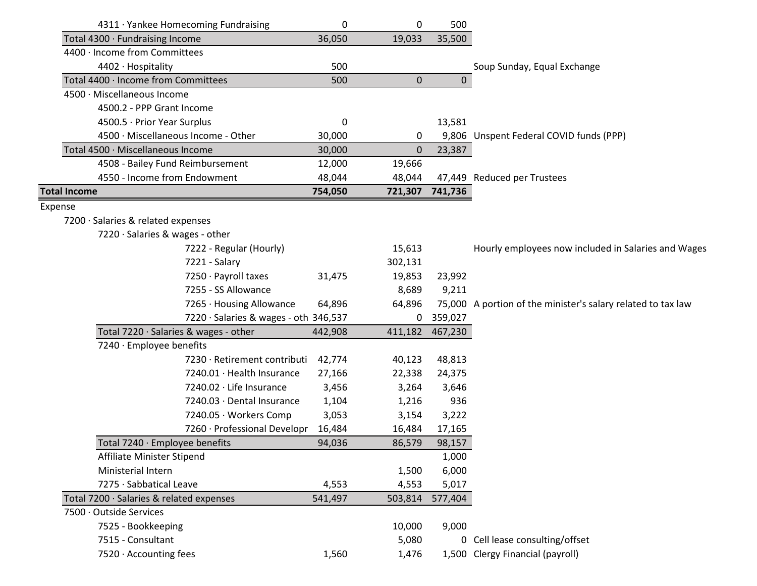| Account | | | | Notes |
|---|---|---|---|---|
| 4311 · Yankee Homecoming Fundraising | 0 | 0 | 500 | |
| **Total 4300 · Fundraising Income** | 36,050 | 19,033 | 35,500 | |
| 4400 · Income from Committees | | | | |
| 4402 · Hospitality | 500 | | | Soup Sunday, Equal Exchange |
| **Total 4400 · Income from Committees** | 500 | 0 | 0 | |
| 4500 · Miscellaneous Income | | | | |
| 4500.2 - PPP Grant Income | | | | |
| 4500.5 · Prior Year Surplus | 0 | | 13,581 | |
| 4500 · Miscellaneous Income - Other | 30,000 | 0 | 9,806 | Unspent Federal COVID funds (PPP) |
| **Total 4500 · Miscellaneous Income** | 30,000 | 0 | 23,387 | |
| 4508 - Bailey Fund Reimbursement | 12,000 | 19,666 | | |
| 4550 - Income from Endowment | 48,044 | 48,044 | 47,449 | Reduced per Trustees |
| **Total Income** | **754,050** | **721,307** | **741,736** | |
| Expense | | | | |
| 7200 · Salaries & related expenses | | | | |
| 7220 · Salaries & wages - other | | | | |
| 7222 - Regular (Hourly) | | 15,613 | | Hourly employees now included in Salaries and Wages |
| 7221 - Salary | | 302,131 | | |
| 7250 · Payroll taxes | 31,475 | 19,853 | 23,992 | |
| 7255 - SS Allowance | | 8,689 | 9,211 | |
| 7265 · Housing Allowance | 64,896 | 64,896 | 75,000 | A portion of the minister's salary related to tax law |
| 7220 · Salaries & wages - oth | 346,537 | 0 | 359,027 | |
| **Total 7220 · Salaries & wages - other** | 442,908 | 411,182 | 467,230 | |
| 7240 · Employee benefits | | | | |
| 7230 · Retirement contributi | 42,774 | 40,123 | 48,813 | |
| 7240.01 · Health Insurance | 27,166 | 22,338 | 24,375 | |
| 7240.02 · Life Insurance | 3,456 | 3,264 | 3,646 | |
| 7240.03 · Dental Insurance | 1,104 | 1,216 | 936 | |
| 7240.05 · Workers Comp | 3,053 | 3,154 | 3,222 | |
| 7260 · Professional Developr | 16,484 | 16,484 | 17,165 | |
| **Total 7240 · Employee benefits** | 94,036 | 86,579 | 98,157 | |
| Affiliate Minister Stipend | | | 1,000 | |
| Ministerial Intern | | 1,500 | 6,000 | |
| 7275 · Sabbatical Leave | 4,553 | 4,553 | 5,017 | |
| **Total 7200 · Salaries & related expenses** | 541,497 | 503,814 | 577,404 | |
| 7500 · Outside Services | | | | |
| 7525 - Bookkeeping | | 10,000 | 9,000 | |
| 7515 - Consultant | | 5,080 | 0 | Cell lease consulting/offset |
| 7520 · Accounting fees | 1,560 | 1,476 | 1,500 | Clergy Financial (payroll) |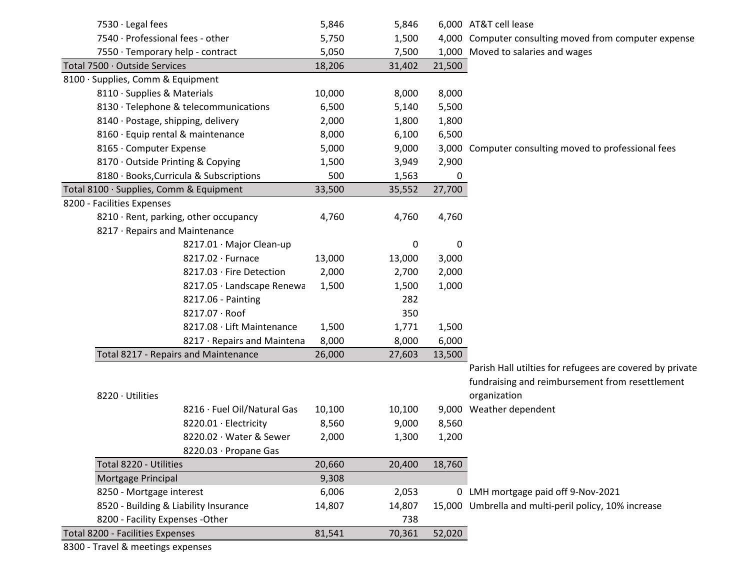| Account | | | | Notes |
|---|---|---|---|---|
| 7530 · Legal fees | 5,846 | 5,846 | 6,000 | AT&T cell lease |
| 7540 · Professional fees - other | 5,750 | 1,500 | 4,000 | Computer consulting moved from computer expense |
| 7550 · Temporary help - contract | 5,050 | 7,500 | 1,000 | Moved to salaries and wages |
| Total 7500 · Outside Services | 18,206 | 31,402 | 21,500 | |
| 8100 · Supplies, Comm & Equipment | | | | |
| 8110 · Supplies & Materials | 10,000 | 8,000 | 8,000 | |
| 8130 · Telephone & telecommunications | 6,500 | 5,140 | 5,500 | |
| 8140 · Postage, shipping, delivery | 2,000 | 1,800 | 1,800 | |
| 8160 · Equip rental & maintenance | 8,000 | 6,100 | 6,500 | |
| 8165 · Computer Expense | 5,000 | 9,000 | 3,000 | Computer consulting moved to professional fees |
| 8170 · Outside Printing & Copying | 1,500 | 3,949 | 2,900 | |
| 8180 · Books,Curricula & Subscriptions | 500 | 1,563 | 0 | |
| Total 8100 · Supplies, Comm & Equipment | 33,500 | 35,552 | 27,700 | |
| 8200 - Facilities Expenses | | | | |
| 8210 · Rent, parking, other occupancy | 4,760 | 4,760 | 4,760 | |
| 8217 · Repairs and Maintenance | | | | |
| 8217.01 · Major Clean-up | | 0 | 0 | |
| 8217.02 · Furnace | 13,000 | 13,000 | 3,000 | |
| 8217.03 · Fire Detection | 2,000 | 2,700 | 2,000 | |
| 8217.05 · Landscape Renewa | 1,500 | 1,500 | 1,000 | |
| 8217.06 - Painting | | 282 | | |
| 8217.07 · Roof | | 350 | | |
| 8217.08 · Lift Maintenance | 1,500 | 1,771 | 1,500 | |
| 8217 · Repairs and Maintena | 8,000 | 8,000 | 6,000 | |
| Total 8217 - Repairs and Maintenance | 26,000 | 27,603 | 13,500 | |
| 8220 · Utilities | | | | Parish Hall utilties for refugees are covered by private fundraising and reimbursement from resettlement organization |
| 8216 · Fuel Oil/Natural Gas | 10,100 | 10,100 | 9,000 | Weather dependent |
| 8220.01 · Electricity | 8,560 | 9,000 | 8,560 | |
| 8220.02 · Water & Sewer | 2,000 | 1,300 | 1,200 | |
| 8220.03 · Propane Gas | | | | |
| Total 8220 - Utilities | 20,660 | 20,400 | 18,760 | |
| Mortgage Principal | 9,308 | | | |
| 8250 - Mortgage interest | 6,006 | 2,053 | 0 | LMH mortgage paid off 9-Nov-2021 |
| 8520 - Building & Liability Insurance | 14,807 | 14,807 | 15,000 | Umbrella and multi-peril policy, 10% increase |
| 8200 - Facility Expenses -Other | | 738 | | |
| Total 8200 - Facilities Expenses | 81,541 | 70,361 | 52,020 | |
| 8300 - Travel & meetings expenses | | | | |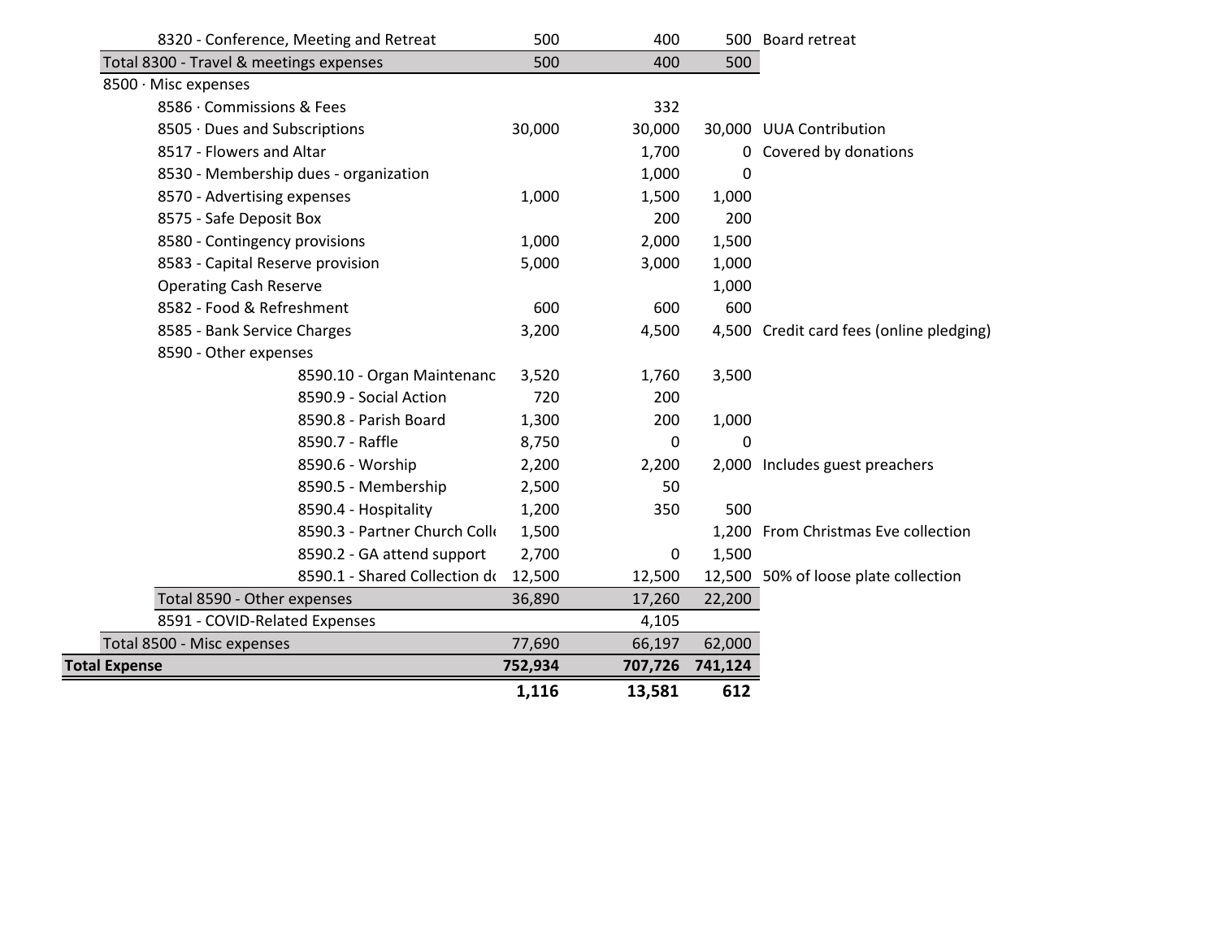| | | | | |
|---|---|---|---|---|
| 8320 - Conference, Meeting and Retreat | 500 | 400 | 500 | Board retreat |
| Total 8300 - Travel & meetings expenses | 500 | 400 | 500 | |
| 8500 · Misc expenses | | | | |
| 8586 · Commissions & Fees | | 332 | | |
| 8505 · Dues and Subscriptions | 30,000 | 30,000 | 30,000 | UUA Contribution |
| 8517 - Flowers and Altar | | 1,700 | 0 | Covered by donations |
| 8530 - Membership dues - organization | | 1,000 | 0 | |
| 8570 - Advertising expenses | 1,000 | 1,500 | 1,000 | |
| 8575 - Safe Deposit Box | | 200 | 200 | |
| 8580 - Contingency provisions | 1,000 | 2,000 | 1,500 | |
| 8583 - Capital Reserve provision | 5,000 | 3,000 | 1,000 | |
| Operating Cash Reserve | | | 1,000 | |
| 8582 - Food & Refreshment | 600 | 600 | 600 | |
| 8585 - Bank Service Charges | 3,200 | 4,500 | 4,500 | Credit card fees (online pledging) |
| 8590 - Other expenses | | | | |
| 8590.10 - Organ Maintenanc | 3,520 | 1,760 | 3,500 | |
| 8590.9 - Social Action | 720 | 200 | | |
| 8590.8 - Parish Board | 1,300 | 200 | 1,000 | |
| 8590.7 - Raffle | 8,750 | 0 | 0 | |
| 8590.6 - Worship | 2,200 | 2,200 | 2,000 | Includes guest preachers |
| 8590.5 - Membership | 2,500 | 50 | | |
| 8590.4 - Hospitality | 1,200 | 350 | 500 | |
| 8590.3 - Partner Church Coll | 1,500 | | 1,200 | From Christmas Eve collection |
| 8590.2 - GA attend support | 2,700 | 0 | 1,500 | |
| 8590.1 - Shared Collection d | 12,500 | 12,500 | 12,500 | 50% of loose plate collection |
| Total 8590 - Other expenses | 36,890 | 17,260 | 22,200 | |
| 8591 - COVID-Related Expenses | | 4,105 | | |
| Total 8500 - Misc expenses | 77,690 | 66,197 | 62,000 | |
| **Total Expense** | **752,934** | **707,726** | **741,124** | |
| | **1,116** | **13,581** | **612** | |